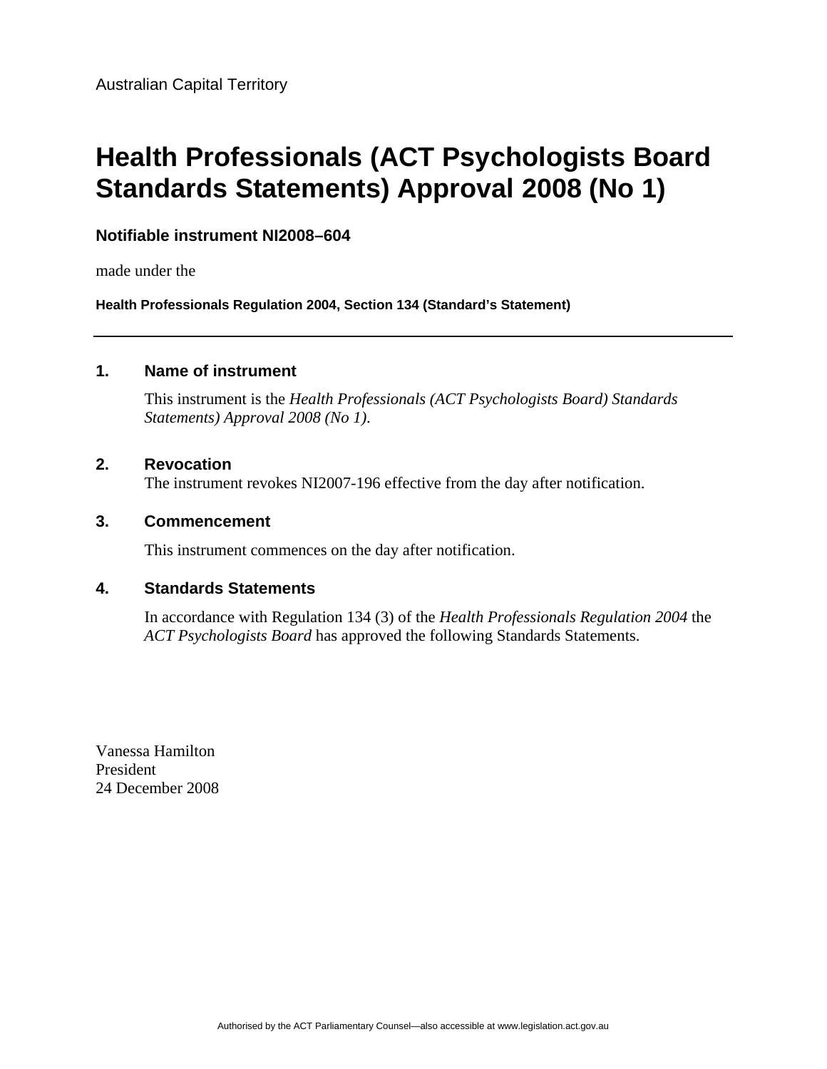Australian Capital Territory

# Health Professionals (ACT Psychologists Board Standards Statements) Approval 2008 (No 1)

**Notifiable instrument NI2008–604**

made under the

**Health Professionals Regulation 2004, Section 134 (Standard's Statement)**

---

## 1. Name of instrument

This instrument is the *Health Professionals (ACT Psychologists Board) Standards Statements) Approval 2008 (No 1).*

## 2. Revocation

The instrument revokes NI2007-196 effective from the day after notification.

## 3. Commencement

This instrument commences on the day after notification.

## 4. Standards Statements

In accordance with Regulation 134 (3) of the *Health Professionals Regulation 2004* the *ACT Psychologists Board* has approved the following Standards Statements.

Vanessa Hamilton
President
24 December 2008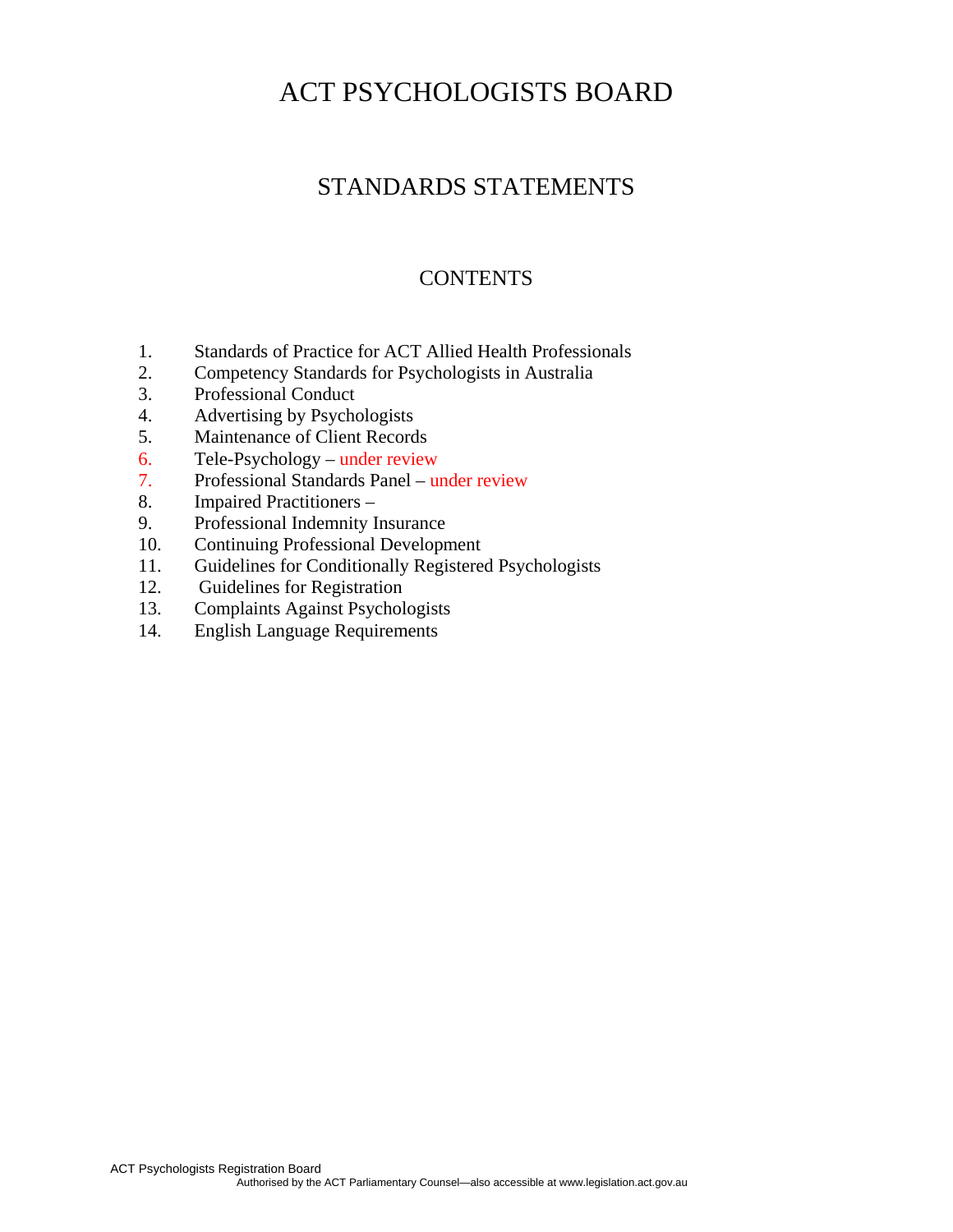# ACT PSYCHOLOGISTS BOARD

## STANDARDS STATEMENTS

### CONTENTS

1. Standards of Practice for ACT Allied Health Professionals
2. Competency Standards for Psychologists in Australia
3. Professional Conduct
4. Advertising by Psychologists
5. Maintenance of Client Records
6. Tele-Psychology – under review
7. Professional Standards Panel – under review
8. Impaired Practitioners –
9. Professional Indemnity Insurance
10. Continuing Professional Development
11. Guidelines for Conditionally Registered Psychologists
12. Guidelines for Registration
13. Complaints Against Psychologists
14. English Language Requirements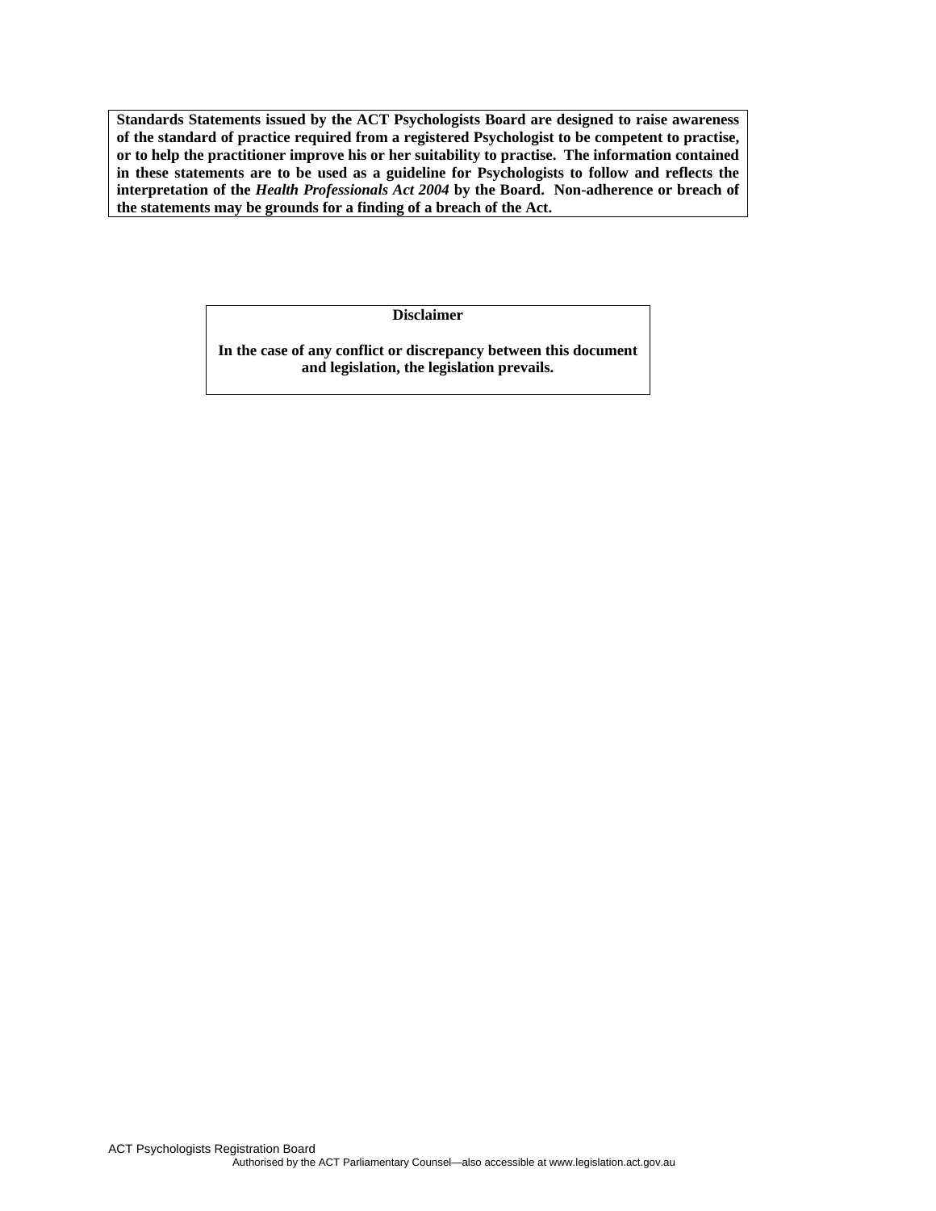**Standards Statements issued by the ACT Psychologists Board are designed to raise awareness of the standard of practice required from a registered Psychologist to be competent to practise, or to help the practitioner improve his or her suitability to practise. The information contained in these statements are to be used as a guideline for Psychologists to follow and reflects the interpretation of the *Health Professionals Act 2004* by the Board. Non-adherence or breach of the statements may be grounds for a finding of a breach of the Act.**

**Disclaimer**

**In the case of any conflict or discrepancy between this document and legislation, the legislation prevails.**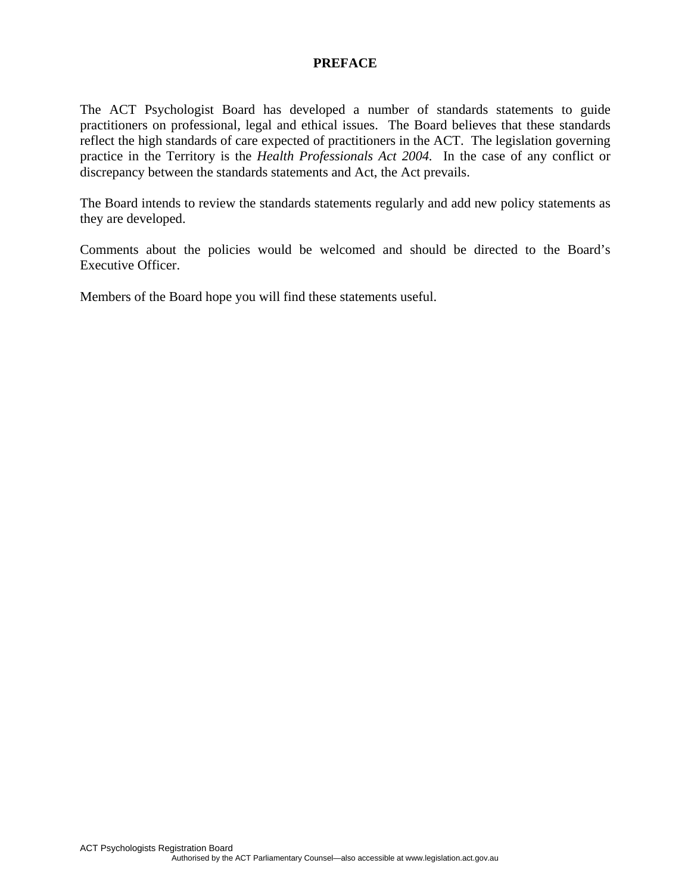# PREFACE

The ACT Psychologist Board has developed a number of standards statements to guide practitioners on professional, legal and ethical issues. The Board believes that these standards reflect the high standards of care expected of practitioners in the ACT. The legislation governing practice in the Territory is the *Health Professionals Act 2004.* In the case of any conflict or discrepancy between the standards statements and Act, the Act prevails.

The Board intends to review the standards statements regularly and add new policy statements as they are developed.

Comments about the policies would be welcomed and should be directed to the Board's Executive Officer.

Members of the Board hope you will find these statements useful.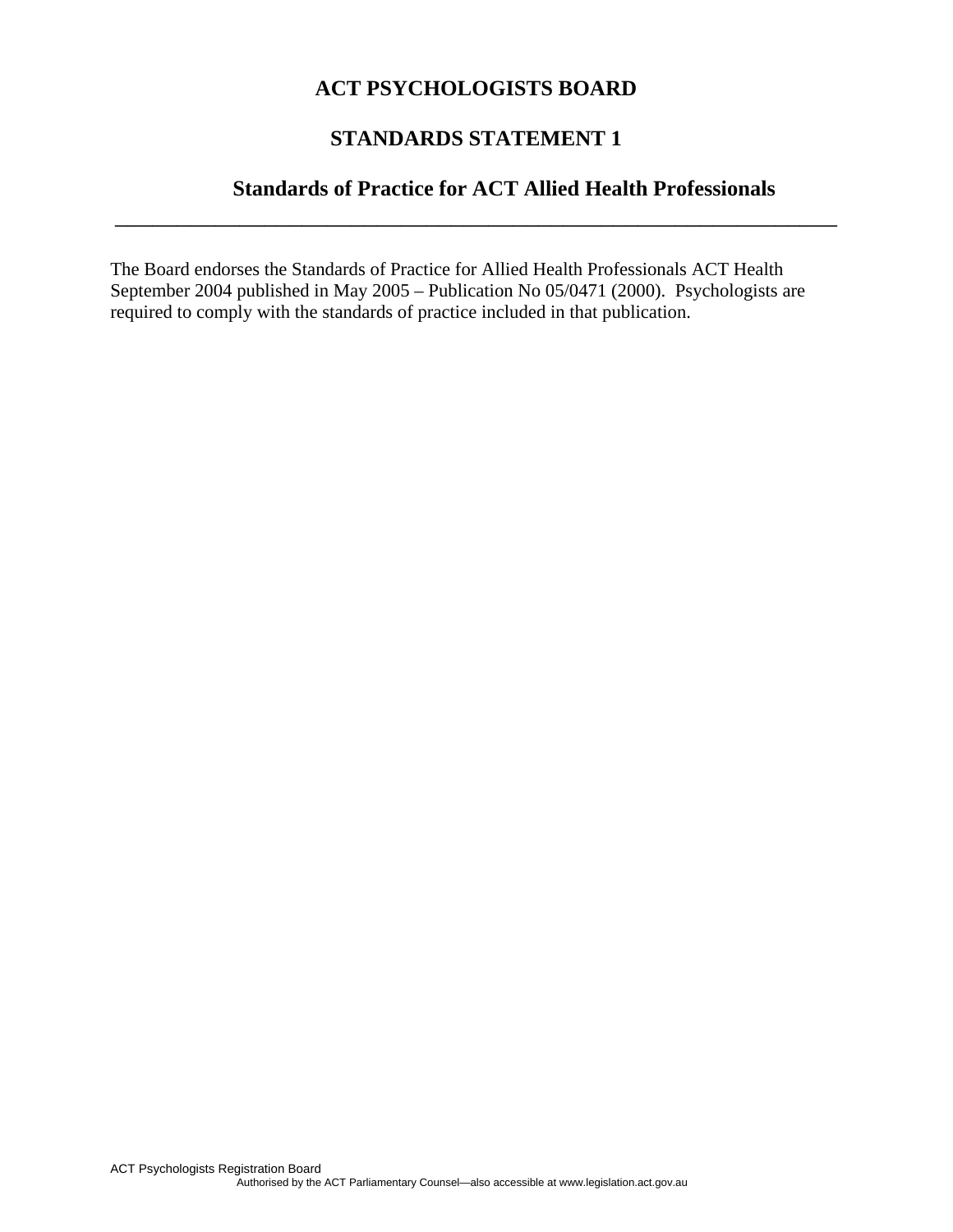# ACT PSYCHOLOGISTS BOARD

## STANDARDS STATEMENT 1

### Standards of Practice for ACT Allied Health Professionals

---

The Board endorses the Standards of Practice for Allied Health Professionals ACT Health September 2004 published in May 2005 – Publication No 05/0471 (2000). Psychologists are required to comply with the standards of practice included in that publication.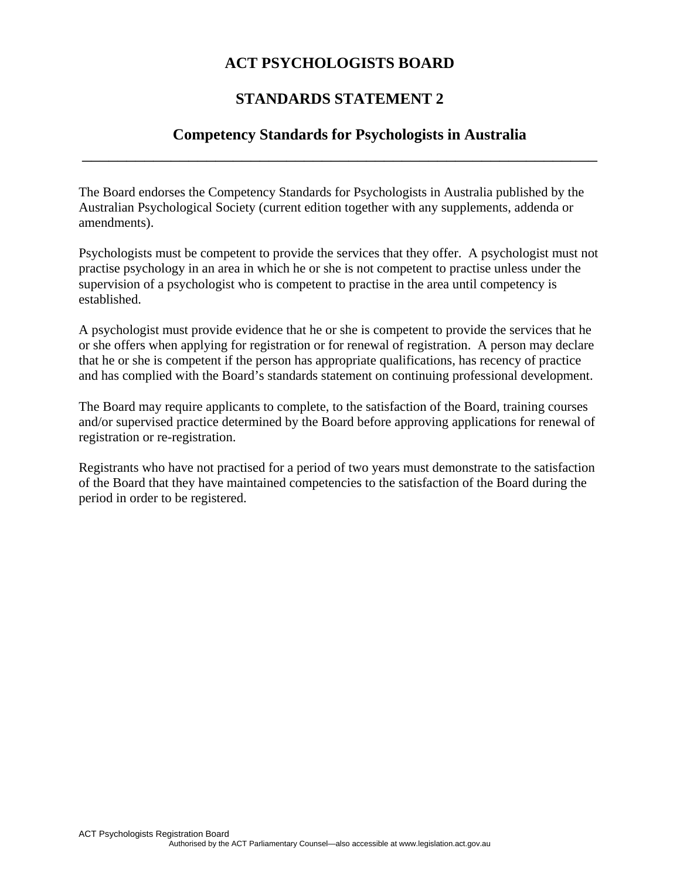# ACT PSYCHOLOGISTS BOARD

## STANDARDS STATEMENT 2

## Competency Standards for Psychologists in Australia

---

The Board endorses the Competency Standards for Psychologists in Australia published by the Australian Psychological Society (current edition together with any supplements, addenda or amendments).

Psychologists must be competent to provide the services that they offer. A psychologist must not practise psychology in an area in which he or she is not competent to practise unless under the supervision of a psychologist who is competent to practise in the area until competency is established.

A psychologist must provide evidence that he or she is competent to provide the services that he or she offers when applying for registration or for renewal of registration. A person may declare that he or she is competent if the person has appropriate qualifications, has recency of practice and has complied with the Board's standards statement on continuing professional development.

The Board may require applicants to complete, to the satisfaction of the Board, training courses and/or supervised practice determined by the Board before approving applications for renewal of registration or re-registration.

Registrants who have not practised for a period of two years must demonstrate to the satisfaction of the Board that they have maintained competencies to the satisfaction of the Board during the period in order to be registered.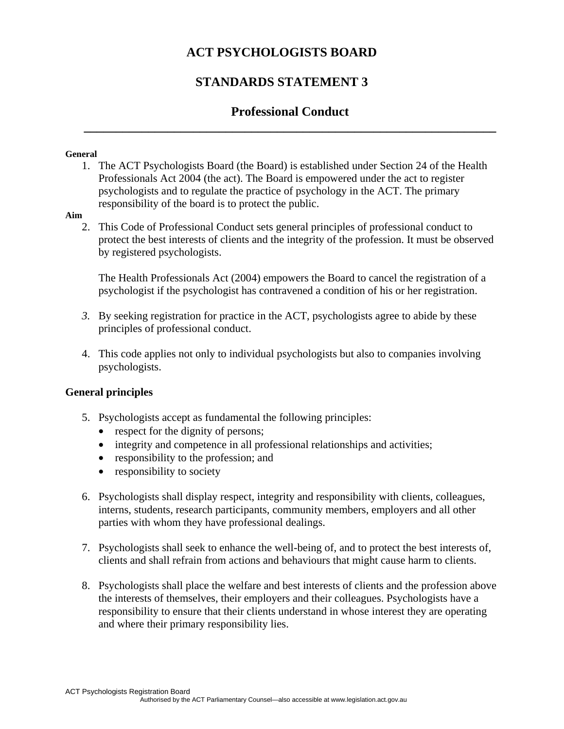# ACT PSYCHOLOGISTS BOARD

## STANDARDS STATEMENT 3

## Professional Conduct

---

**General**

1. The ACT Psychologists Board (the Board) is established under Section 24 of the Health Professionals Act 2004 (the act). The Board is empowered under the act to register psychologists and to regulate the practice of psychology in the ACT. The primary responsibility of the board is to protect the public.

**Aim**

2. This Code of Professional Conduct sets general principles of professional conduct to protect the best interests of clients and the integrity of the profession. It must be observed by registered psychologists.

   The Health Professionals Act (2004) empowers the Board to cancel the registration of a psychologist if the psychologist has contravened a condition of his or her registration.

3. By seeking registration for practice in the ACT, psychologists agree to abide by these principles of professional conduct.

4. This code applies not only to individual psychologists but also to companies involving psychologists.

**General principles**

5. Psychologists accept as fundamental the following principles:
   - respect for the dignity of persons;
   - integrity and competence in all professional relationships and activities;
   - responsibility to the profession; and
   - responsibility to society

6. Psychologists shall display respect, integrity and responsibility with clients, colleagues, interns, students, research participants, community members, employers and all other parties with whom they have professional dealings.

7. Psychologists shall seek to enhance the well-being of, and to protect the best interests of, clients and shall refrain from actions and behaviours that might cause harm to clients.

8. Psychologists shall place the welfare and best interests of clients and the profession above the interests of themselves, their employers and their colleagues. Psychologists have a responsibility to ensure that their clients understand in whose interest they are operating and where their primary responsibility lies.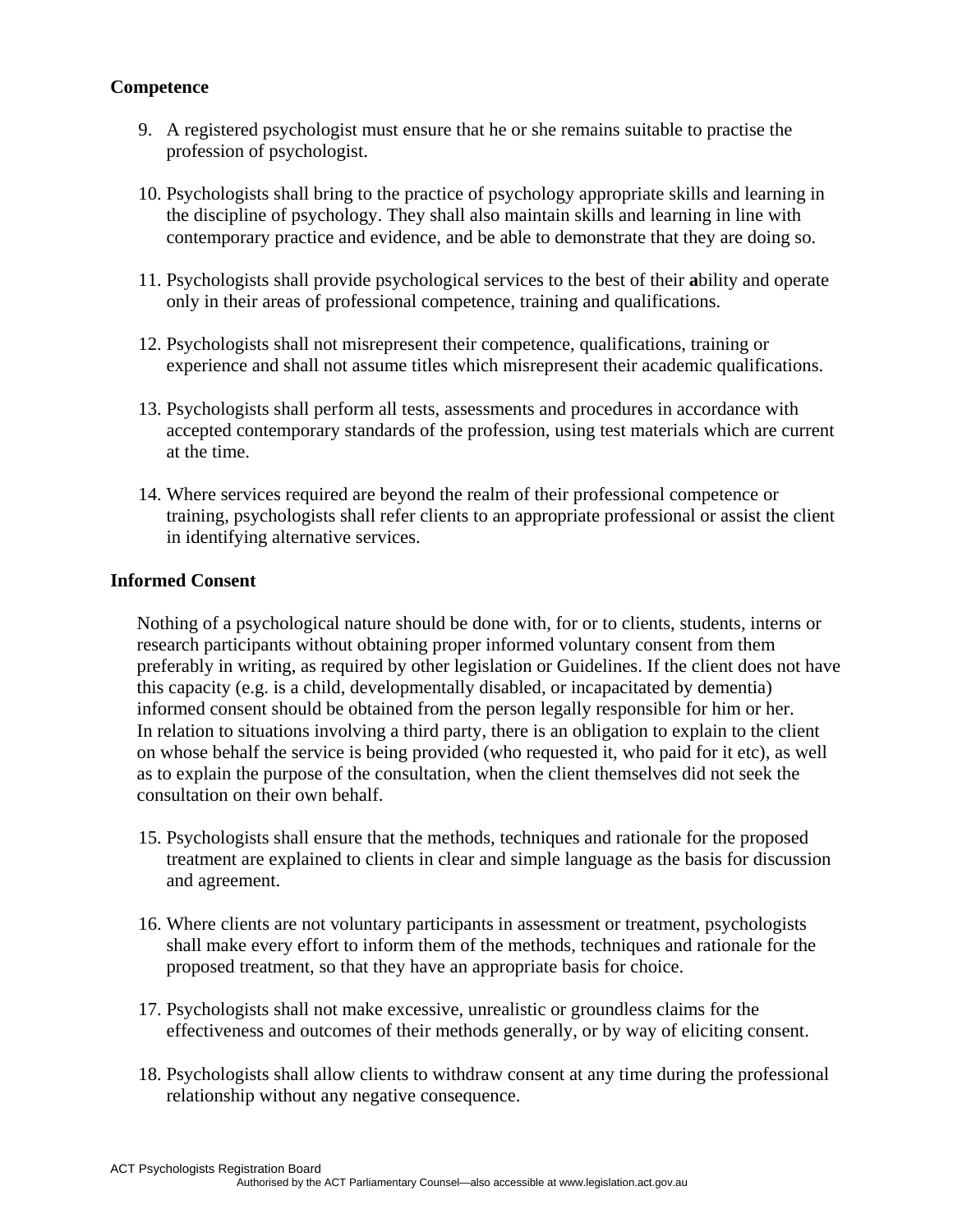**Competence**

9. A registered psychologist must ensure that he or she remains suitable to practise the profession of psychologist.

10. Psychologists shall bring to the practice of psychology appropriate skills and learning in the discipline of psychology. They shall also maintain skills and learning in line with contemporary practice and evidence, and be able to demonstrate that they are doing so.

11. Psychologists shall provide psychological services to the best of their **a**bility and operate only in their areas of professional competence, training and qualifications.

12. Psychologists shall not misrepresent their competence, qualifications, training or experience and shall not assume titles which misrepresent their academic qualifications.

13. Psychologists shall perform all tests, assessments and procedures in accordance with accepted contemporary standards of the profession, using test materials which are current at the time.

14. Where services required are beyond the realm of their professional competence or training, psychologists shall refer clients to an appropriate professional or assist the client in identifying alternative services.

**Informed Consent**

Nothing of a psychological nature should be done with, for or to clients, students, interns or research participants without obtaining proper informed voluntary consent from them preferably in writing, as required by other legislation or Guidelines. If the client does not have this capacity (e.g. is a child, developmentally disabled, or incapacitated by dementia) informed consent should be obtained from the person legally responsible for him or her. In relation to situations involving a third party, there is an obligation to explain to the client on whose behalf the service is being provided (who requested it, who paid for it etc), as well as to explain the purpose of the consultation, when the client themselves did not seek the consultation on their own behalf.

15. Psychologists shall ensure that the methods, techniques and rationale for the proposed treatment are explained to clients in clear and simple language as the basis for discussion and agreement.

16. Where clients are not voluntary participants in assessment or treatment, psychologists shall make every effort to inform them of the methods, techniques and rationale for the proposed treatment, so that they have an appropriate basis for choice.

17. Psychologists shall not make excessive, unrealistic or groundless claims for the effectiveness and outcomes of their methods generally, or by way of eliciting consent.

18. Psychologists shall allow clients to withdraw consent at any time during the professional relationship without any negative consequence.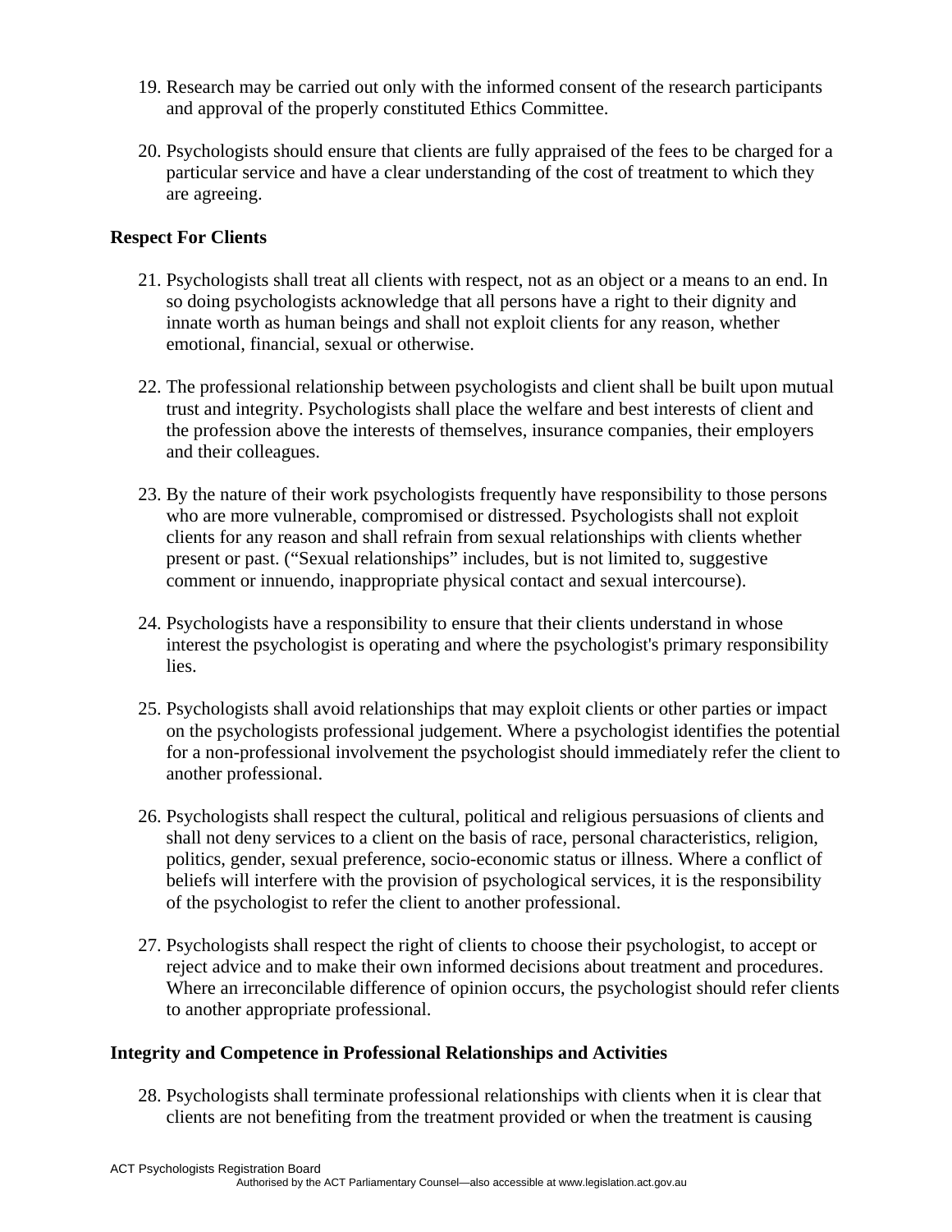19. Research may be carried out only with the informed consent of the research participants and approval of the properly constituted Ethics Committee.

20. Psychologists should ensure that clients are fully appraised of the fees to be charged for a particular service and have a clear understanding of the cost of treatment to which they are agreeing.

**Respect For Clients**

21. Psychologists shall treat all clients with respect, not as an object or a means to an end. In so doing psychologists acknowledge that all persons have a right to their dignity and innate worth as human beings and shall not exploit clients for any reason, whether emotional, financial, sexual or otherwise.

22. The professional relationship between psychologists and client shall be built upon mutual trust and integrity. Psychologists shall place the welfare and best interests of client and the profession above the interests of themselves, insurance companies, their employers and their colleagues.

23. By the nature of their work psychologists frequently have responsibility to those persons who are more vulnerable, compromised or distressed. Psychologists shall not exploit clients for any reason and shall refrain from sexual relationships with clients whether present or past. ("Sexual relationships" includes, but is not limited to, suggestive comment or innuendo, inappropriate physical contact and sexual intercourse).

24. Psychologists have a responsibility to ensure that their clients understand in whose interest the psychologist is operating and where the psychologist's primary responsibility lies.

25. Psychologists shall avoid relationships that may exploit clients or other parties or impact on the psychologists professional judgement. Where a psychologist identifies the potential for a non-professional involvement the psychologist should immediately refer the client to another professional.

26. Psychologists shall respect the cultural, political and religious persuasions of clients and shall not deny services to a client on the basis of race, personal characteristics, religion, politics, gender, sexual preference, socio-economic status or illness. Where a conflict of beliefs will interfere with the provision of psychological services, it is the responsibility of the psychologist to refer the client to another professional.

27. Psychologists shall respect the right of clients to choose their psychologist, to accept or reject advice and to make their own informed decisions about treatment and procedures. Where an irreconcilable difference of opinion occurs, the psychologist should refer clients to another appropriate professional.

**Integrity and Competence in Professional Relationships and Activities**

28. Psychologists shall terminate professional relationships with clients when it is clear that clients are not benefiting from the treatment provided or when the treatment is causing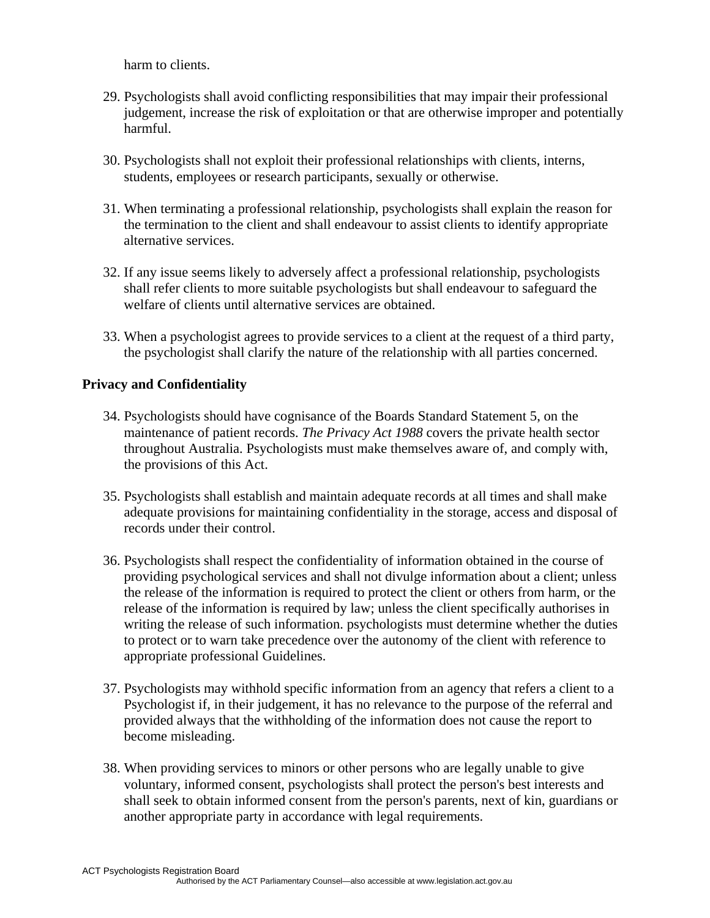harm to clients.

29. Psychologists shall avoid conflicting responsibilities that may impair their professional judgement, increase the risk of exploitation or that are otherwise improper and potentially harmful.

30. Psychologists shall not exploit their professional relationships with clients, interns, students, employees or research participants, sexually or otherwise.

31. When terminating a professional relationship, psychologists shall explain the reason for the termination to the client and shall endeavour to assist clients to identify appropriate alternative services.

32. If any issue seems likely to adversely affect a professional relationship, psychologists shall refer clients to more suitable psychologists but shall endeavour to safeguard the welfare of clients until alternative services are obtained.

33. When a psychologist agrees to provide services to a client at the request of a third party, the psychologist shall clarify the nature of the relationship with all parties concerned.

**Privacy and Confidentiality**

34. Psychologists should have cognisance of the Boards Standard Statement 5, on the maintenance of patient records. *The Privacy Act 1988* covers the private health sector throughout Australia. Psychologists must make themselves aware of, and comply with, the provisions of this Act.

35. Psychologists shall establish and maintain adequate records at all times and shall make adequate provisions for maintaining confidentiality in the storage, access and disposal of records under their control.

36. Psychologists shall respect the confidentiality of information obtained in the course of providing psychological services and shall not divulge information about a client; unless the release of the information is required to protect the client or others from harm, or the release of the information is required by law; unless the client specifically authorises in writing the release of such information. psychologists must determine whether the duties to protect or to warn take precedence over the autonomy of the client with reference to appropriate professional Guidelines.

37. Psychologists may withhold specific information from an agency that refers a client to a Psychologist if, in their judgement, it has no relevance to the purpose of the referral and provided always that the withholding of the information does not cause the report to become misleading.

38. When providing services to minors or other persons who are legally unable to give voluntary, informed consent, psychologists shall protect the person's best interests and shall seek to obtain informed consent from the person's parents, next of kin, guardians or another appropriate party in accordance with legal requirements.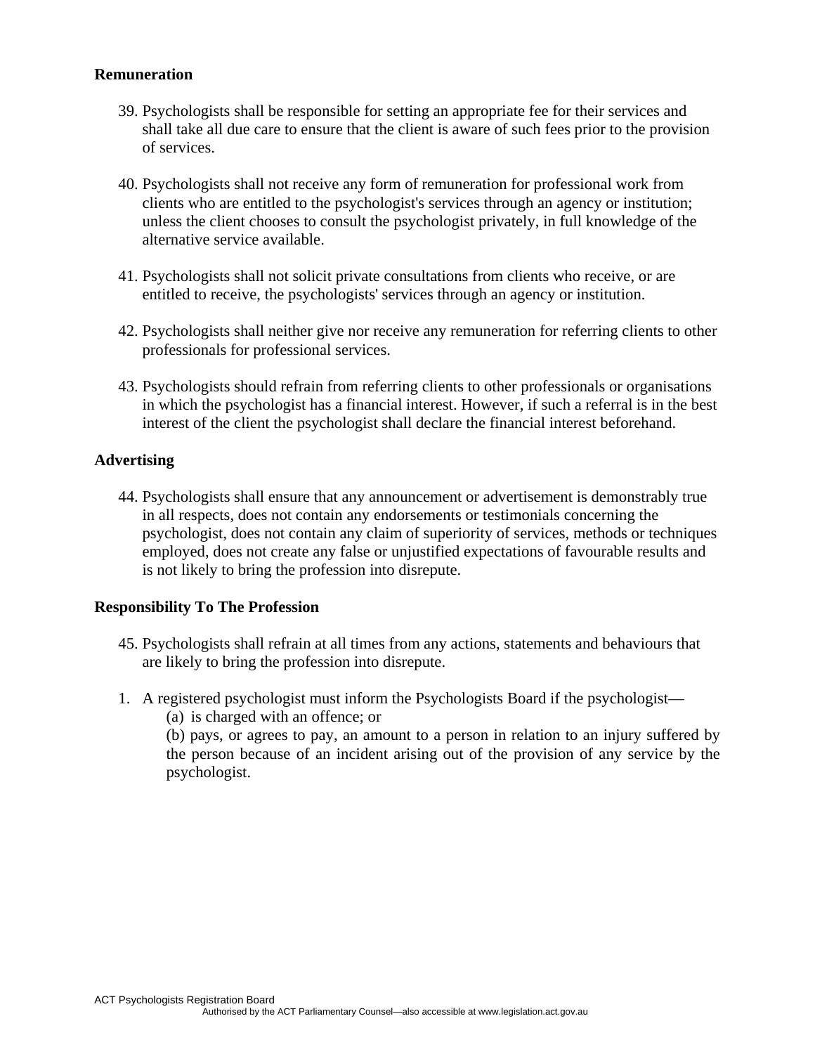**Remuneration**

39. Psychologists shall be responsible for setting an appropriate fee for their services and shall take all due care to ensure that the client is aware of such fees prior to the provision of services.

40. Psychologists shall not receive any form of remuneration for professional work from clients who are entitled to the psychologist's services through an agency or institution; unless the client chooses to consult the psychologist privately, in full knowledge of the alternative service available.

41. Psychologists shall not solicit private consultations from clients who receive, or are entitled to receive, the psychologists' services through an agency or institution.

42. Psychologists shall neither give nor receive any remuneration for referring clients to other professionals for professional services.

43. Psychologists should refrain from referring clients to other professionals or organisations in which the psychologist has a financial interest. However, if such a referral is in the best interest of the client the psychologist shall declare the financial interest beforehand.

**Advertising**

44. Psychologists shall ensure that any announcement or advertisement is demonstrably true in all respects, does not contain any endorsements or testimonials concerning the psychologist, does not contain any claim of superiority of services, methods or techniques employed, does not create any false or unjustified expectations of favourable results and is not likely to bring the profession into disrepute.

**Responsibility To The Profession**

45. Psychologists shall refrain at all times from any actions, statements and behaviours that are likely to bring the profession into disrepute.

1. A registered psychologist must inform the Psychologists Board if the psychologist—
   (a) is charged with an offence; or
   (b) pays, or agrees to pay, an amount to a person in relation to an injury suffered by the person because of an incident arising out of the provision of any service by the psychologist.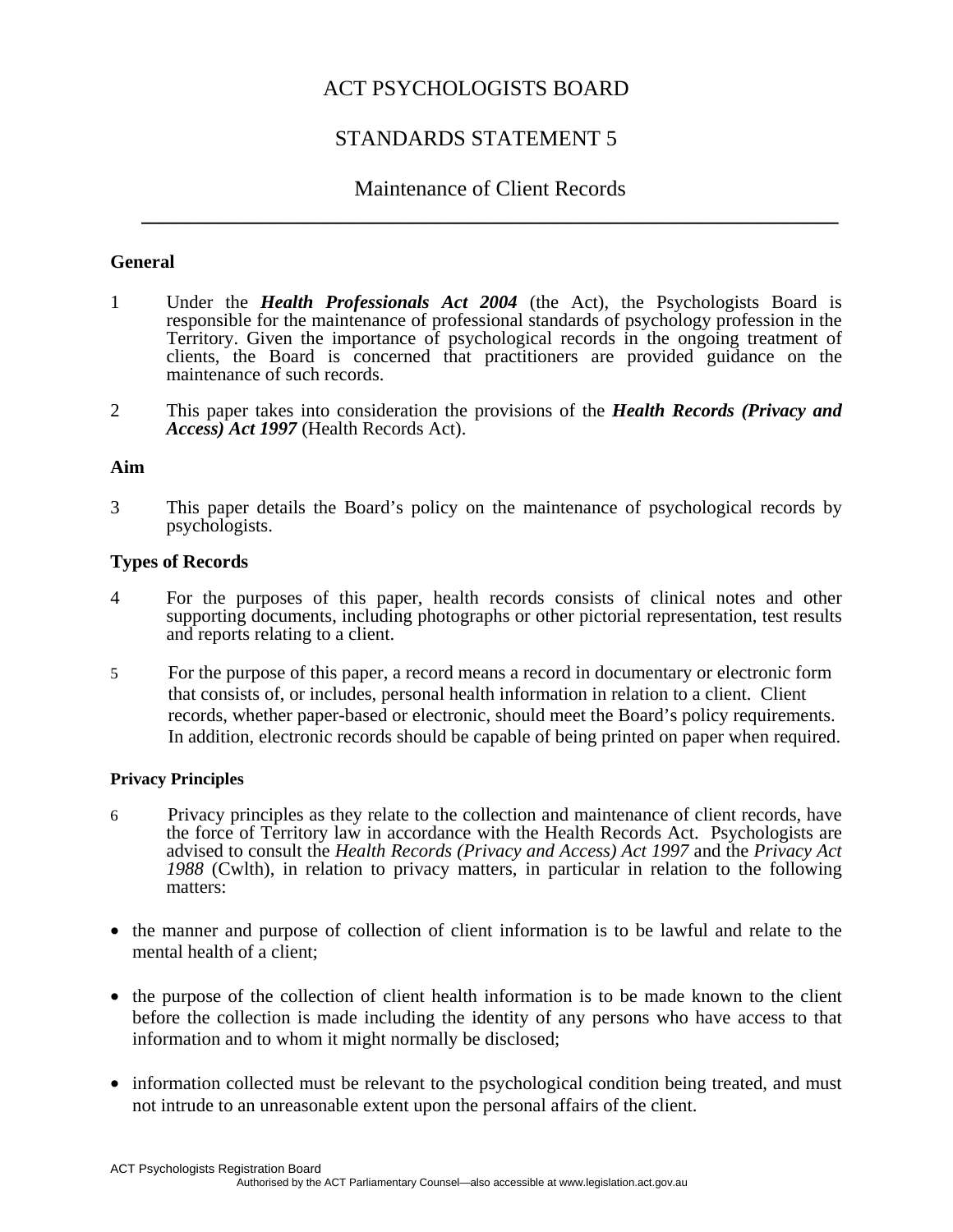# ACT PSYCHOLOGISTS BOARD

## STANDARDS STATEMENT 5

## Maintenance of Client Records

---

### General

1 Under the ***Health Professionals Act 2004*** (the Act), the Psychologists Board is responsible for the maintenance of professional standards of psychology profession in the Territory. Given the importance of psychological records in the ongoing treatment of clients, the Board is concerned that practitioners are provided guidance on the maintenance of such records.

2 This paper takes into consideration the provisions of the ***Health Records (Privacy and Access) Act 1997*** (Health Records Act).

### Aim

3 This paper details the Board's policy on the maintenance of psychological records by psychologists.

### Types of Records

4 For the purposes of this paper, health records consists of clinical notes and other supporting documents, including photographs or other pictorial representation, test results and reports relating to a client.

5 For the purpose of this paper, a record means a record in documentary or electronic form that consists of, or includes, personal health information in relation to a client. Client records, whether paper-based or electronic, should meet the Board's policy requirements. In addition, electronic records should be capable of being printed on paper when required.

### Privacy Principles

6 Privacy principles as they relate to the collection and maintenance of client records, have the force of Territory law in accordance with the Health Records Act. Psychologists are advised to consult the *Health Records (Privacy and Access) Act 1997* and the *Privacy Act 1988* (Cwlth), in relation to privacy matters, in particular in relation to the following matters:

- the manner and purpose of collection of client information is to be lawful and relate to the mental health of a client;
- the purpose of the collection of client health information is to be made known to the client before the collection is made including the identity of any persons who have access to that information and to whom it might normally be disclosed;
- information collected must be relevant to the psychological condition being treated, and must not intrude to an unreasonable extent upon the personal affairs of the client.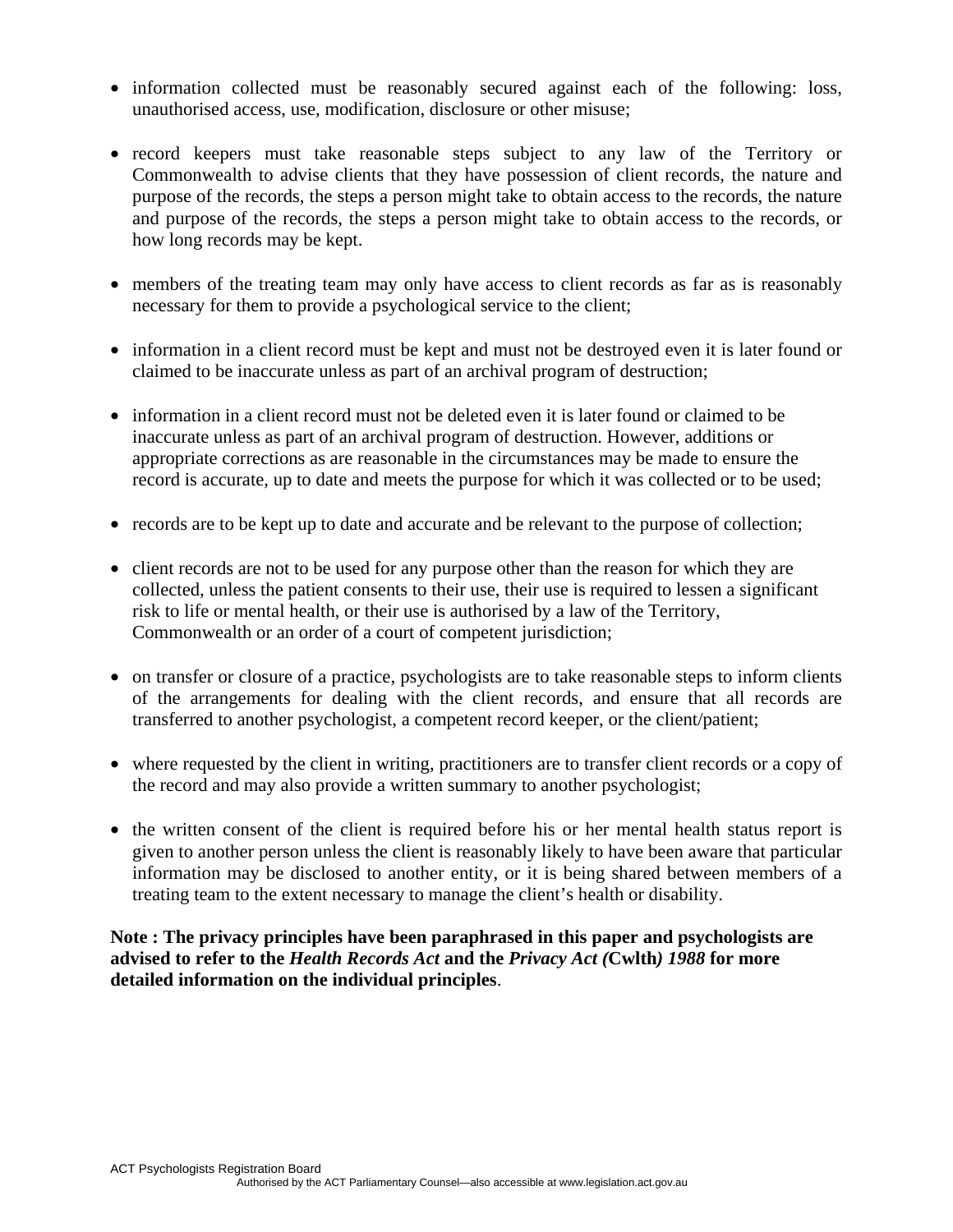- information collected must be reasonably secured against each of the following: loss, unauthorised access, use, modification, disclosure or other misuse;

- record keepers must take reasonable steps subject to any law of the Territory or Commonwealth to advise clients that they have possession of client records, the nature and purpose of the records, the steps a person might take to obtain access to the records, the nature and purpose of the records, the steps a person might take to obtain access to the records, or how long records may be kept.

- members of the treating team may only have access to client records as far as is reasonably necessary for them to provide a psychological service to the client;

- information in a client record must be kept and must not be destroyed even it is later found or claimed to be inaccurate unless as part of an archival program of destruction;

- information in a client record must not be deleted even it is later found or claimed to be inaccurate unless as part of an archival program of destruction. However, additions or appropriate corrections as are reasonable in the circumstances may be made to ensure the record is accurate, up to date and meets the purpose for which it was collected or to be used;

- records are to be kept up to date and accurate and be relevant to the purpose of collection;

- client records are not to be used for any purpose other than the reason for which they are collected, unless the patient consents to their use, their use is required to lessen a significant risk to life or mental health, or their use is authorised by a law of the Territory, Commonwealth or an order of a court of competent jurisdiction;

- on transfer or closure of a practice, psychologists are to take reasonable steps to inform clients of the arrangements for dealing with the client records, and ensure that all records are transferred to another psychologist, a competent record keeper, or the client/patient;

- where requested by the client in writing, practitioners are to transfer client records or a copy of the record and may also provide a written summary to another psychologist;

- the written consent of the client is required before his or her mental health status report is given to another person unless the client is reasonably likely to have been aware that particular information may be disclosed to another entity, or it is being shared between members of a treating team to the extent necessary to manage the client's health or disability.

**Note : The privacy principles have been paraphrased in this paper and psychologists are advised to refer to the *Health Records Act* and the *Privacy Act (*Cwlth*) 1988* for more detailed information on the individual principles**.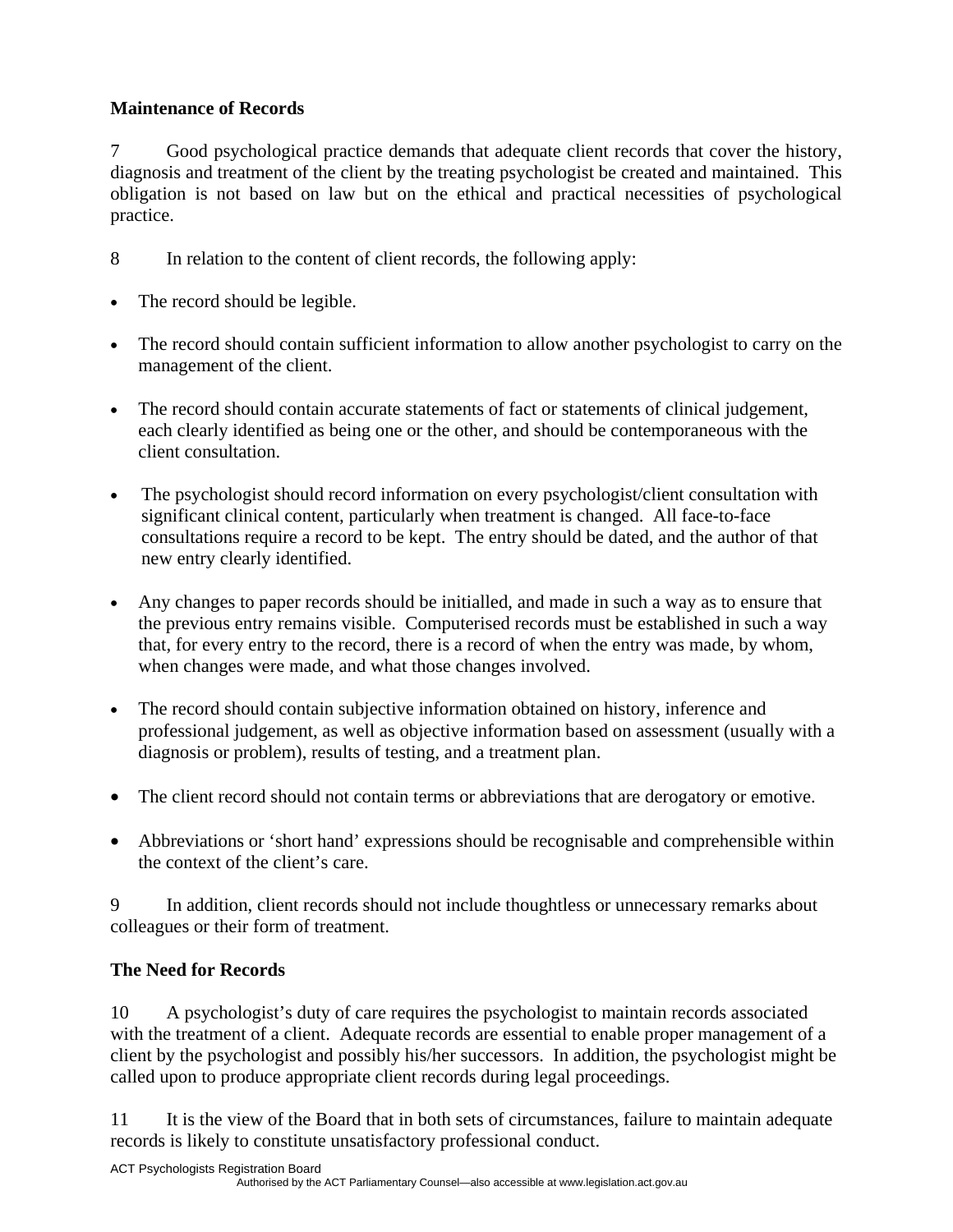**Maintenance of Records**

7 Good psychological practice demands that adequate client records that cover the history, diagnosis and treatment of the client by the treating psychologist be created and maintained. This obligation is not based on law but on the ethical and practical necessities of psychological practice.

8 In relation to the content of client records, the following apply:

- The record should be legible.
- The record should contain sufficient information to allow another psychologist to carry on the management of the client.
- The record should contain accurate statements of fact or statements of clinical judgement, each clearly identified as being one or the other, and should be contemporaneous with the client consultation.
- The psychologist should record information on every psychologist/client consultation with significant clinical content, particularly when treatment is changed. All face-to-face consultations require a record to be kept. The entry should be dated, and the author of that new entry clearly identified.
- Any changes to paper records should be initialled, and made in such a way as to ensure that the previous entry remains visible. Computerised records must be established in such a way that, for every entry to the record, there is a record of when the entry was made, by whom, when changes were made, and what those changes involved.
- The record should contain subjective information obtained on history, inference and professional judgement, as well as objective information based on assessment (usually with a diagnosis or problem), results of testing, and a treatment plan.
- The client record should not contain terms or abbreviations that are derogatory or emotive.
- Abbreviations or 'short hand' expressions should be recognisable and comprehensible within the context of the client's care.

9 In addition, client records should not include thoughtless or unnecessary remarks about colleagues or their form of treatment.

**The Need for Records**

10 A psychologist's duty of care requires the psychologist to maintain records associated with the treatment of a client. Adequate records are essential to enable proper management of a client by the psychologist and possibly his/her successors. In addition, the psychologist might be called upon to produce appropriate client records during legal proceedings.

11 It is the view of the Board that in both sets of circumstances, failure to maintain adequate records is likely to constitute unsatisfactory professional conduct.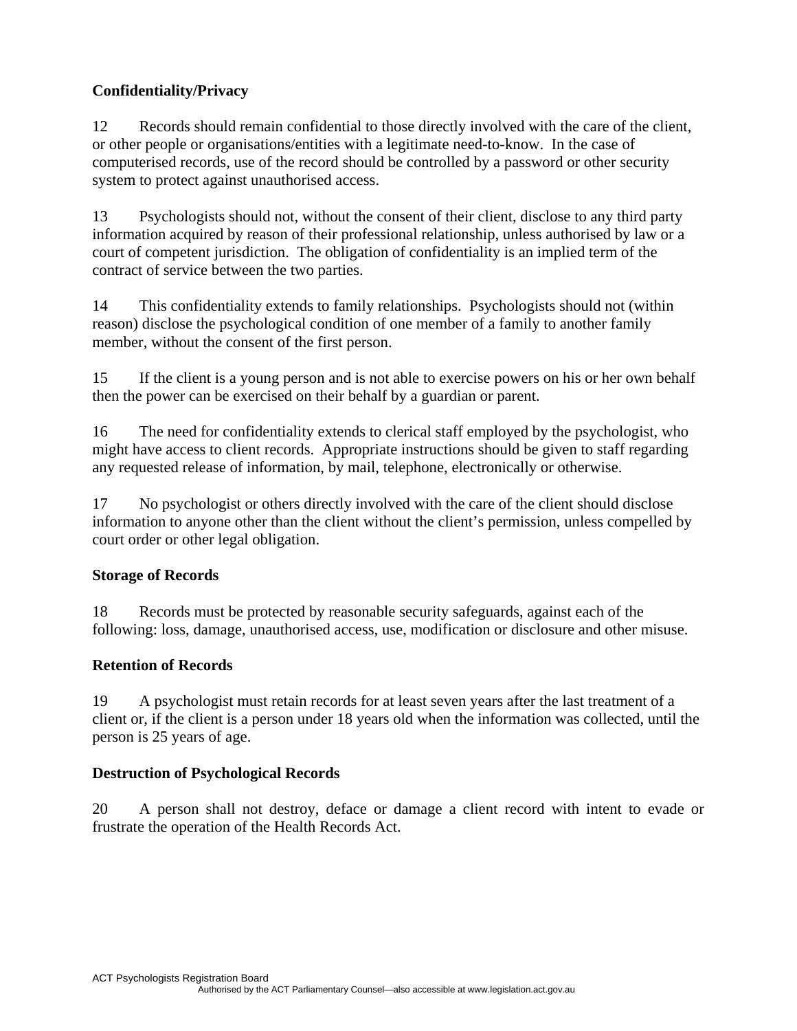**Confidentiality/Privacy**

12 Records should remain confidential to those directly involved with the care of the client, or other people or organisations/entities with a legitimate need-to-know. In the case of computerised records, use of the record should be controlled by a password or other security system to protect against unauthorised access.

13 Psychologists should not, without the consent of their client, disclose to any third party information acquired by reason of their professional relationship, unless authorised by law or a court of competent jurisdiction. The obligation of confidentiality is an implied term of the contract of service between the two parties.

14 This confidentiality extends to family relationships. Psychologists should not (within reason) disclose the psychological condition of one member of a family to another family member, without the consent of the first person.

15 If the client is a young person and is not able to exercise powers on his or her own behalf then the power can be exercised on their behalf by a guardian or parent.

16 The need for confidentiality extends to clerical staff employed by the psychologist, who might have access to client records. Appropriate instructions should be given to staff regarding any requested release of information, by mail, telephone, electronically or otherwise.

17 No psychologist or others directly involved with the care of the client should disclose information to anyone other than the client without the client's permission, unless compelled by court order or other legal obligation.

**Storage of Records**

18 Records must be protected by reasonable security safeguards, against each of the following: loss, damage, unauthorised access, use, modification or disclosure and other misuse.

**Retention of Records**

19 A psychologist must retain records for at least seven years after the last treatment of a client or, if the client is a person under 18 years old when the information was collected, until the person is 25 years of age.

**Destruction of Psychological Records**

20 A person shall not destroy, deface or damage a client record with intent to evade or frustrate the operation of the Health Records Act.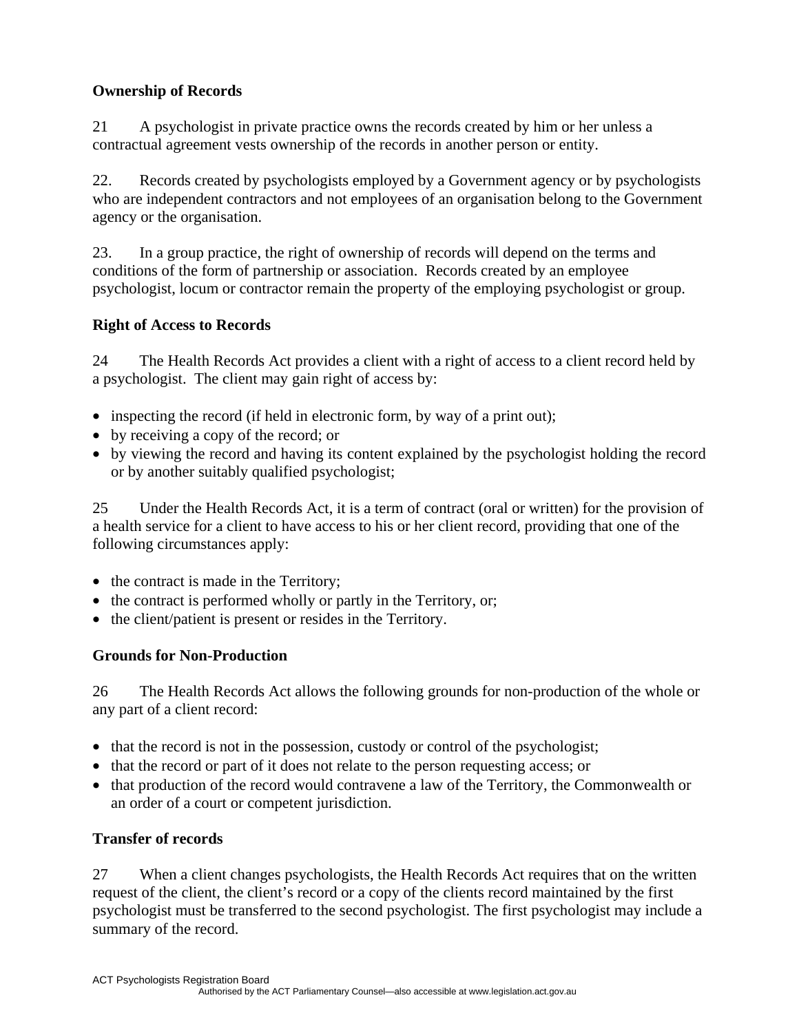**Ownership of Records**

21 A psychologist in private practice owns the records created by him or her unless a contractual agreement vests ownership of the records in another person or entity.

22. Records created by psychologists employed by a Government agency or by psychologists who are independent contractors and not employees of an organisation belong to the Government agency or the organisation.

23. In a group practice, the right of ownership of records will depend on the terms and conditions of the form of partnership or association. Records created by an employee psychologist, locum or contractor remain the property of the employing psychologist or group.

**Right of Access to Records**

24 The Health Records Act provides a client with a right of access to a client record held by a psychologist. The client may gain right of access by:

- inspecting the record (if held in electronic form, by way of a print out);
- by receiving a copy of the record; or
- by viewing the record and having its content explained by the psychologist holding the record or by another suitably qualified psychologist;

25 Under the Health Records Act, it is a term of contract (oral or written) for the provision of a health service for a client to have access to his or her client record, providing that one of the following circumstances apply:

- the contract is made in the Territory;
- the contract is performed wholly or partly in the Territory, or;
- the client/patient is present or resides in the Territory.

**Grounds for Non-Production**

26 The Health Records Act allows the following grounds for non-production of the whole or any part of a client record:

- that the record is not in the possession, custody or control of the psychologist;
- that the record or part of it does not relate to the person requesting access; or
- that production of the record would contravene a law of the Territory, the Commonwealth or an order of a court or competent jurisdiction.

**Transfer of records**

27 When a client changes psychologists, the Health Records Act requires that on the written request of the client, the client's record or a copy of the clients record maintained by the first psychologist must be transferred to the second psychologist. The first psychologist may include a summary of the record.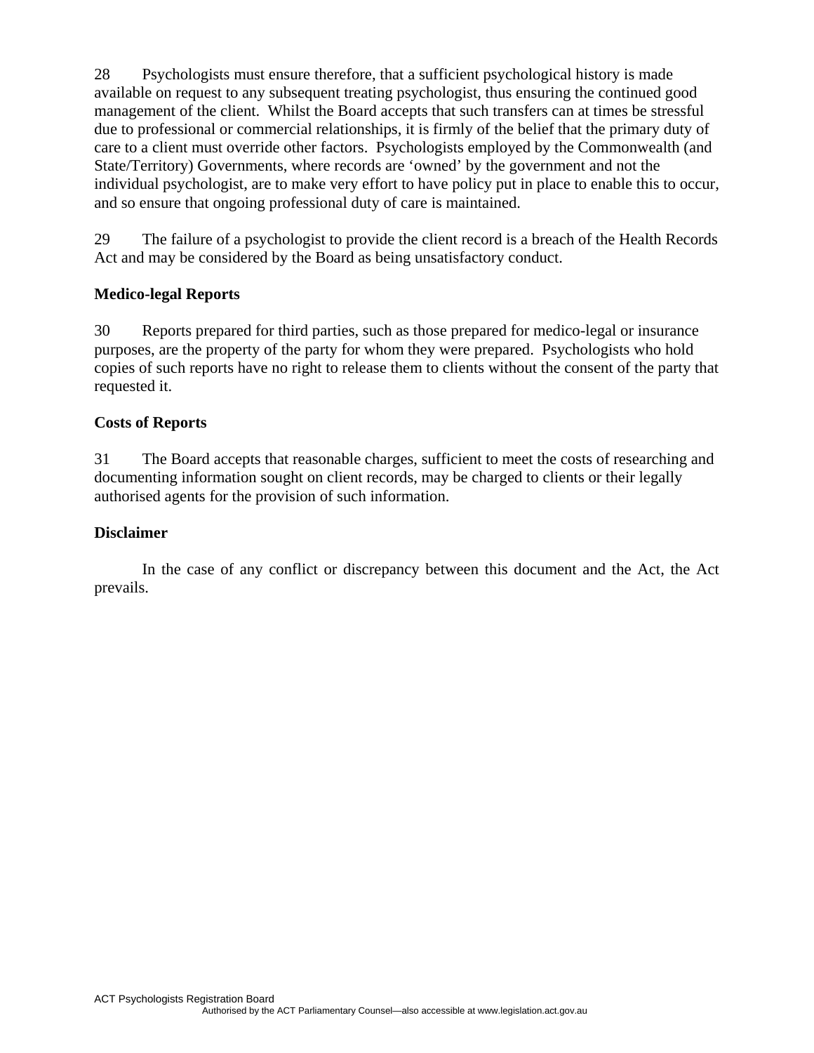28 Psychologists must ensure therefore, that a sufficient psychological history is made available on request to any subsequent treating psychologist, thus ensuring the continued good management of the client. Whilst the Board accepts that such transfers can at times be stressful due to professional or commercial relationships, it is firmly of the belief that the primary duty of care to a client must override other factors. Psychologists employed by the Commonwealth (and State/Territory) Governments, where records are 'owned' by the government and not the individual psychologist, are to make very effort to have policy put in place to enable this to occur, and so ensure that ongoing professional duty of care is maintained.

29 The failure of a psychologist to provide the client record is a breach of the Health Records Act and may be considered by the Board as being unsatisfactory conduct.

**Medico-legal Reports**

30 Reports prepared for third parties, such as those prepared for medico-legal or insurance purposes, are the property of the party for whom they were prepared. Psychologists who hold copies of such reports have no right to release them to clients without the consent of the party that requested it.

**Costs of Reports**

31 The Board accepts that reasonable charges, sufficient to meet the costs of researching and documenting information sought on client records, may be charged to clients or their legally authorised agents for the provision of such information.

**Disclaimer**

In the case of any conflict or discrepancy between this document and the Act, the Act prevails.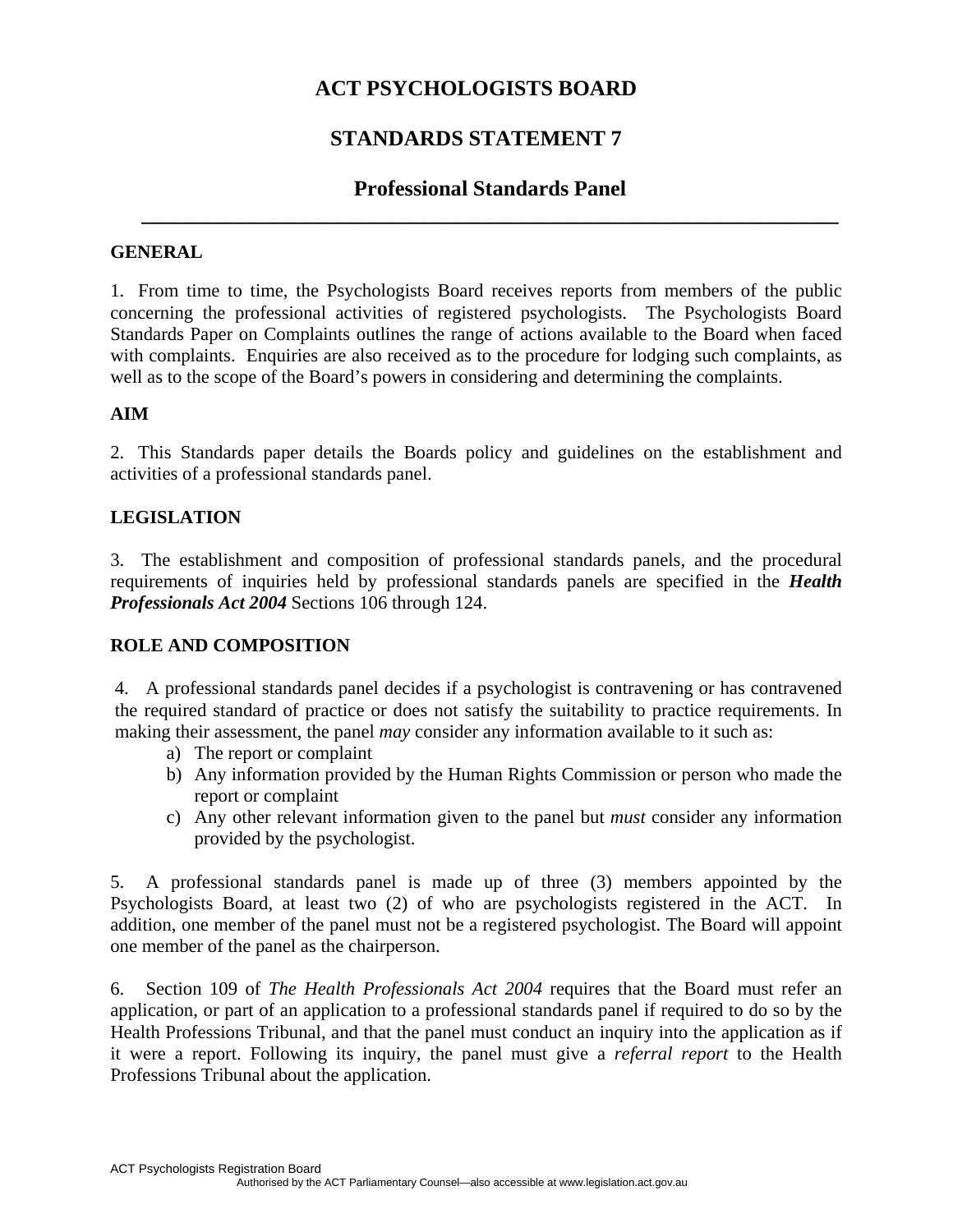# ACT PSYCHOLOGISTS BOARD

## STANDARDS STATEMENT 7

## Professional Standards Panel

---

**GENERAL**

1. From time to time, the Psychologists Board receives reports from members of the public concerning the professional activities of registered psychologists. The Psychologists Board Standards Paper on Complaints outlines the range of actions available to the Board when faced with complaints. Enquiries are also received as to the procedure for lodging such complaints, as well as to the scope of the Board's powers in considering and determining the complaints.

**AIM**

2. This Standards paper details the Boards policy and guidelines on the establishment and activities of a professional standards panel.

**LEGISLATION**

3. The establishment and composition of professional standards panels, and the procedural requirements of inquiries held by professional standards panels are specified in the ***Health Professionals Act 2004*** Sections 106 through 124.

**ROLE AND COMPOSITION**

4. A professional standards panel decides if a psychologist is contravening or has contravened the required standard of practice or does not satisfy the suitability to practice requirements. In making their assessment, the panel *may* consider any information available to it such as:

a) The report or complaint
b) Any information provided by the Human Rights Commission or person who made the report or complaint
c) Any other relevant information given to the panel but *must* consider any information provided by the psychologist.

5. A professional standards panel is made up of three (3) members appointed by the Psychologists Board, at least two (2) of who are psychologists registered in the ACT. In addition, one member of the panel must not be a registered psychologist. The Board will appoint one member of the panel as the chairperson.

6. Section 109 of *The Health Professionals Act 2004* requires that the Board must refer an application, or part of an application to a professional standards panel if required to do so by the Health Professions Tribunal, and that the panel must conduct an inquiry into the application as if it were a report. Following its inquiry, the panel must give a *referral report* to the Health Professions Tribunal about the application.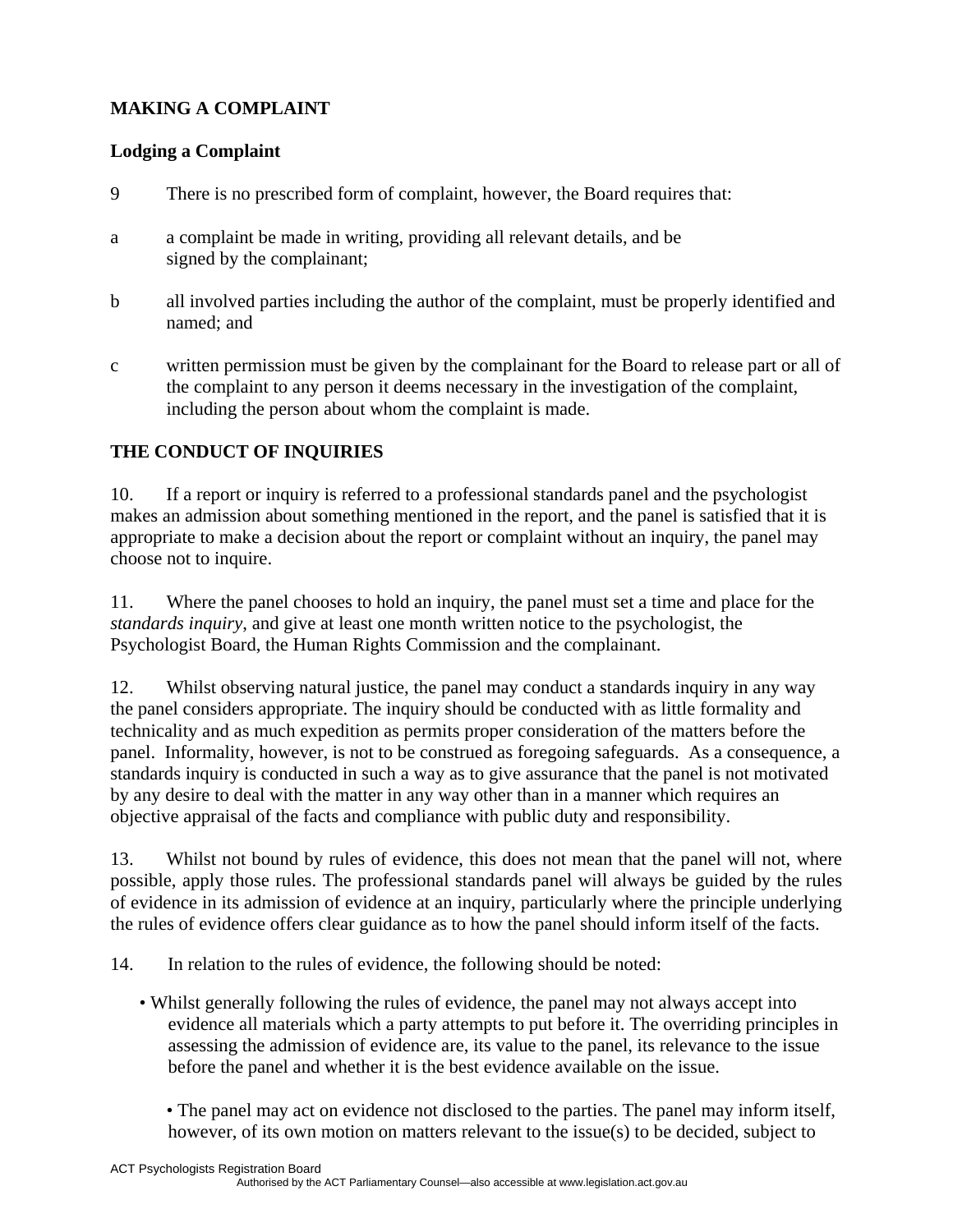## MAKING A COMPLAINT

### Lodging a Complaint

9 There is no prescribed form of complaint, however, the Board requires that:

a a complaint be made in writing, providing all relevant details, and be signed by the complainant;

b all involved parties including the author of the complaint, must be properly identified and named; and

c written permission must be given by the complainant for the Board to release part or all of the complaint to any person it deems necessary in the investigation of the complaint, including the person about whom the complaint is made.

## THE CONDUCT OF INQUIRIES

10. If a report or inquiry is referred to a professional standards panel and the psychologist makes an admission about something mentioned in the report, and the panel is satisfied that it is appropriate to make a decision about the report or complaint without an inquiry, the panel may choose not to inquire.

11. Where the panel chooses to hold an inquiry, the panel must set a time and place for the *standards inquiry*, and give at least one month written notice to the psychologist, the Psychologist Board, the Human Rights Commission and the complainant.

12. Whilst observing natural justice, the panel may conduct a standards inquiry in any way the panel considers appropriate. The inquiry should be conducted with as little formality and technicality and as much expedition as permits proper consideration of the matters before the panel. Informality, however, is not to be construed as foregoing safeguards. As a consequence, a standards inquiry is conducted in such a way as to give assurance that the panel is not motivated by any desire to deal with the matter in any way other than in a manner which requires an objective appraisal of the facts and compliance with public duty and responsibility.

13. Whilst not bound by rules of evidence, this does not mean that the panel will not, where possible, apply those rules. The professional standards panel will always be guided by the rules of evidence in its admission of evidence at an inquiry, particularly where the principle underlying the rules of evidence offers clear guidance as to how the panel should inform itself of the facts.

14. In relation to the rules of evidence, the following should be noted:

- Whilst generally following the rules of evidence, the panel may not always accept into evidence all materials which a party attempts to put before it. The overriding principles in assessing the admission of evidence are, its value to the panel, its relevance to the issue before the panel and whether it is the best evidence available on the issue.

- The panel may act on evidence not disclosed to the parties. The panel may inform itself, however, of its own motion on matters relevant to the issue(s) to be decided, subject to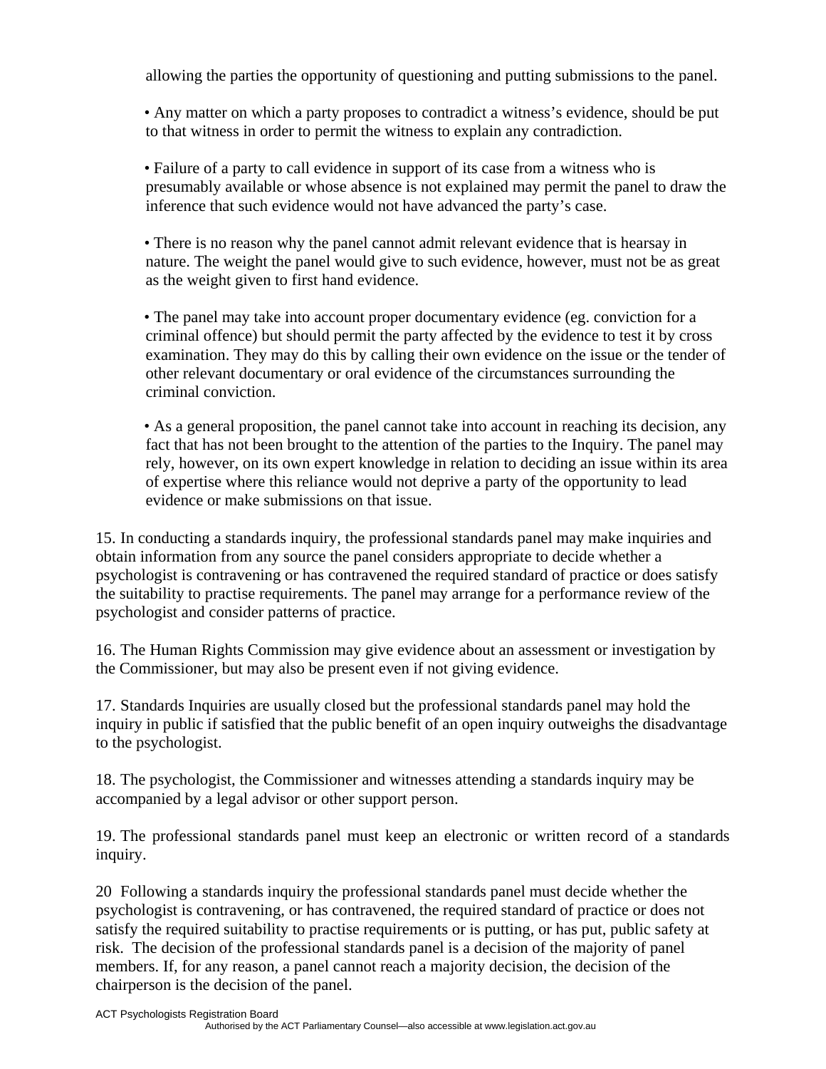allowing the parties the opportunity of questioning and putting submissions to the panel.

- Any matter on which a party proposes to contradict a witness's evidence, should be put to that witness in order to permit the witness to explain any contradiction.

- Failure of a party to call evidence in support of its case from a witness who is presumably available or whose absence is not explained may permit the panel to draw the inference that such evidence would not have advanced the party's case.

- There is no reason why the panel cannot admit relevant evidence that is hearsay in nature. The weight the panel would give to such evidence, however, must not be as great as the weight given to first hand evidence.

- The panel may take into account proper documentary evidence (eg. conviction for a criminal offence) but should permit the party affected by the evidence to test it by cross examination. They may do this by calling their own evidence on the issue or the tender of other relevant documentary or oral evidence of the circumstances surrounding the criminal conviction.

- As a general proposition, the panel cannot take into account in reaching its decision, any fact that has not been brought to the attention of the parties to the Inquiry. The panel may rely, however, on its own expert knowledge in relation to deciding an issue within its area of expertise where this reliance would not deprive a party of the opportunity to lead evidence or make submissions on that issue.

15. In conducting a standards inquiry, the professional standards panel may make inquiries and obtain information from any source the panel considers appropriate to decide whether a psychologist is contravening or has contravened the required standard of practice or does satisfy the suitability to practise requirements. The panel may arrange for a performance review of the psychologist and consider patterns of practice.

16. The Human Rights Commission may give evidence about an assessment or investigation by the Commissioner, but may also be present even if not giving evidence.

17. Standards Inquiries are usually closed but the professional standards panel may hold the inquiry in public if satisfied that the public benefit of an open inquiry outweighs the disadvantage to the psychologist.

18. The psychologist, the Commissioner and witnesses attending a standards inquiry may be accompanied by a legal advisor or other support person.

19. The professional standards panel must keep an electronic or written record of a standards inquiry.

20 Following a standards inquiry the professional standards panel must decide whether the psychologist is contravening, or has contravened, the required standard of practice or does not satisfy the required suitability to practise requirements or is putting, or has put, public safety at risk. The decision of the professional standards panel is a decision of the majority of panel members. If, for any reason, a panel cannot reach a majority decision, the decision of the chairperson is the decision of the panel.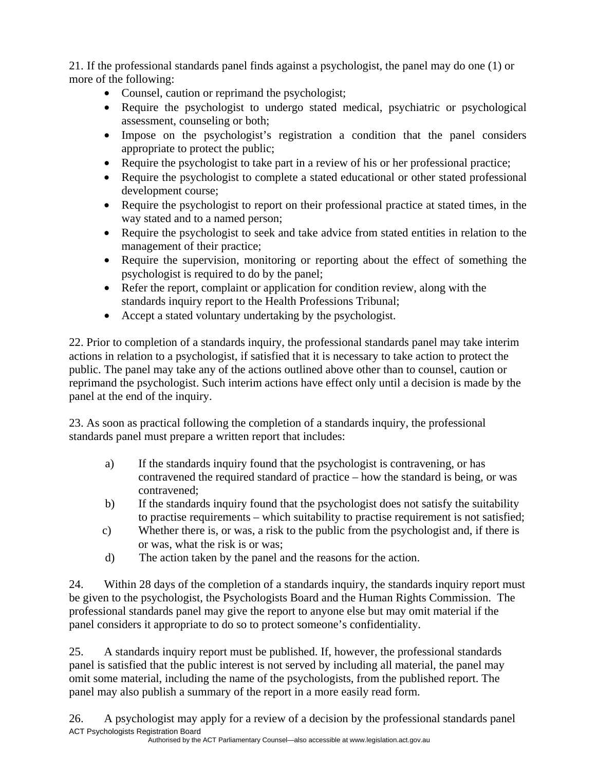21. If the professional standards panel finds against a psychologist, the panel may do one (1) or more of the following:

- Counsel, caution or reprimand the psychologist;
- Require the psychologist to undergo stated medical, psychiatric or psychological assessment, counseling or both;
- Impose on the psychologist's registration a condition that the panel considers appropriate to protect the public;
- Require the psychologist to take part in a review of his or her professional practice;
- Require the psychologist to complete a stated educational or other stated professional development course;
- Require the psychologist to report on their professional practice at stated times, in the way stated and to a named person;
- Require the psychologist to seek and take advice from stated entities in relation to the management of their practice;
- Require the supervision, monitoring or reporting about the effect of something the psychologist is required to do by the panel;
- Refer the report, complaint or application for condition review, along with the standards inquiry report to the Health Professions Tribunal;
- Accept a stated voluntary undertaking by the psychologist.

22. Prior to completion of a standards inquiry, the professional standards panel may take interim actions in relation to a psychologist, if satisfied that it is necessary to take action to protect the public. The panel may take any of the actions outlined above other than to counsel, caution or reprimand the psychologist. Such interim actions have effect only until a decision is made by the panel at the end of the inquiry.

23. As soon as practical following the completion of a standards inquiry, the professional standards panel must prepare a written report that includes:

a) If the standards inquiry found that the psychologist is contravening, or has contravened the required standard of practice – how the standard is being, or was contravened;

b) If the standards inquiry found that the psychologist does not satisfy the suitability to practise requirements – which suitability to practise requirement is not satisfied;

c) Whether there is, or was, a risk to the public from the psychologist and, if there is or was, what the risk is or was;

d) The action taken by the panel and the reasons for the action.

24. Within 28 days of the completion of a standards inquiry, the standards inquiry report must be given to the psychologist, the Psychologists Board and the Human Rights Commission. The professional standards panel may give the report to anyone else but may omit material if the panel considers it appropriate to do so to protect someone's confidentiality.

25. A standards inquiry report must be published. If, however, the professional standards panel is satisfied that the public interest is not served by including all material, the panel may omit some material, including the name of the psychologists, from the published report. The panel may also publish a summary of the report in a more easily read form.

26. A psychologist may apply for a review of a decision by the professional standards panel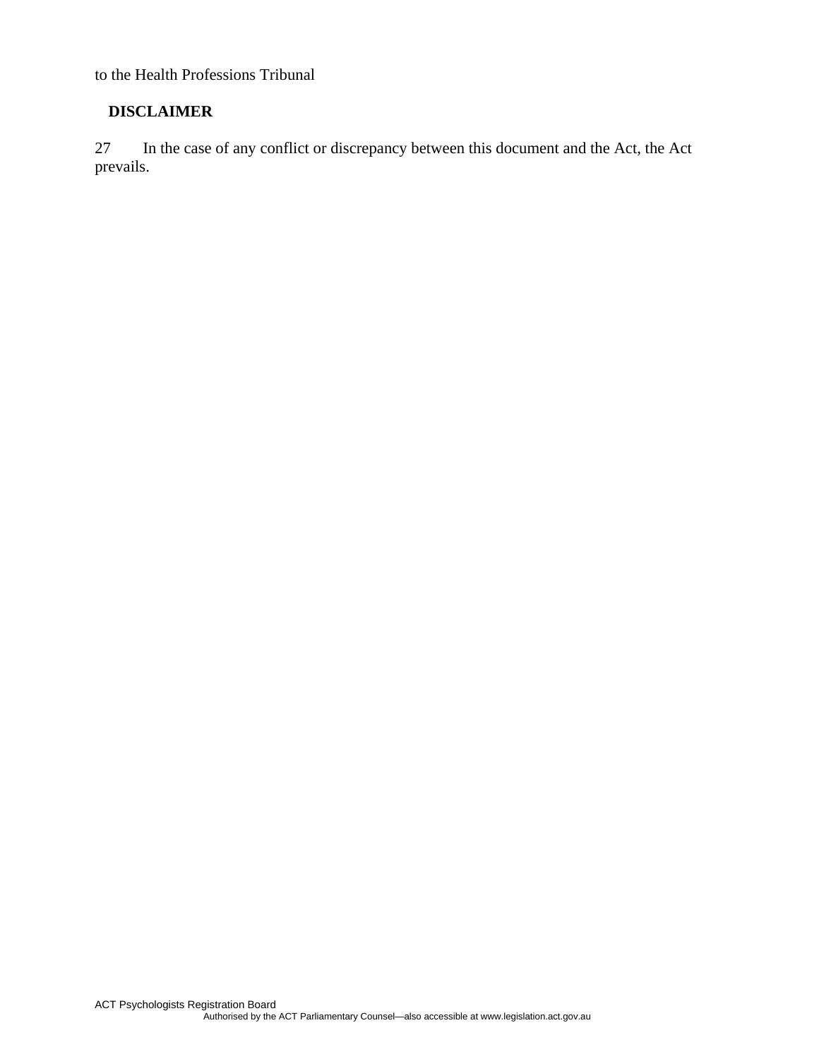to the Health Professions Tribunal

**DISCLAIMER**

27 In the case of any conflict or discrepancy between this document and the Act, the Act prevails.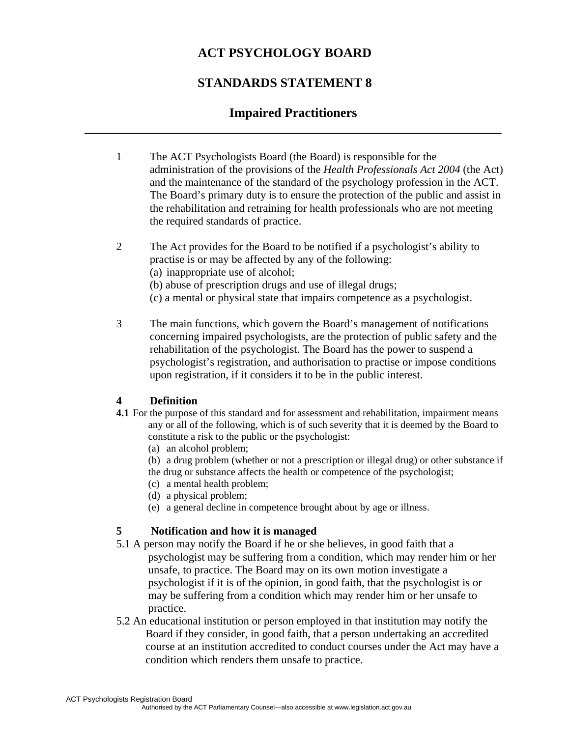# ACT PSYCHOLOGY BOARD

## STANDARDS STATEMENT 8

## Impaired Practitioners

---

1 The ACT Psychologists Board (the Board) is responsible for the administration of the provisions of the *Health Professionals Act 2004* (the Act) and the maintenance of the standard of the psychology profession in the ACT. The Board's primary duty is to ensure the protection of the public and assist in the rehabilitation and retraining for health professionals who are not meeting the required standards of practice.

2 The Act provides for the Board to be notified if a psychologist's ability to practise is or may be affected by any of the following:
(a) inappropriate use of alcohol;
(b) abuse of prescription drugs and use of illegal drugs;
(c) a mental or physical state that impairs competence as a psychologist.

3 The main functions, which govern the Board's management of notifications concerning impaired psychologists, are the protection of public safety and the rehabilitation of the psychologist. The Board has the power to suspend a psychologist's registration, and authorisation to practise or impose conditions upon registration, if it considers it to be in the public interest.

### 4 Definition

**4.1** For the purpose of this standard and for assessment and rehabilitation, impairment means any or all of the following, which is of such severity that it is deemed by the Board to constitute a risk to the public or the psychologist:
(a) an alcohol problem;
(b) a drug problem (whether or not a prescription or illegal drug) or other substance if the drug or substance affects the health or competence of the psychologist;
(c) a mental health problem;
(d) a physical problem;
(e) a general decline in competence brought about by age or illness.

### 5 Notification and how it is managed

5.1 A person may notify the Board if he or she believes, in good faith that a psychologist may be suffering from a condition, which may render him or her unsafe, to practice. The Board may on its own motion investigate a psychologist if it is of the opinion, in good faith, that the psychologist is or may be suffering from a condition which may render him or her unsafe to practice.

5.2 An educational institution or person employed in that institution may notify the Board if they consider, in good faith, that a person undertaking an accredited course at an institution accredited to conduct courses under the Act may have a condition which renders them unsafe to practice.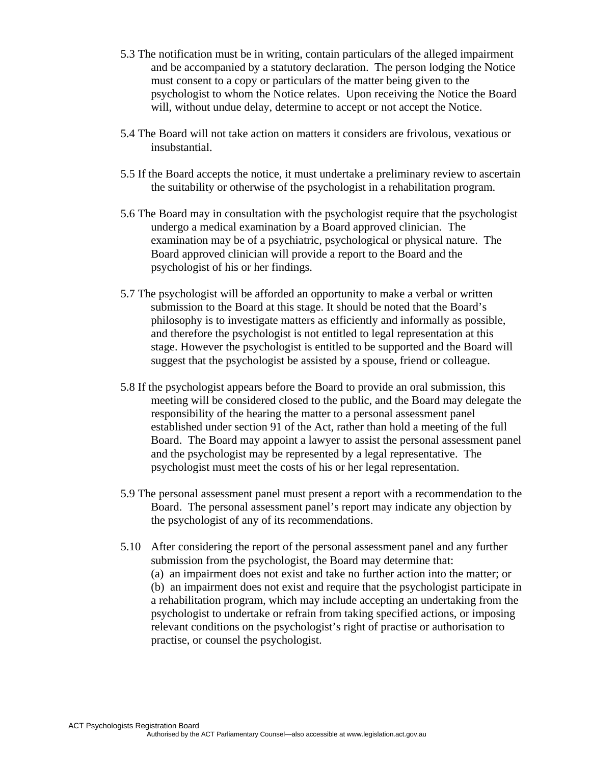5.3 The notification must be in writing, contain particulars of the alleged impairment and be accompanied by a statutory declaration. The person lodging the Notice must consent to a copy or particulars of the matter being given to the psychologist to whom the Notice relates. Upon receiving the Notice the Board will, without undue delay, determine to accept or not accept the Notice.

5.4 The Board will not take action on matters it considers are frivolous, vexatious or insubstantial.

5.5 If the Board accepts the notice, it must undertake a preliminary review to ascertain the suitability or otherwise of the psychologist in a rehabilitation program.

5.6 The Board may in consultation with the psychologist require that the psychologist undergo a medical examination by a Board approved clinician. The examination may be of a psychiatric, psychological or physical nature. The Board approved clinician will provide a report to the Board and the psychologist of his or her findings.

5.7 The psychologist will be afforded an opportunity to make a verbal or written submission to the Board at this stage. It should be noted that the Board's philosophy is to investigate matters as efficiently and informally as possible, and therefore the psychologist is not entitled to legal representation at this stage. However the psychologist is entitled to be supported and the Board will suggest that the psychologist be assisted by a spouse, friend or colleague.

5.8 If the psychologist appears before the Board to provide an oral submission, this meeting will be considered closed to the public, and the Board may delegate the responsibility of the hearing the matter to a personal assessment panel established under section 91 of the Act, rather than hold a meeting of the full Board. The Board may appoint a lawyer to assist the personal assessment panel and the psychologist may be represented by a legal representative. The psychologist must meet the costs of his or her legal representation.

5.9 The personal assessment panel must present a report with a recommendation to the Board. The personal assessment panel's report may indicate any objection by the psychologist of any of its recommendations.

5.10 After considering the report of the personal assessment panel and any further submission from the psychologist, the Board may determine that:
(a) an impairment does not exist and take no further action into the matter; or
(b) an impairment does not exist and require that the psychologist participate in a rehabilitation program, which may include accepting an undertaking from the psychologist to undertake or refrain from taking specified actions, or imposing relevant conditions on the psychologist's right of practise or authorisation to practise, or counsel the psychologist.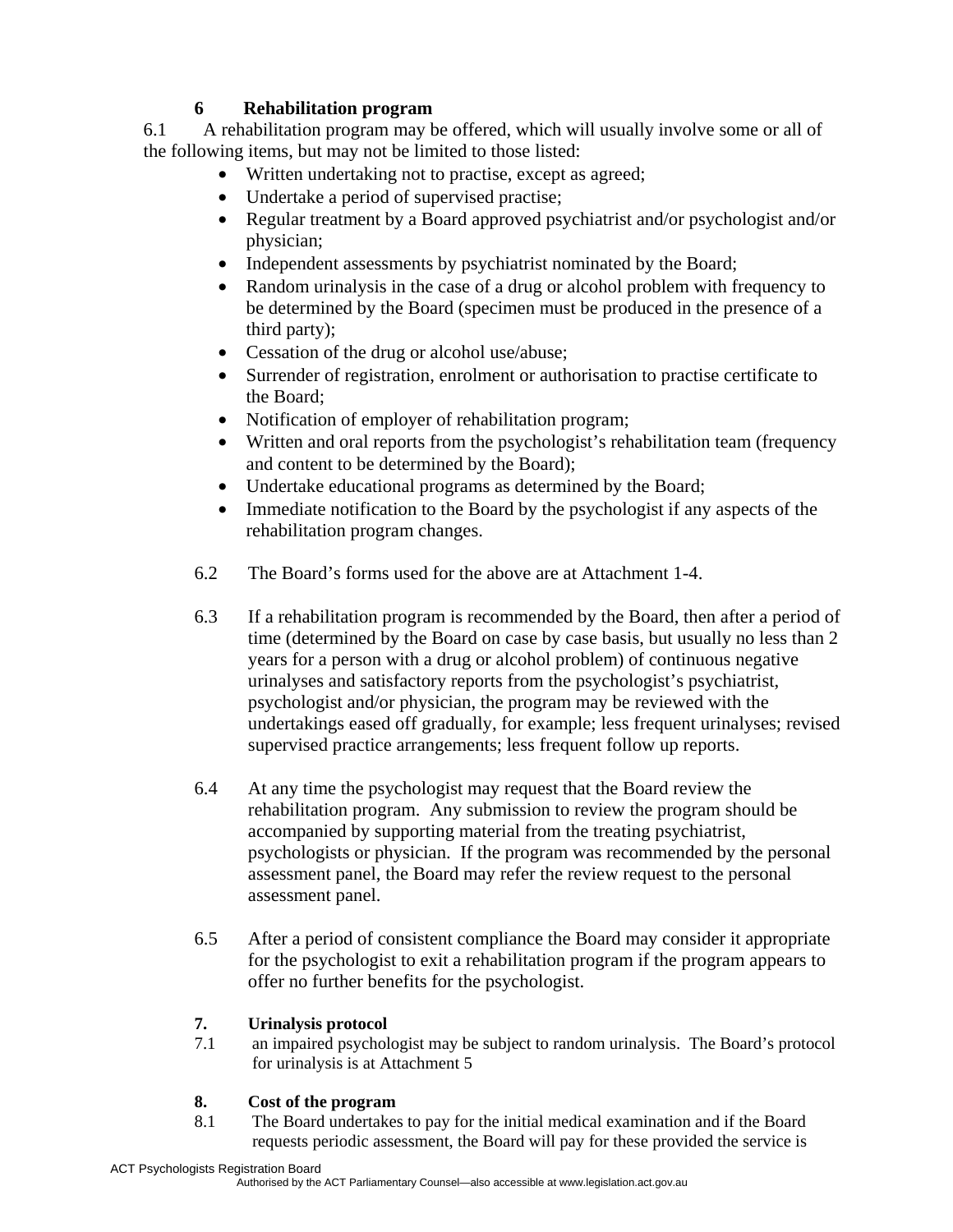## 6 Rehabilitation program

6.1 A rehabilitation program may be offered, which will usually involve some or all of the following items, but may not be limited to those listed:

- Written undertaking not to practise, except as agreed;
- Undertake a period of supervised practise;
- Regular treatment by a Board approved psychiatrist and/or psychologist and/or physician;
- Independent assessments by psychiatrist nominated by the Board;
- Random urinalysis in the case of a drug or alcohol problem with frequency to be determined by the Board (specimen must be produced in the presence of a third party);
- Cessation of the drug or alcohol use/abuse;
- Surrender of registration, enrolment or authorisation to practise certificate to the Board;
- Notification of employer of rehabilitation program;
- Written and oral reports from the psychologist's rehabilitation team (frequency and content to be determined by the Board);
- Undertake educational programs as determined by the Board;
- Immediate notification to the Board by the psychologist if any aspects of the rehabilitation program changes.

6.2 The Board's forms used for the above are at Attachment 1-4.

6.3 If a rehabilitation program is recommended by the Board, then after a period of time (determined by the Board on case by case basis, but usually no less than 2 years for a person with a drug or alcohol problem) of continuous negative urinalyses and satisfactory reports from the psychologist's psychiatrist, psychologist and/or physician, the program may be reviewed with the undertakings eased off gradually, for example; less frequent urinalyses; revised supervised practice arrangements; less frequent follow up reports.

6.4 At any time the psychologist may request that the Board review the rehabilitation program. Any submission to review the program should be accompanied by supporting material from the treating psychiatrist, psychologists or physician. If the program was recommended by the personal assessment panel, the Board may refer the review request to the personal assessment panel.

6.5 After a period of consistent compliance the Board may consider it appropriate for the psychologist to exit a rehabilitation program if the program appears to offer no further benefits for the psychologist.

## 7. Urinalysis protocol

7.1 an impaired psychologist may be subject to random urinalysis. The Board's protocol for urinalysis is at Attachment 5

## 8. Cost of the program

8.1 The Board undertakes to pay for the initial medical examination and if the Board requests periodic assessment, the Board will pay for these provided the service is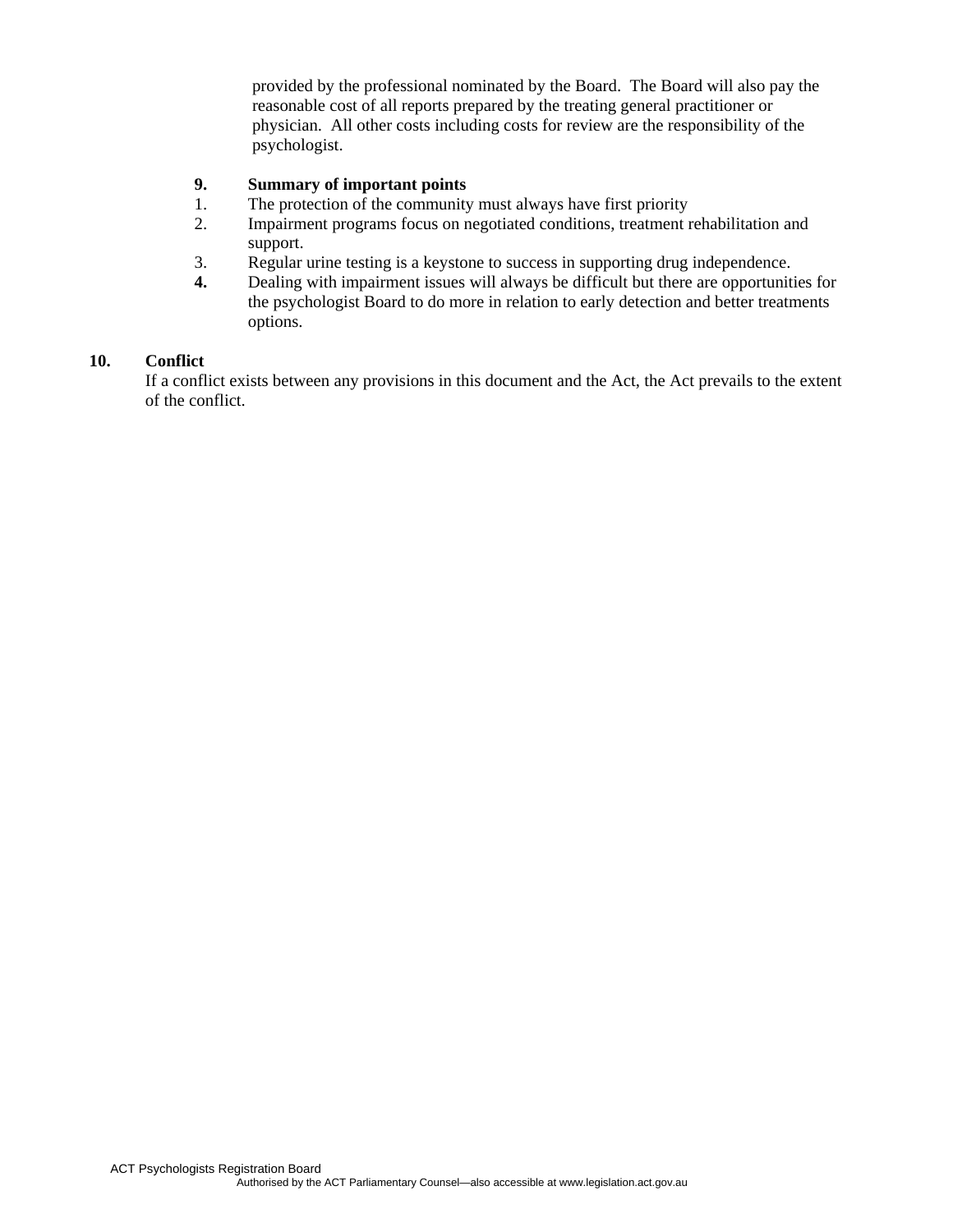provided by the professional nominated by the Board. The Board will also pay the reasonable cost of all reports prepared by the treating general practitioner or physician. All other costs including costs for review are the responsibility of the psychologist.

**9. Summary of important points**

1. The protection of the community must always have first priority
2. Impairment programs focus on negotiated conditions, treatment rehabilitation and support.
3. Regular urine testing is a keystone to success in supporting drug independence.
4. Dealing with impairment issues will always be difficult but there are opportunities for the psychologist Board to do more in relation to early detection and better treatments options.

## 10. Conflict

If a conflict exists between any provisions in this document and the Act, the Act prevails to the extent of the conflict.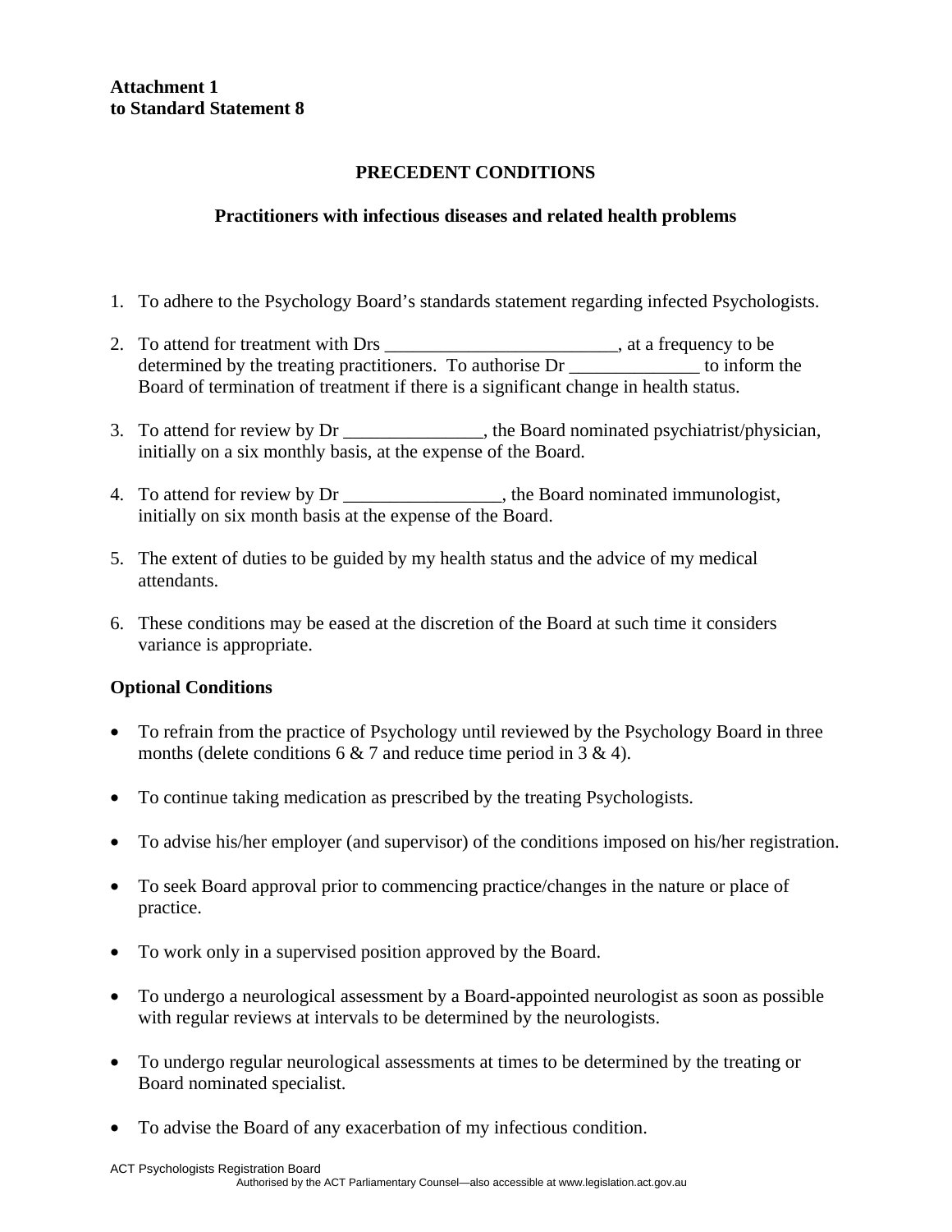**Attachment 1**
**to Standard Statement 8**

## PRECEDENT CONDITIONS

### Practitioners with infectious diseases and related health problems

1. To adhere to the Psychology Board's standards statement regarding infected Psychologists.

2. To attend for treatment with Drs _________________________, at a frequency to be determined by the treating practitioners. To authorise Dr ______________ to inform the Board of termination of treatment if there is a significant change in health status.

3. To attend for review by Dr _______________, the Board nominated psychiatrist/physician, initially on a six monthly basis, at the expense of the Board.

4. To attend for review by Dr _________________, the Board nominated immunologist, initially on six month basis at the expense of the Board.

5. The extent of duties to be guided by my health status and the advice of my medical attendants.

6. These conditions may be eased at the discretion of the Board at such time it considers variance is appropriate.

**Optional Conditions**

- To refrain from the practice of Psychology until reviewed by the Psychology Board in three months (delete conditions 6 & 7 and reduce time period in 3 & 4).

- To continue taking medication as prescribed by the treating Psychologists.

- To advise his/her employer (and supervisor) of the conditions imposed on his/her registration.

- To seek Board approval prior to commencing practice/changes in the nature or place of practice.

- To work only in a supervised position approved by the Board.

- To undergo a neurological assessment by a Board-appointed neurologist as soon as possible with regular reviews at intervals to be determined by the neurologists.

- To undergo regular neurological assessments at times to be determined by the treating or Board nominated specialist.

- To advise the Board of any exacerbation of my infectious condition.

ACT Psychologists Registration Board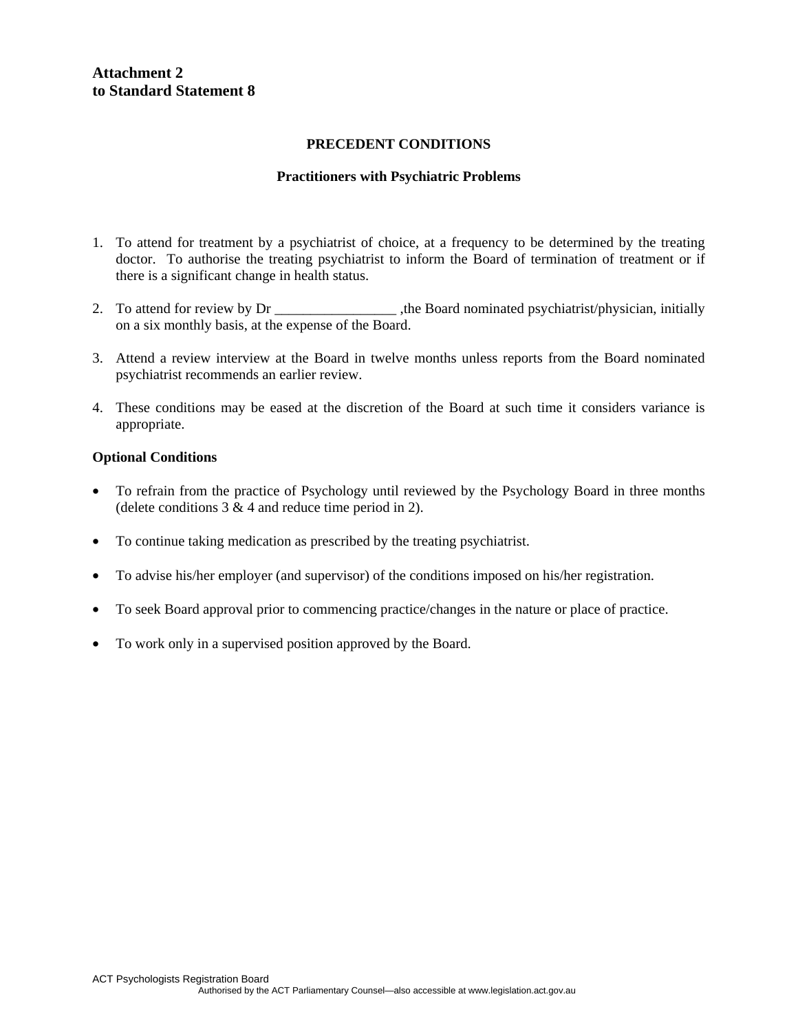**Attachment 2**
**to Standard Statement 8**

## PRECEDENT CONDITIONS

### Practitioners with Psychiatric Problems

1. To attend for treatment by a psychiatrist of choice, at a frequency to be determined by the treating doctor. To authorise the treating psychiatrist to inform the Board of termination of treatment or if there is a significant change in health status.

2. To attend for review by Dr _________________ ,the Board nominated psychiatrist/physician, initially on a six monthly basis, at the expense of the Board.

3. Attend a review interview at the Board in twelve months unless reports from the Board nominated psychiatrist recommends an earlier review.

4. These conditions may be eased at the discretion of the Board at such time it considers variance is appropriate.

**Optional Conditions**

- To refrain from the practice of Psychology until reviewed by the Psychology Board in three months (delete conditions 3 & 4 and reduce time period in 2).

- To continue taking medication as prescribed by the treating psychiatrist.

- To advise his/her employer (and supervisor) of the conditions imposed on his/her registration.

- To seek Board approval prior to commencing practice/changes in the nature or place of practice.

- To work only in a supervised position approved by the Board.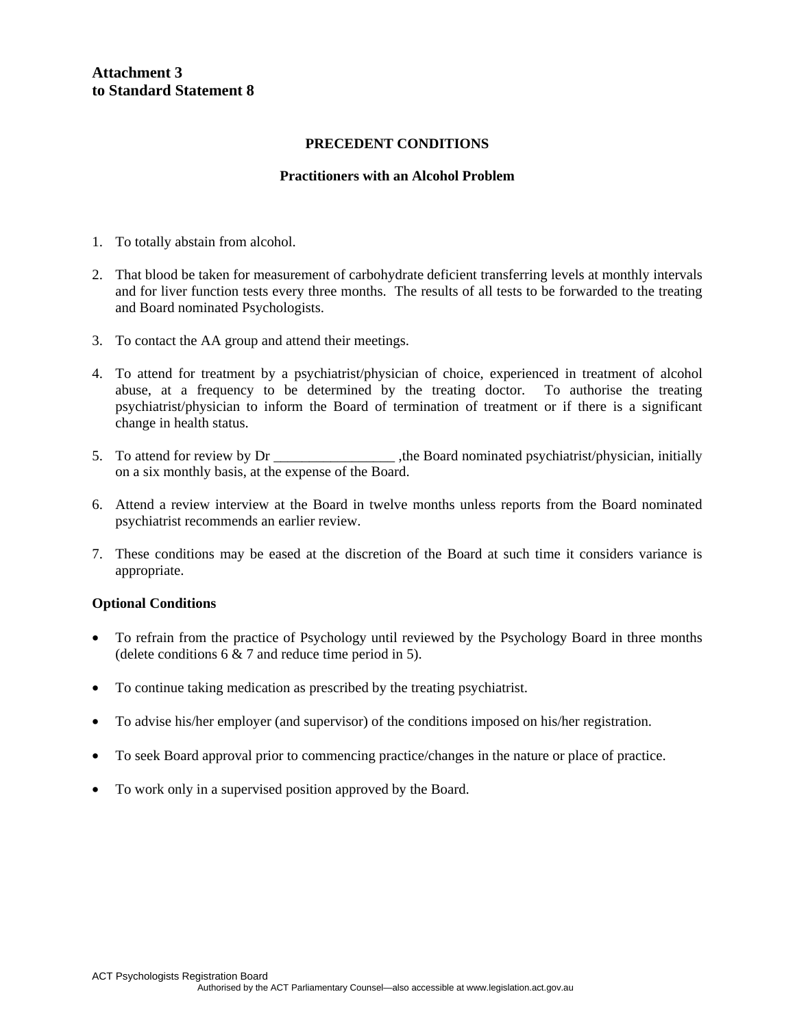**Attachment 3**
**to Standard Statement 8**

**PRECEDENT CONDITIONS**

**Practitioners with an Alcohol Problem**

1. To totally abstain from alcohol.

2. That blood be taken for measurement of carbohydrate deficient transferring levels at monthly intervals and for liver function tests every three months. The results of all tests to be forwarded to the treating and Board nominated Psychologists.

3. To contact the AA group and attend their meetings.

4. To attend for treatment by a psychiatrist/physician of choice, experienced in treatment of alcohol abuse, at a frequency to be determined by the treating doctor. To authorise the treating psychiatrist/physician to inform the Board of termination of treatment or if there is a significant change in health status.

5. To attend for review by Dr _________________ ,the Board nominated psychiatrist/physician, initially on a six monthly basis, at the expense of the Board.

6. Attend a review interview at the Board in twelve months unless reports from the Board nominated psychiatrist recommends an earlier review.

7. These conditions may be eased at the discretion of the Board at such time it considers variance is appropriate.

**Optional Conditions**

- To refrain from the practice of Psychology until reviewed by the Psychology Board in three months (delete conditions 6 & 7 and reduce time period in 5).
- To continue taking medication as prescribed by the treating psychiatrist.
- To advise his/her employer (and supervisor) of the conditions imposed on his/her registration.
- To seek Board approval prior to commencing practice/changes in the nature or place of practice.
- To work only in a supervised position approved by the Board.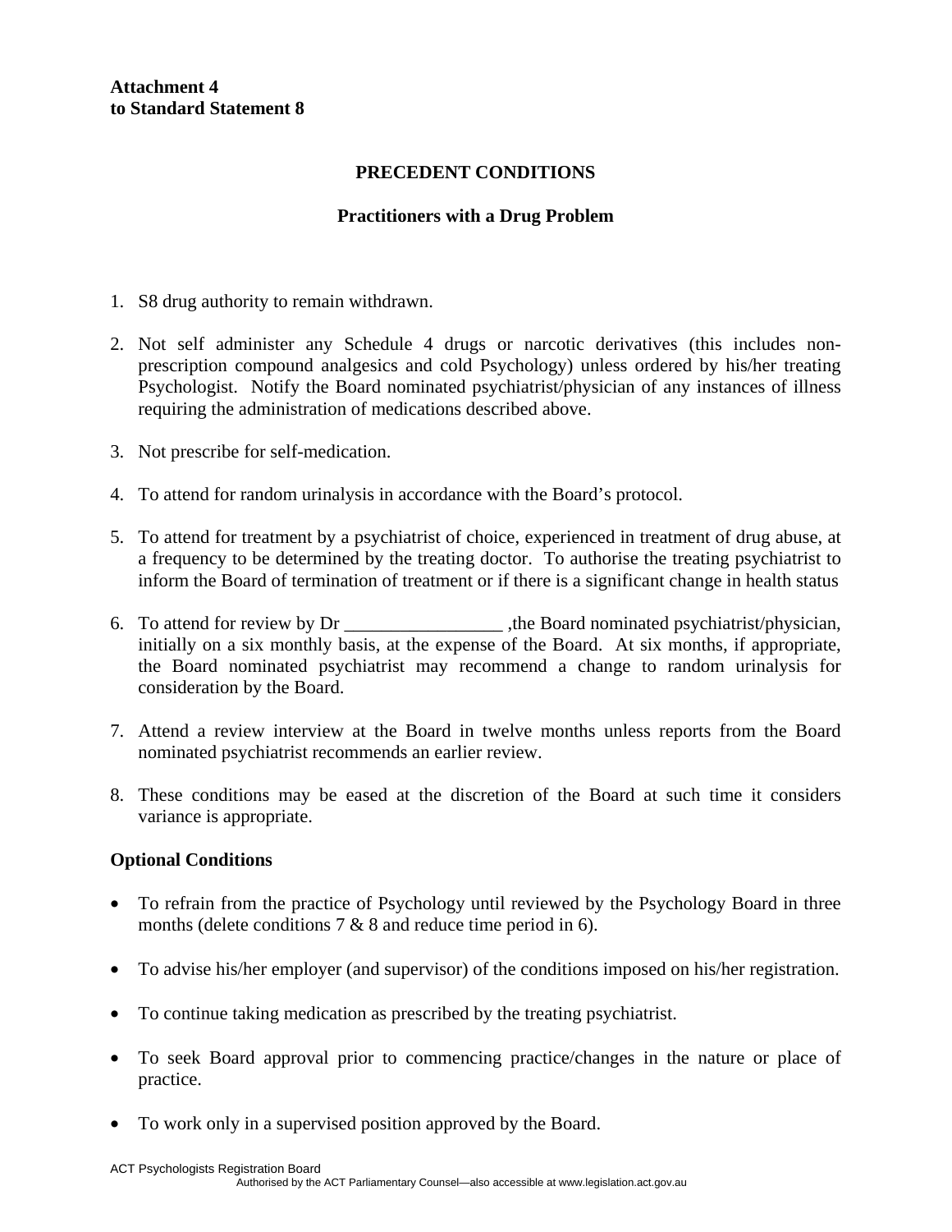**Attachment 4**
**to Standard Statement 8**

## PRECEDENT CONDITIONS

### Practitioners with a Drug Problem

1. S8 drug authority to remain withdrawn.
2. Not self administer any Schedule 4 drugs or narcotic derivatives (this includes non-prescription compound analgesics and cold Psychology) unless ordered by his/her treating Psychologist. Notify the Board nominated psychiatrist/physician of any instances of illness requiring the administration of medications described above.
3. Not prescribe for self-medication.
4. To attend for random urinalysis in accordance with the Board's protocol.
5. To attend for treatment by a psychiatrist of choice, experienced in treatment of drug abuse, at a frequency to be determined by the treating doctor. To authorise the treating psychiatrist to inform the Board of termination of treatment or if there is a significant change in health status
6. To attend for review by Dr _________________ ,the Board nominated psychiatrist/physician, initially on a six monthly basis, at the expense of the Board. At six months, if appropriate, the Board nominated psychiatrist may recommend a change to random urinalysis for consideration by the Board.
7. Attend a review interview at the Board in twelve months unless reports from the Board nominated psychiatrist recommends an earlier review.
8. These conditions may be eased at the discretion of the Board at such time it considers variance is appropriate.

**Optional Conditions**

- To refrain from the practice of Psychology until reviewed by the Psychology Board in three months (delete conditions 7 & 8 and reduce time period in 6).
- To advise his/her employer (and supervisor) of the conditions imposed on his/her registration.
- To continue taking medication as prescribed by the treating psychiatrist.
- To seek Board approval prior to commencing practice/changes in the nature or place of practice.
- To work only in a supervised position approved by the Board.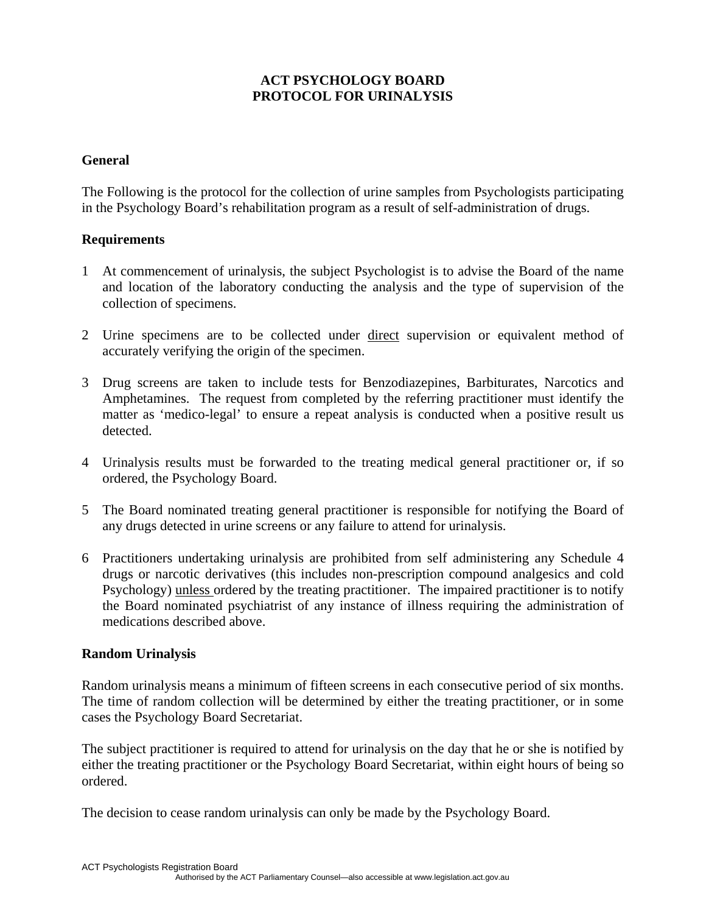**ACT PSYCHOLOGY BOARD**
**PROTOCOL FOR URINALYSIS**

**General**

The Following is the protocol for the collection of urine samples from Psychologists participating in the Psychology Board's rehabilitation program as a result of self-administration of drugs.

**Requirements**

1 At commencement of urinalysis, the subject Psychologist is to advise the Board of the name and location of the laboratory conducting the analysis and the type of supervision of the collection of specimens.

2 Urine specimens are to be collected under <u>direct</u> supervision or equivalent method of accurately verifying the origin of the specimen.

3 Drug screens are taken to include tests for Benzodiazepines, Barbiturates, Narcotics and Amphetamines. The request from completed by the referring practitioner must identify the matter as 'medico-legal' to ensure a repeat analysis is conducted when a positive result us detected.

4 Urinalysis results must be forwarded to the treating medical general practitioner or, if so ordered, the Psychology Board.

5 The Board nominated treating general practitioner is responsible for notifying the Board of any drugs detected in urine screens or any failure to attend for urinalysis.

6 Practitioners undertaking urinalysis are prohibited from self administering any Schedule 4 drugs or narcotic derivatives (this includes non-prescription compound analgesics and cold Psychology) <u>unless</u> ordered by the treating practitioner. The impaired practitioner is to notify the Board nominated psychiatrist of any instance of illness requiring the administration of medications described above.

**Random Urinalysis**

Random urinalysis means a minimum of fifteen screens in each consecutive period of six months. The time of random collection will be determined by either the treating practitioner, or in some cases the Psychology Board Secretariat.

The subject practitioner is required to attend for urinalysis on the day that he or she is notified by either the treating practitioner or the Psychology Board Secretariat, within eight hours of being so ordered.

The decision to cease random urinalysis can only be made by the Psychology Board.

ACT Psychologists Registration Board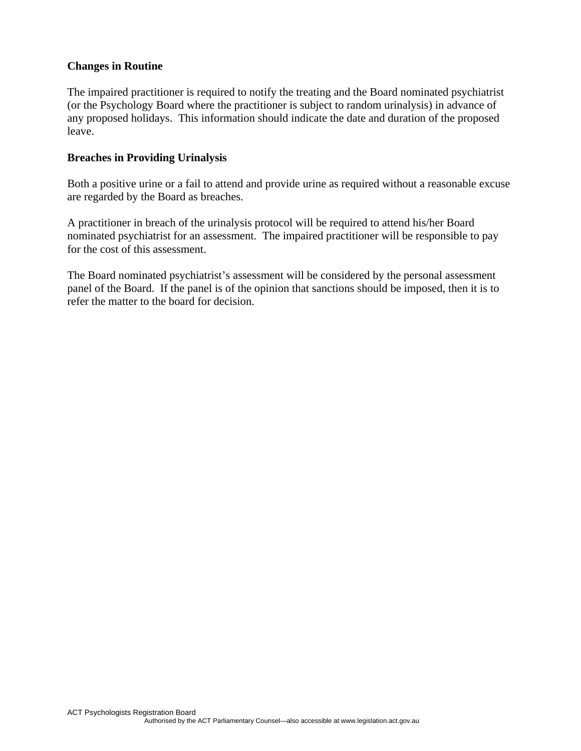**Changes in Routine**

The impaired practitioner is required to notify the treating and the Board nominated psychiatrist (or the Psychology Board where the practitioner is subject to random urinalysis) in advance of any proposed holidays. This information should indicate the date and duration of the proposed leave.

**Breaches in Providing Urinalysis**

Both a positive urine or a fail to attend and provide urine as required without a reasonable excuse are regarded by the Board as breaches.

A practitioner in breach of the urinalysis protocol will be required to attend his/her Board nominated psychiatrist for an assessment. The impaired practitioner will be responsible to pay for the cost of this assessment.

The Board nominated psychiatrist's assessment will be considered by the personal assessment panel of the Board. If the panel is of the opinion that sanctions should be imposed, then it is to refer the matter to the board for decision.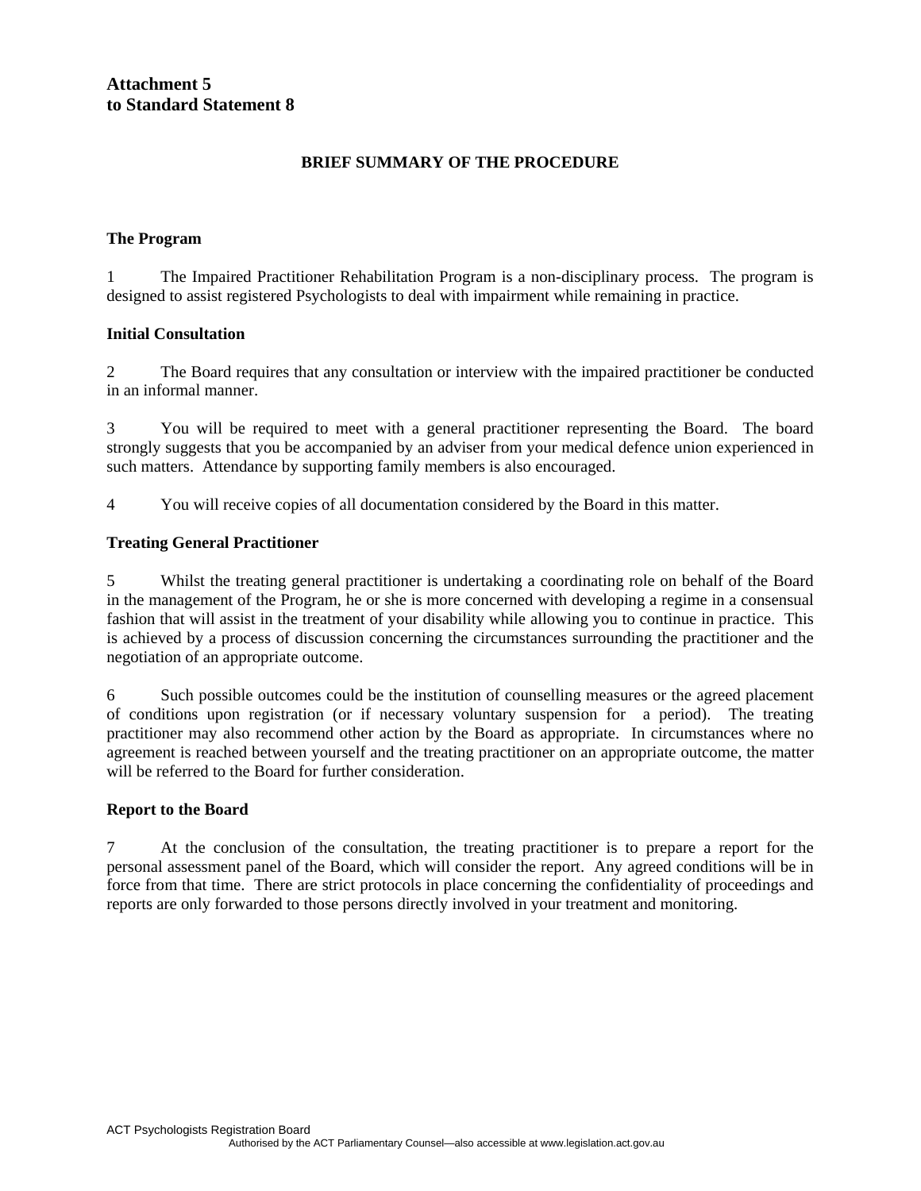**Attachment 5**
**to Standard Statement 8**

## BRIEF SUMMARY OF THE PROCEDURE

### The Program

1 The Impaired Practitioner Rehabilitation Program is a non-disciplinary process. The program is designed to assist registered Psychologists to deal with impairment while remaining in practice.

### Initial Consultation

2 The Board requires that any consultation or interview with the impaired practitioner be conducted in an informal manner.

3 You will be required to meet with a general practitioner representing the Board. The board strongly suggests that you be accompanied by an adviser from your medical defence union experienced in such matters. Attendance by supporting family members is also encouraged.

4 You will receive copies of all documentation considered by the Board in this matter.

### Treating General Practitioner

5 Whilst the treating general practitioner is undertaking a coordinating role on behalf of the Board in the management of the Program, he or she is more concerned with developing a regime in a consensual fashion that will assist in the treatment of your disability while allowing you to continue in practice. This is achieved by a process of discussion concerning the circumstances surrounding the practitioner and the negotiation of an appropriate outcome.

6 Such possible outcomes could be the institution of counselling measures or the agreed placement of conditions upon registration (or if necessary voluntary suspension for a period). The treating practitioner may also recommend other action by the Board as appropriate. In circumstances where no agreement is reached between yourself and the treating practitioner on an appropriate outcome, the matter will be referred to the Board for further consideration.

### Report to the Board

7 At the conclusion of the consultation, the treating practitioner is to prepare a report for the personal assessment panel of the Board, which will consider the report. Any agreed conditions will be in force from that time. There are strict protocols in place concerning the confidentiality of proceedings and reports are only forwarded to those persons directly involved in your treatment and monitoring.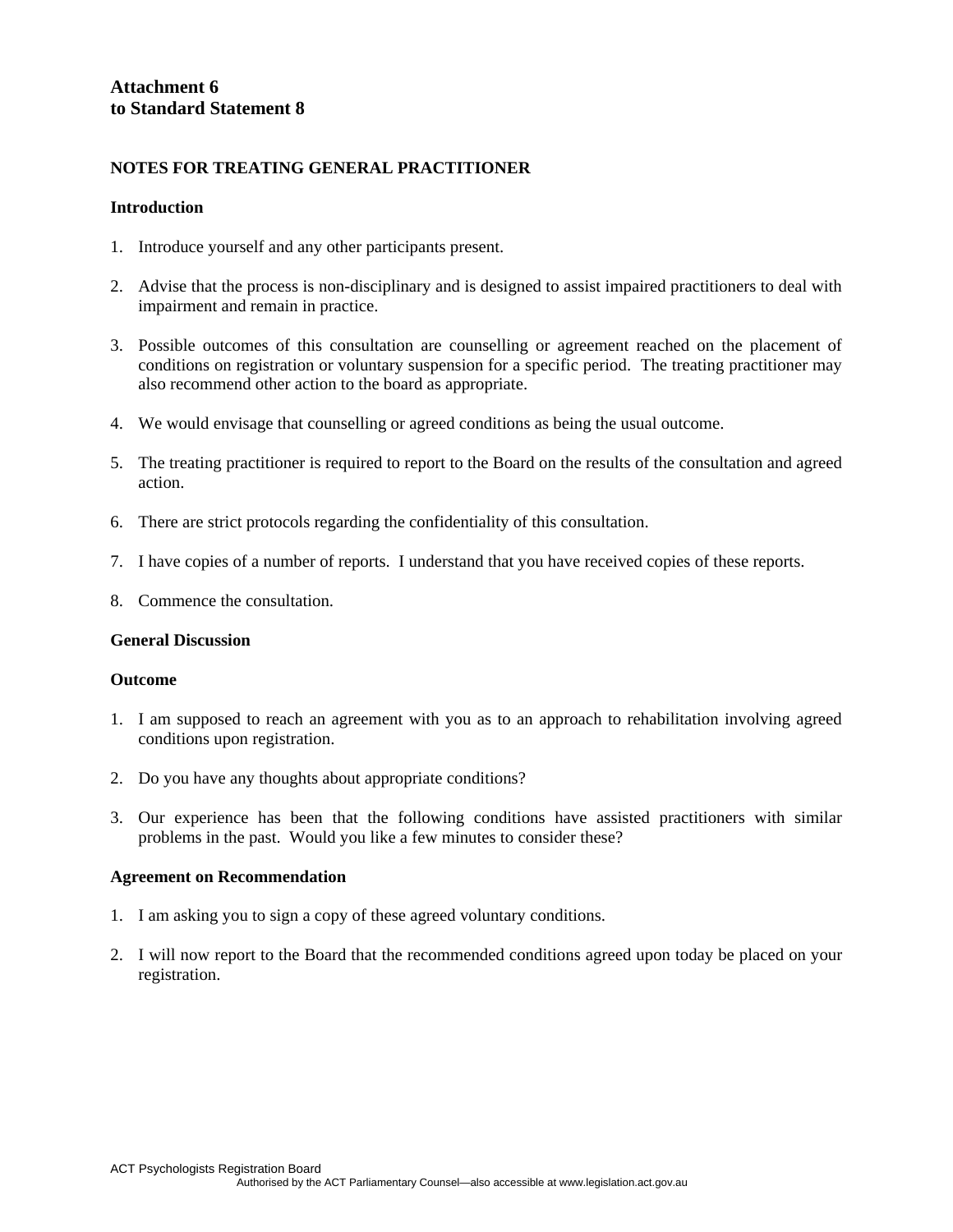**Attachment 6**
**to Standard Statement 8**

**NOTES FOR TREATING GENERAL PRACTITIONER**

**Introduction**

1. Introduce yourself and any other participants present.

2. Advise that the process is non-disciplinary and is designed to assist impaired practitioners to deal with impairment and remain in practice.

3. Possible outcomes of this consultation are counselling or agreement reached on the placement of conditions on registration or voluntary suspension for a specific period. The treating practitioner may also recommend other action to the board as appropriate.

4. We would envisage that counselling or agreed conditions as being the usual outcome.

5. The treating practitioner is required to report to the Board on the results of the consultation and agreed action.

6. There are strict protocols regarding the confidentiality of this consultation.

7. I have copies of a number of reports. I understand that you have received copies of these reports.

8. Commence the consultation.

**General Discussion**

**Outcome**

1. I am supposed to reach an agreement with you as to an approach to rehabilitation involving agreed conditions upon registration.

2. Do you have any thoughts about appropriate conditions?

3. Our experience has been that the following conditions have assisted practitioners with similar problems in the past. Would you like a few minutes to consider these?

**Agreement on Recommendation**

1. I am asking you to sign a copy of these agreed voluntary conditions.

2. I will now report to the Board that the recommended conditions agreed upon today be placed on your registration.

ACT Psychologists Registration Board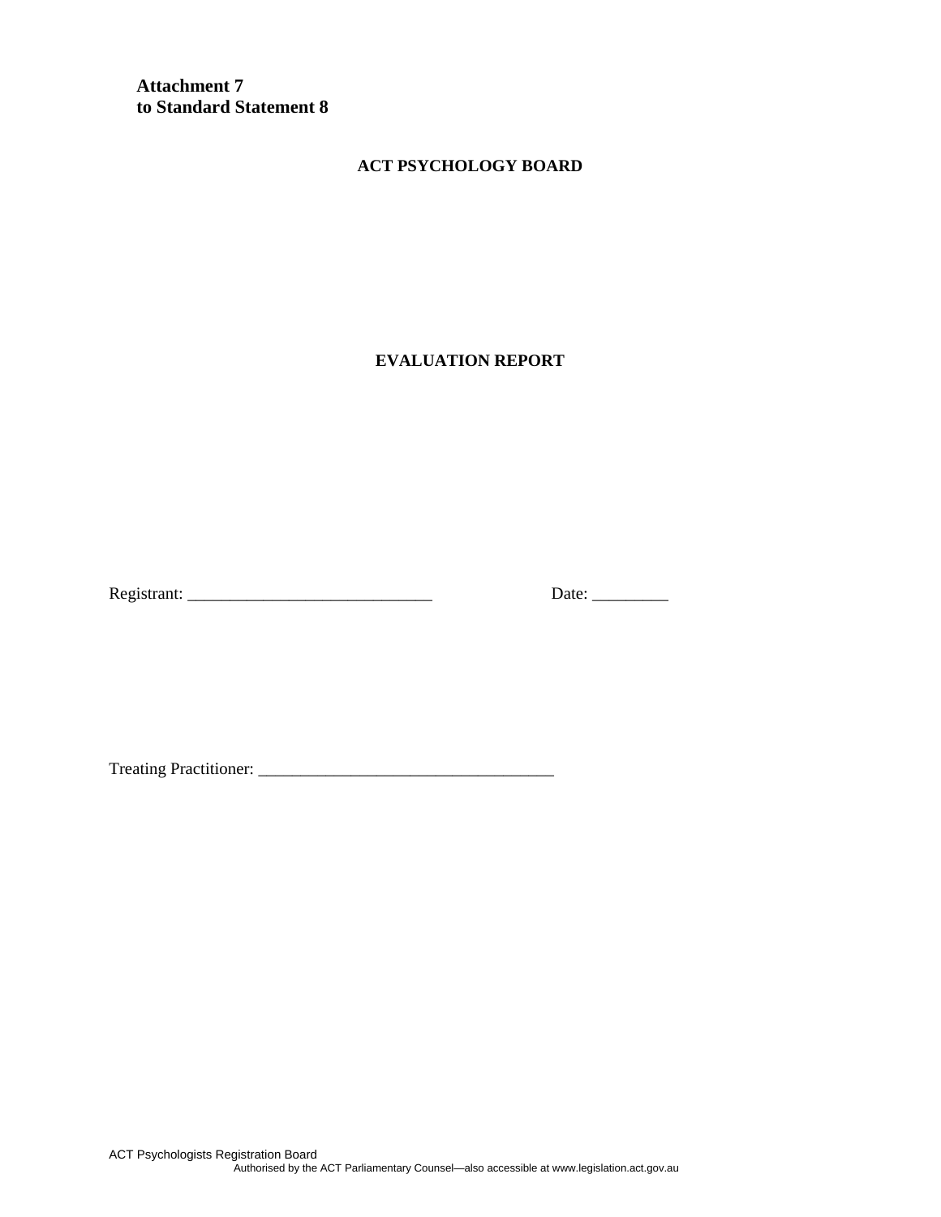**Attachment 7**
**to Standard Statement 8**

**ACT PSYCHOLOGY BOARD**

**EVALUATION REPORT**

Registrant: ____________________________ Date: _________

Treating Practitioner: __________________________________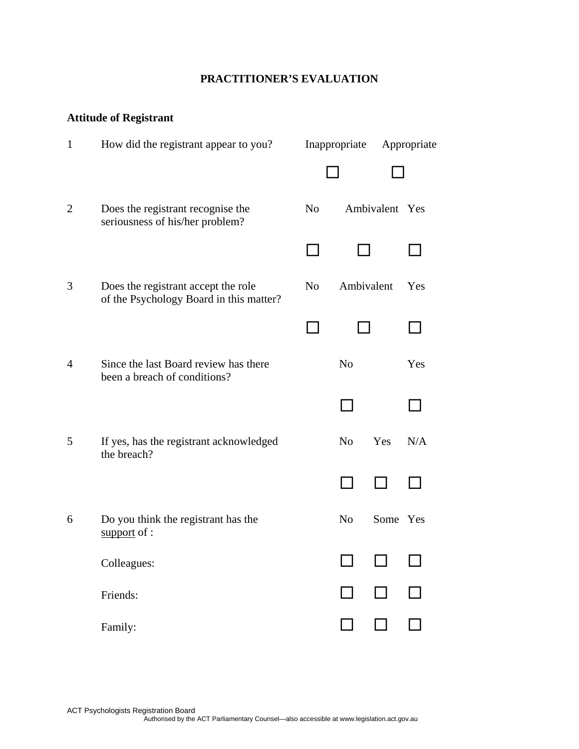## PRACTITIONER'S EVALUATION

### Attitude of Registrant

1 How did the registrant appear to you?

| Inappropriate | Appropriate |
|---|---|
| ☐ | ☐ |

2 Does the registrant recognise the seriousness of his/her problem?

| No | Ambivalent | Yes |
|---|---|---|
| ☐ | ☐ | ☐ |

3 Does the registrant accept the role of the Psychology Board in this matter?

| No | Ambivalent | Yes |
|---|---|---|
| ☐ | ☐ | ☐ |

4 Since the last Board review has there been a breach of conditions?

| No | Yes |
|---|---|
| ☐ | ☐ |

5 If yes, has the registrant acknowledged the breach?

| No | Yes | N/A |
|---|---|---|
| ☐ | ☐ | ☐ |

6 Do you think the registrant has the <u>support</u> of :

| | No | Some | Yes |
|---|---|---|---|
| Colleagues: | ☐ | ☐ | ☐ |
| Friends: | ☐ | ☐ | ☐ |
| Family: | ☐ | ☐ | ☐ |

ACT Psychologists Registration Board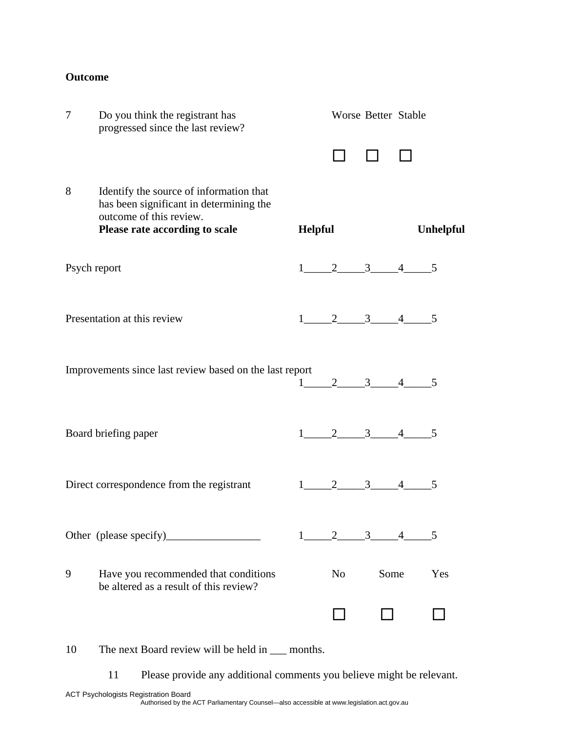**Outcome**

| | | Worse | Better | Stable |
|---|---|---|---|---|
| 7 | Do you think the registrant has progressed since the last review? | ☐ | ☐ | ☐ |

8 Identify the source of information that has been significant in determining the outcome of this review.
**Please rate according to scale** **Helpful** **Unhelpful**

| | |
|---|---|
| Psych report | 1\_\_\_\_\_2\_\_\_\_\_3\_\_\_\_\_4\_\_\_\_\_5 |
| Presentation at this review | 1\_\_\_\_\_2\_\_\_\_\_3\_\_\_\_\_4\_\_\_\_\_5 |
| Improvements since last review based on the last report | 1\_\_\_\_\_2\_\_\_\_\_3\_\_\_\_\_4\_\_\_\_\_5 |
| Board briefing paper | 1\_\_\_\_\_2\_\_\_\_\_3\_\_\_\_\_4\_\_\_\_\_5 |
| Direct correspondence from the registrant | 1\_\_\_\_\_2\_\_\_\_\_3\_\_\_\_\_4\_\_\_\_\_5 |
| Other (please specify)\_\_\_\_\_\_\_\_\_\_\_\_\_\_\_\_\_ | 1\_\_\_\_\_2\_\_\_\_\_3\_\_\_\_\_4\_\_\_\_\_5 |

| | | No | Some | Yes |
|---|---|---|---|---|
| 9 | Have you recommended that conditions be altered as a result of this review? | ☐ | ☐ | ☐ |

10 The next Board review will be held in \_\_\_ months.

11 Please provide any additional comments you believe might be relevant.

ACT Psychologists Registration Board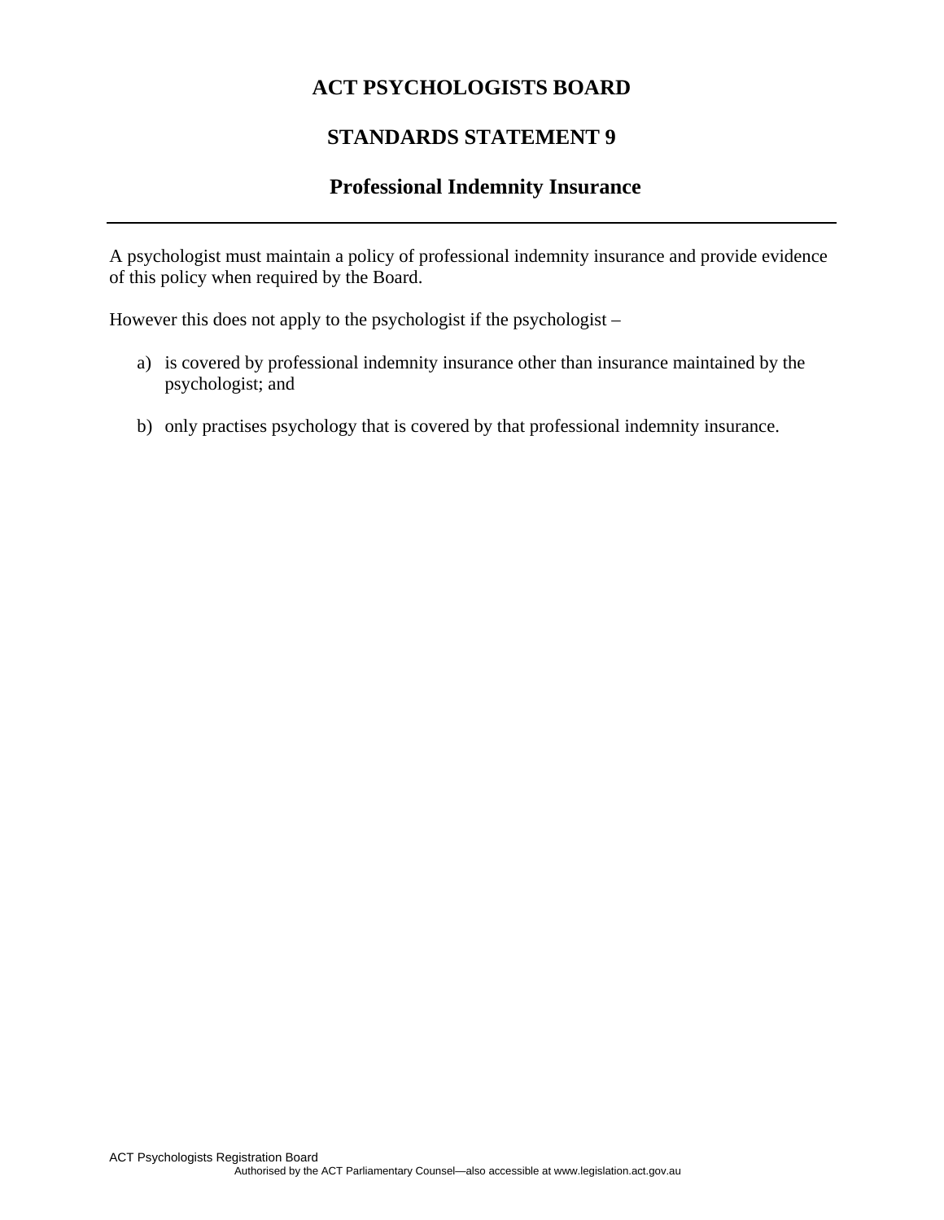# ACT PSYCHOLOGISTS BOARD

## STANDARDS STATEMENT 9

### Professional Indemnity Insurance

---

A psychologist must maintain a policy of professional indemnity insurance and provide evidence of this policy when required by the Board.

However this does not apply to the psychologist if the psychologist –

a) is covered by professional indemnity insurance other than insurance maintained by the psychologist; and

b) only practises psychology that is covered by that professional indemnity insurance.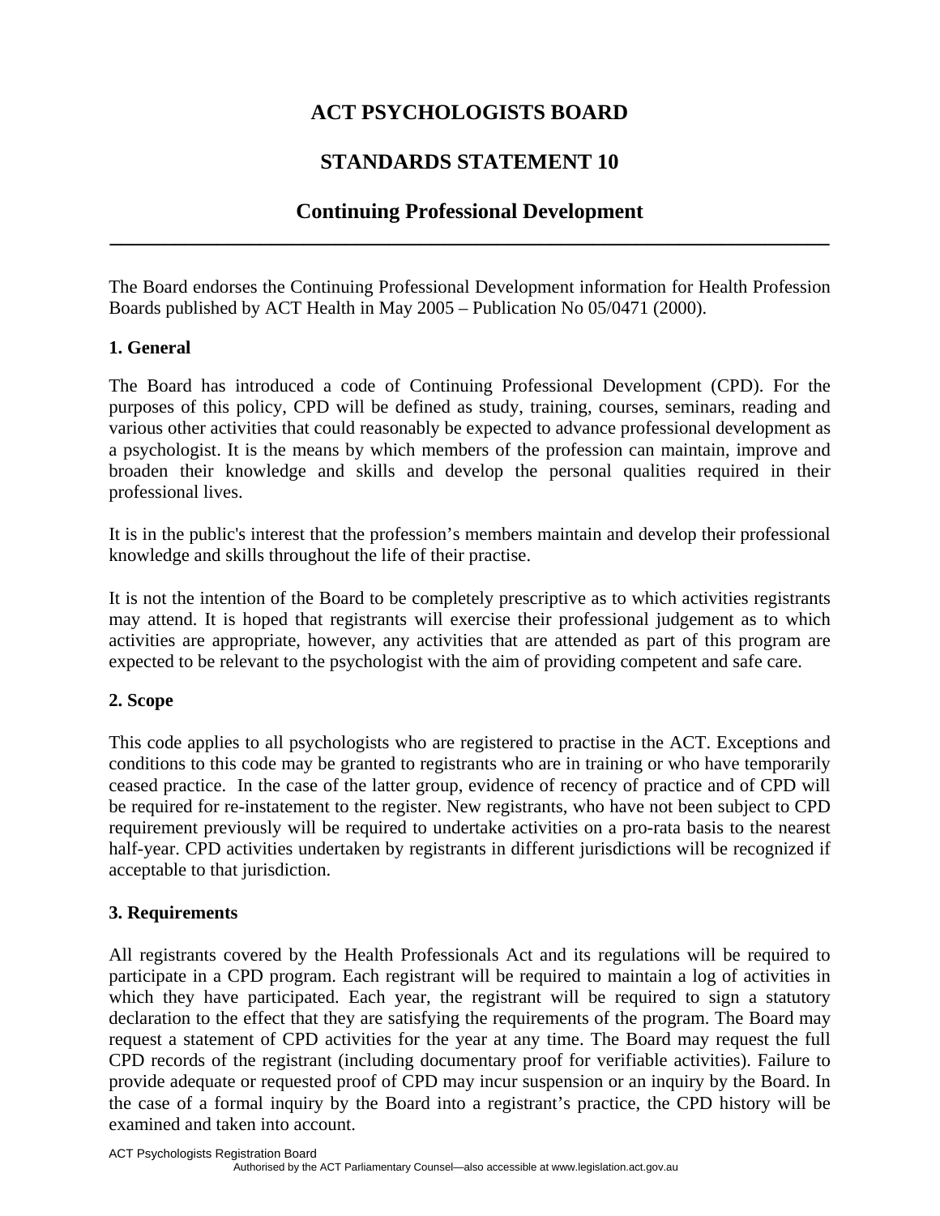# ACT PSYCHOLOGISTS BOARD

## STANDARDS STATEMENT 10

## Continuing Professional Development

---

The Board endorses the Continuing Professional Development information for Health Profession Boards published by ACT Health in May 2005 – Publication No 05/0471 (2000).

### 1. General

The Board has introduced a code of Continuing Professional Development (CPD). For the purposes of this policy, CPD will be defined as study, training, courses, seminars, reading and various other activities that could reasonably be expected to advance professional development as a psychologist. It is the means by which members of the profession can maintain, improve and broaden their knowledge and skills and develop the personal qualities required in their professional lives.

It is in the public's interest that the profession's members maintain and develop their professional knowledge and skills throughout the life of their practise.

It is not the intention of the Board to be completely prescriptive as to which activities registrants may attend. It is hoped that registrants will exercise their professional judgement as to which activities are appropriate, however, any activities that are attended as part of this program are expected to be relevant to the psychologist with the aim of providing competent and safe care.

### 2. Scope

This code applies to all psychologists who are registered to practise in the ACT. Exceptions and conditions to this code may be granted to registrants who are in training or who have temporarily ceased practice. In the case of the latter group, evidence of recency of practice and of CPD will be required for re-instatement to the register. New registrants, who have not been subject to CPD requirement previously will be required to undertake activities on a pro-rata basis to the nearest half-year. CPD activities undertaken by registrants in different jurisdictions will be recognized if acceptable to that jurisdiction.

### 3. Requirements

All registrants covered by the Health Professionals Act and its regulations will be required to participate in a CPD program. Each registrant will be required to maintain a log of activities in which they have participated. Each year, the registrant will be required to sign a statutory declaration to the effect that they are satisfying the requirements of the program. The Board may request a statement of CPD activities for the year at any time. The Board may request the full CPD records of the registrant (including documentary proof for verifiable activities). Failure to provide adequate or requested proof of CPD may incur suspension or an inquiry by the Board. In the case of a formal inquiry by the Board into a registrant's practice, the CPD history will be examined and taken into account.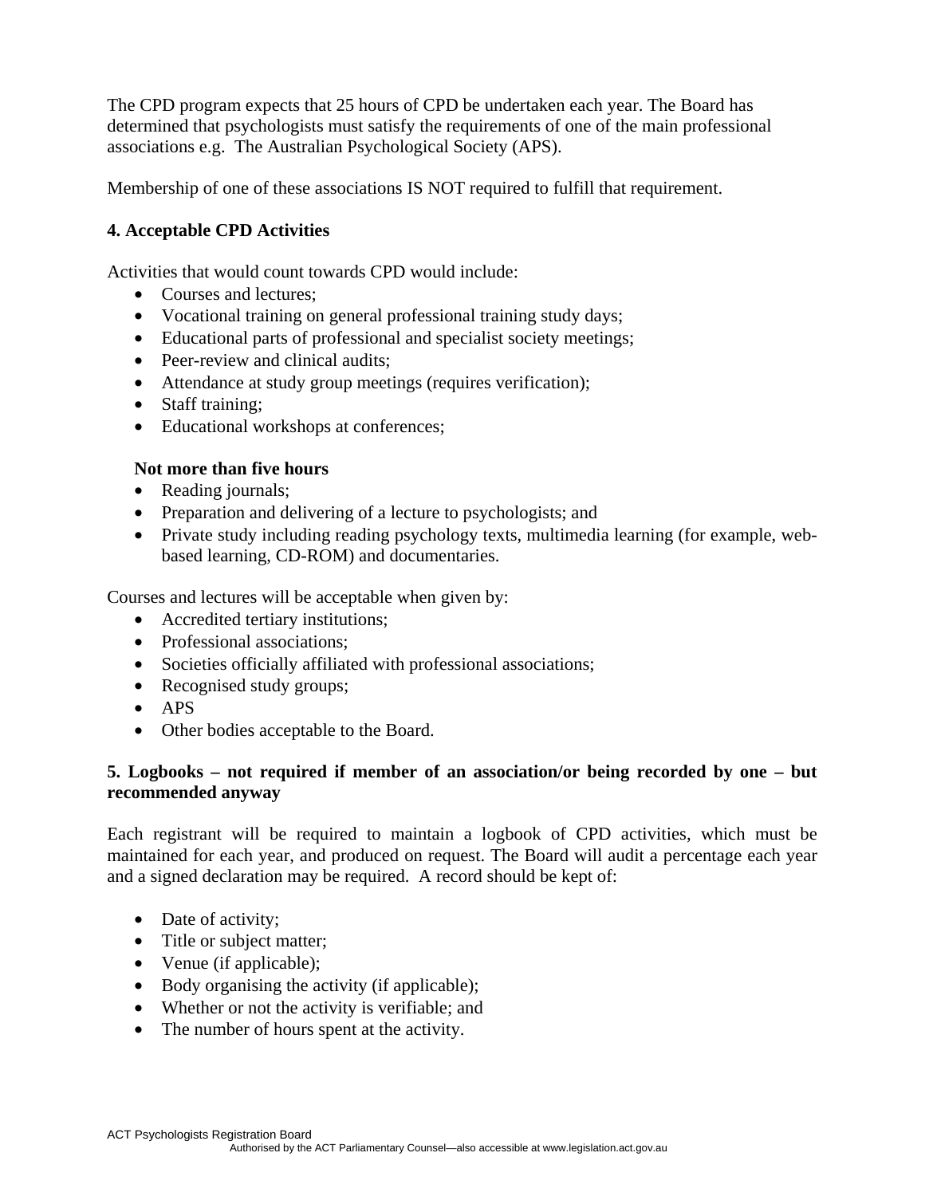The CPD program expects that 25 hours of CPD be undertaken each year. The Board has determined that psychologists must satisfy the requirements of one of the main professional associations e.g. The Australian Psychological Society (APS).

Membership of one of these associations IS NOT required to fulfill that requirement.

**4. Acceptable CPD Activities**

Activities that would count towards CPD would include:

- Courses and lectures;
- Vocational training on general professional training study days;
- Educational parts of professional and specialist society meetings;
- Peer-review and clinical audits;
- Attendance at study group meetings (requires verification);
- Staff training;
- Educational workshops at conferences;

**Not more than five hours**

- Reading journals;
- Preparation and delivering of a lecture to psychologists; and
- Private study including reading psychology texts, multimedia learning (for example, web-based learning, CD-ROM) and documentaries.

Courses and lectures will be acceptable when given by:

- Accredited tertiary institutions;
- Professional associations;
- Societies officially affiliated with professional associations;
- Recognised study groups;
- APS
- Other bodies acceptable to the Board.

**5. Logbooks – not required if member of an association/or being recorded by one – but recommended anyway**

Each registrant will be required to maintain a logbook of CPD activities, which must be maintained for each year, and produced on request. The Board will audit a percentage each year and a signed declaration may be required. A record should be kept of:

- Date of activity;
- Title or subject matter;
- Venue (if applicable);
- Body organising the activity (if applicable);
- Whether or not the activity is verifiable; and
- The number of hours spent at the activity.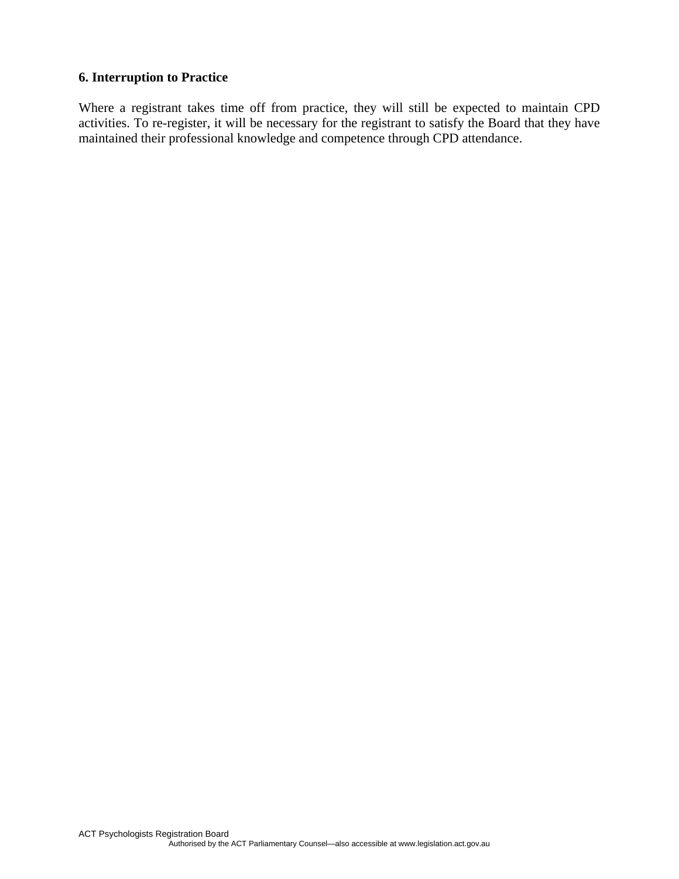**6. Interruption to Practice**

Where a registrant takes time off from practice, they will still be expected to maintain CPD activities. To re-register, it will be necessary for the registrant to satisfy the Board that they have maintained their professional knowledge and competence through CPD attendance.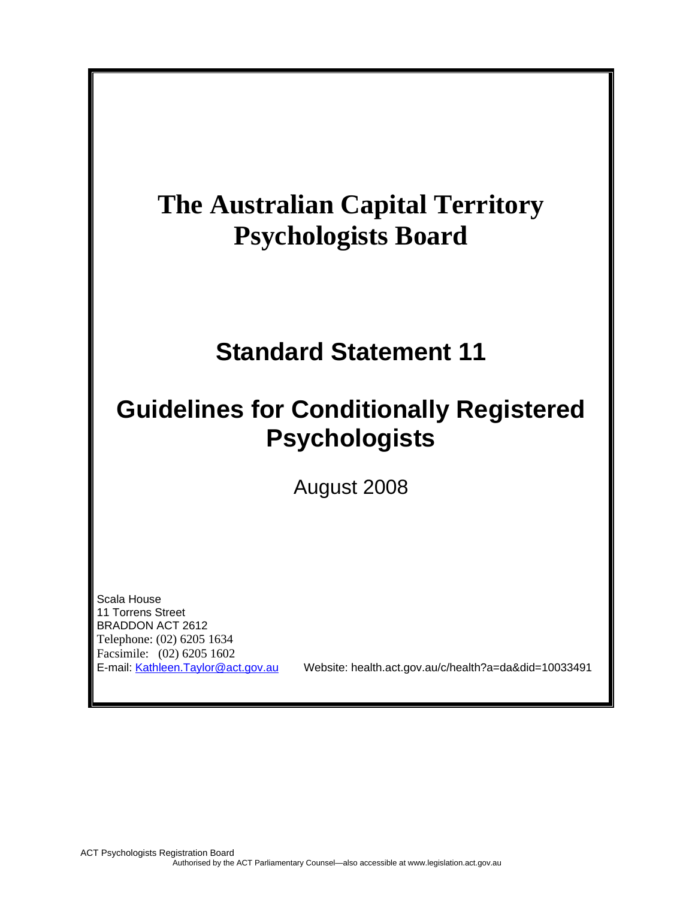# The Australian Capital Territory Psychologists Board

## Standard Statement 11

## Guidelines for Conditionally Registered Psychologists

August 2008

Scala House
11 Torrens Street
BRADDON ACT 2612
Telephone: (02) 6205 1634
Facsimile: (02) 6205 1602
E-mail: Kathleen.Taylor@act.gov.au Website: health.act.gov.au/c/health?a=da&did=10033491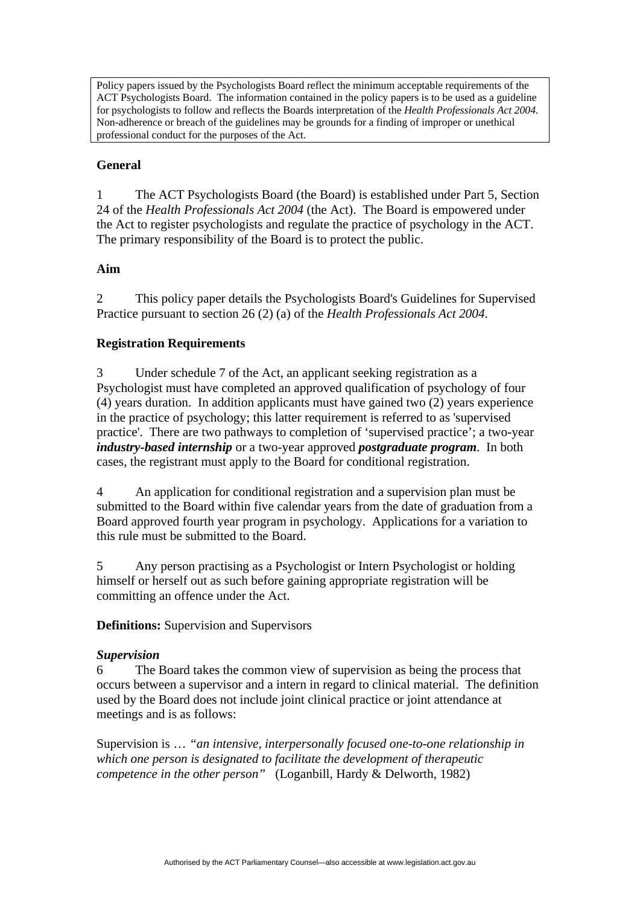Policy papers issued by the Psychologists Board reflect the minimum acceptable requirements of the ACT Psychologists Board. The information contained in the policy papers is to be used as a guideline for psychologists to follow and reflects the Boards interpretation of the *Health Professionals Act 2004.* Non-adherence or breach of the guidelines may be grounds for a finding of improper or unethical professional conduct for the purposes of the Act.

**General**

1 The ACT Psychologists Board (the Board) is established under Part 5, Section 24 of the *Health Professionals Act 2004* (the Act). The Board is empowered under the Act to register psychologists and regulate the practice of psychology in the ACT. The primary responsibility of the Board is to protect the public.

**Aim**

2 This policy paper details the Psychologists Board's Guidelines for Supervised Practice pursuant to section 26 (2) (a) of the *Health Professionals Act 2004*.

**Registration Requirements**

3 Under schedule 7 of the Act, an applicant seeking registration as a Psychologist must have completed an approved qualification of psychology of four (4) years duration. In addition applicants must have gained two (2) years experience in the practice of psychology; this latter requirement is referred to as 'supervised practice'. There are two pathways to completion of 'supervised practice'; a two-year ***industry-based internship*** or a two-year approved ***postgraduate program***. In both cases, the registrant must apply to the Board for conditional registration.

4 An application for conditional registration and a supervision plan must be submitted to the Board within five calendar years from the date of graduation from a Board approved fourth year program in psychology. Applications for a variation to this rule must be submitted to the Board.

5 Any person practising as a Psychologist or Intern Psychologist or holding himself or herself out as such before gaining appropriate registration will be committing an offence under the Act.

**Definitions:** Supervision and Supervisors

***Supervision***

6 The Board takes the common view of supervision as being the process that occurs between a supervisor and a intern in regard to clinical material. The definition used by the Board does not include joint clinical practice or joint attendance at meetings and is as follows:

Supervision is … *"an intensive, interpersonally focused one-to-one relationship in which one person is designated to facilitate the development of therapeutic competence in the other person"* (Loganbill, Hardy & Delworth, 1982)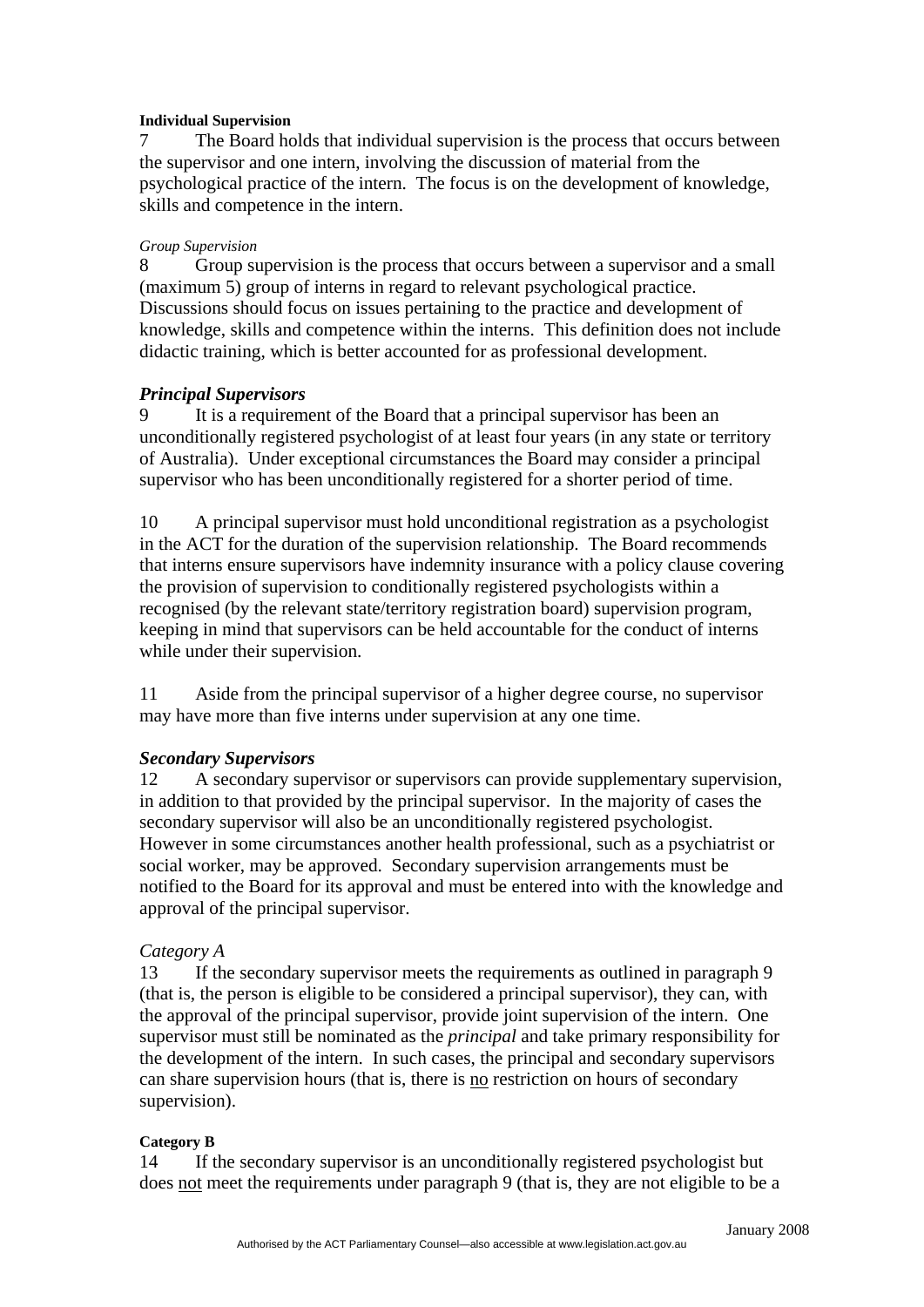**Individual Supervision**

7 The Board holds that individual supervision is the process that occurs between the supervisor and one intern, involving the discussion of material from the psychological practice of the intern. The focus is on the development of knowledge, skills and competence in the intern.

*Group Supervision*

8 Group supervision is the process that occurs between a supervisor and a small (maximum 5) group of interns in regard to relevant psychological practice. Discussions should focus on issues pertaining to the practice and development of knowledge, skills and competence within the interns. This definition does not include didactic training, which is better accounted for as professional development.

### *Principal Supervisors*

9 It is a requirement of the Board that a principal supervisor has been an unconditionally registered psychologist of at least four years (in any state or territory of Australia). Under exceptional circumstances the Board may consider a principal supervisor who has been unconditionally registered for a shorter period of time.

10 A principal supervisor must hold unconditional registration as a psychologist in the ACT for the duration of the supervision relationship. The Board recommends that interns ensure supervisors have indemnity insurance with a policy clause covering the provision of supervision to conditionally registered psychologists within a recognised (by the relevant state/territory registration board) supervision program, keeping in mind that supervisors can be held accountable for the conduct of interns while under their supervision.

11 Aside from the principal supervisor of a higher degree course, no supervisor may have more than five interns under supervision at any one time.

### *Secondary Supervisors*

12 A secondary supervisor or supervisors can provide supplementary supervision, in addition to that provided by the principal supervisor. In the majority of cases the secondary supervisor will also be an unconditionally registered psychologist. However in some circumstances another health professional, such as a psychiatrist or social worker, may be approved. Secondary supervision arrangements must be notified to the Board for its approval and must be entered into with the knowledge and approval of the principal supervisor.

*Category A*

13 If the secondary supervisor meets the requirements as outlined in paragraph 9 (that is, the person is eligible to be considered a principal supervisor), they can, with the approval of the principal supervisor, provide joint supervision of the intern. One supervisor must still be nominated as the *principal* and take primary responsibility for the development of the intern. In such cases, the principal and secondary supervisors can share supervision hours (that is, there is <u>no</u> restriction on hours of secondary supervision).

**Category B**

14 If the secondary supervisor is an unconditionally registered psychologist but does <u>not</u> meet the requirements under paragraph 9 (that is, they are not eligible to be a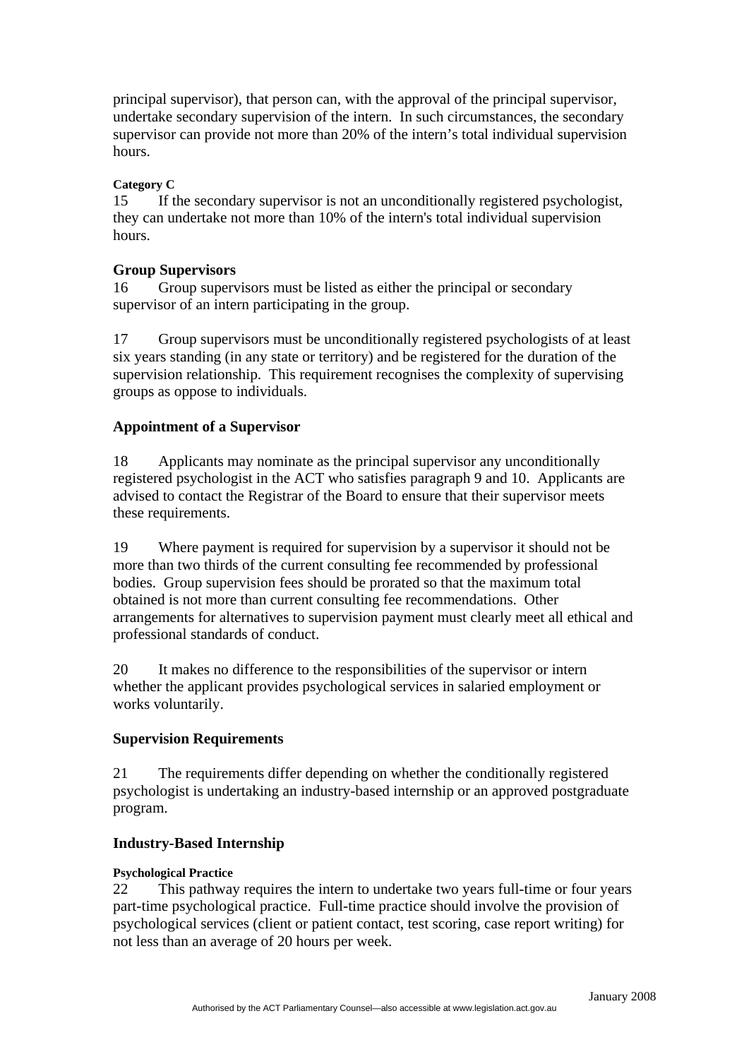principal supervisor), that person can, with the approval of the principal supervisor, undertake secondary supervision of the intern. In such circumstances, the secondary supervisor can provide not more than 20% of the intern's total individual supervision hours.

**Category C**

15 If the secondary supervisor is not an unconditionally registered psychologist, they can undertake not more than 10% of the intern's total individual supervision hours.

### Group Supervisors

16 Group supervisors must be listed as either the principal or secondary supervisor of an intern participating in the group.

17 Group supervisors must be unconditionally registered psychologists of at least six years standing (in any state or territory) and be registered for the duration of the supervision relationship. This requirement recognises the complexity of supervising groups as oppose to individuals.

### Appointment of a Supervisor

18 Applicants may nominate as the principal supervisor any unconditionally registered psychologist in the ACT who satisfies paragraph 9 and 10. Applicants are advised to contact the Registrar of the Board to ensure that their supervisor meets these requirements.

19 Where payment is required for supervision by a supervisor it should not be more than two thirds of the current consulting fee recommended by professional bodies. Group supervision fees should be prorated so that the maximum total obtained is not more than current consulting fee recommendations. Other arrangements for alternatives to supervision payment must clearly meet all ethical and professional standards of conduct.

20 It makes no difference to the responsibilities of the supervisor or intern whether the applicant provides psychological services in salaried employment or works voluntarily.

### Supervision Requirements

21 The requirements differ depending on whether the conditionally registered psychologist is undertaking an industry-based internship or an approved postgraduate program.

### Industry-Based Internship

**Psychological Practice**

22 This pathway requires the intern to undertake two years full-time or four years part-time psychological practice. Full-time practice should involve the provision of psychological services (client or patient contact, test scoring, case report writing) for not less than an average of 20 hours per week.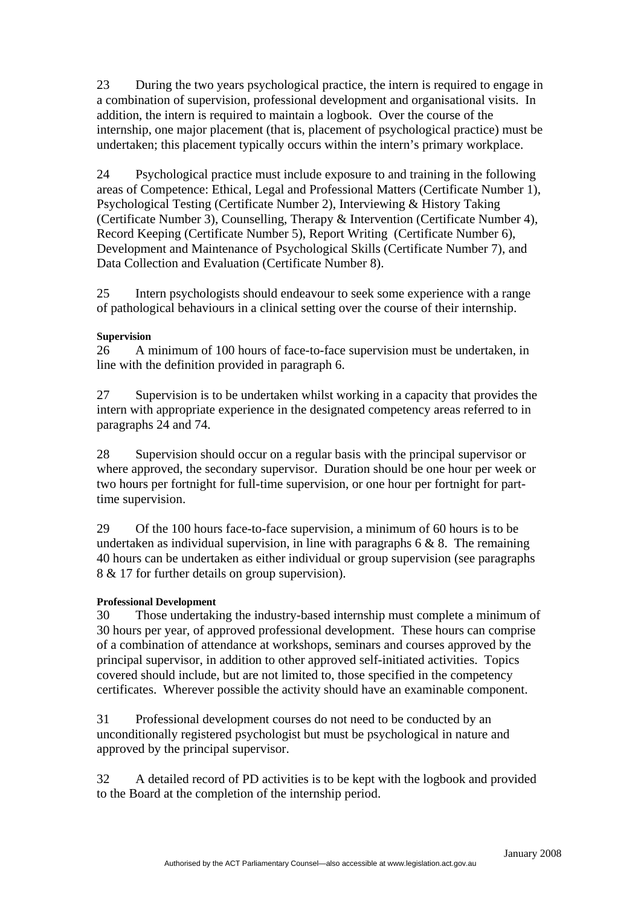23 During the two years psychological practice, the intern is required to engage in a combination of supervision, professional development and organisational visits. In addition, the intern is required to maintain a logbook. Over the course of the internship, one major placement (that is, placement of psychological practice) must be undertaken; this placement typically occurs within the intern's primary workplace.

24 Psychological practice must include exposure to and training in the following areas of Competence: Ethical, Legal and Professional Matters (Certificate Number 1), Psychological Testing (Certificate Number 2), Interviewing & History Taking (Certificate Number 3), Counselling, Therapy & Intervention (Certificate Number 4), Record Keeping (Certificate Number 5), Report Writing (Certificate Number 6), Development and Maintenance of Psychological Skills (Certificate Number 7), and Data Collection and Evaluation (Certificate Number 8).

25 Intern psychologists should endeavour to seek some experience with a range of pathological behaviours in a clinical setting over the course of their internship.

**Supervision**

26 A minimum of 100 hours of face-to-face supervision must be undertaken, in line with the definition provided in paragraph 6.

27 Supervision is to be undertaken whilst working in a capacity that provides the intern with appropriate experience in the designated competency areas referred to in paragraphs 24 and 74.

28 Supervision should occur on a regular basis with the principal supervisor or where approved, the secondary supervisor. Duration should be one hour per week or two hours per fortnight for full-time supervision, or one hour per fortnight for part-time supervision.

29 Of the 100 hours face-to-face supervision, a minimum of 60 hours is to be undertaken as individual supervision, in line with paragraphs 6 & 8. The remaining 40 hours can be undertaken as either individual or group supervision (see paragraphs 8 & 17 for further details on group supervision).

**Professional Development**

30 Those undertaking the industry-based internship must complete a minimum of 30 hours per year, of approved professional development. These hours can comprise of a combination of attendance at workshops, seminars and courses approved by the principal supervisor, in addition to other approved self-initiated activities. Topics covered should include, but are not limited to, those specified in the competency certificates. Wherever possible the activity should have an examinable component.

31 Professional development courses do not need to be conducted by an unconditionally registered psychologist but must be psychological in nature and approved by the principal supervisor.

32 A detailed record of PD activities is to be kept with the logbook and provided to the Board at the completion of the internship period.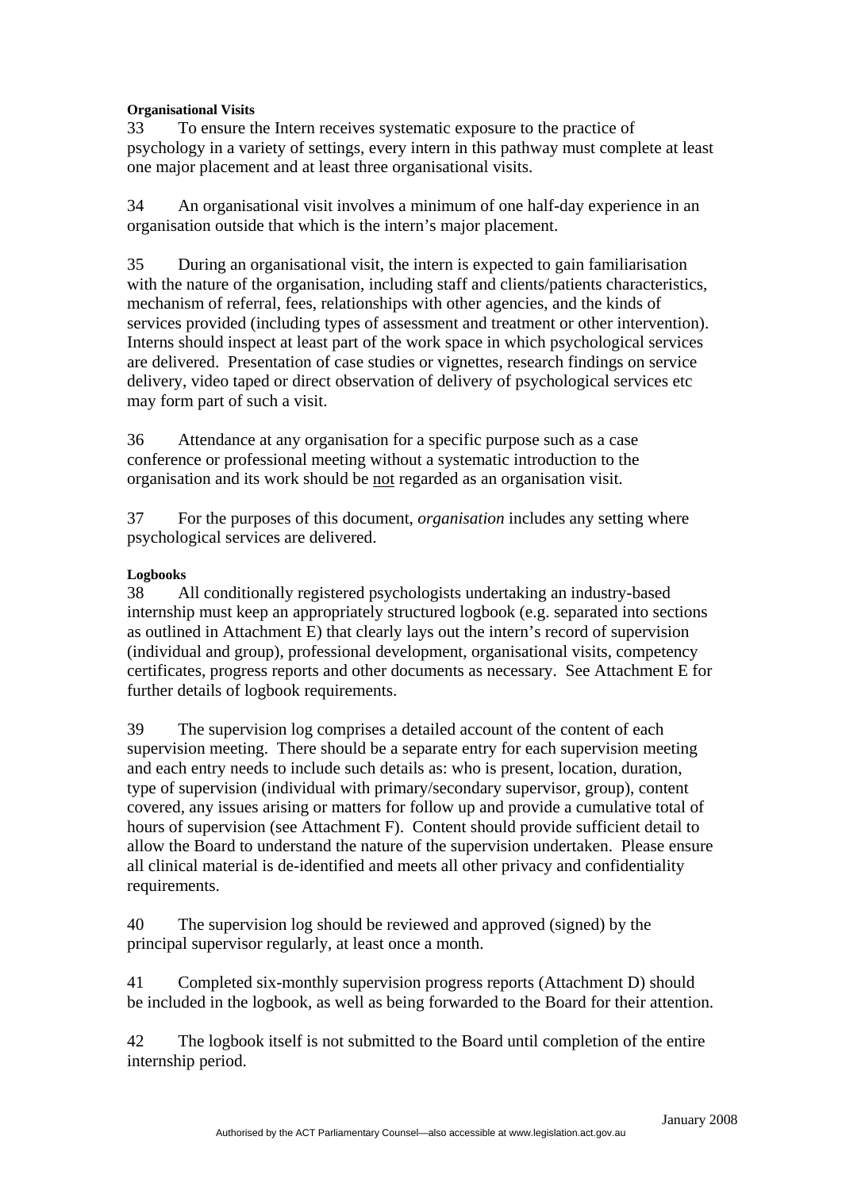**Organisational Visits**

33 To ensure the Intern receives systematic exposure to the practice of psychology in a variety of settings, every intern in this pathway must complete at least one major placement and at least three organisational visits.

34 An organisational visit involves a minimum of one half-day experience in an organisation outside that which is the intern's major placement.

35 During an organisational visit, the intern is expected to gain familiarisation with the nature of the organisation, including staff and clients/patients characteristics, mechanism of referral, fees, relationships with other agencies, and the kinds of services provided (including types of assessment and treatment or other intervention). Interns should inspect at least part of the work space in which psychological services are delivered. Presentation of case studies or vignettes, research findings on service delivery, video taped or direct observation of delivery of psychological services etc may form part of such a visit.

36 Attendance at any organisation for a specific purpose such as a case conference or professional meeting without a systematic introduction to the organisation and its work should be <u>not</u> regarded as an organisation visit.

37 For the purposes of this document, *organisation* includes any setting where psychological services are delivered.

**Logbooks**

38 All conditionally registered psychologists undertaking an industry-based internship must keep an appropriately structured logbook (e.g. separated into sections as outlined in Attachment E) that clearly lays out the intern's record of supervision (individual and group), professional development, organisational visits, competency certificates, progress reports and other documents as necessary. See Attachment E for further details of logbook requirements.

39 The supervision log comprises a detailed account of the content of each supervision meeting. There should be a separate entry for each supervision meeting and each entry needs to include such details as: who is present, location, duration, type of supervision (individual with primary/secondary supervisor, group), content covered, any issues arising or matters for follow up and provide a cumulative total of hours of supervision (see Attachment F). Content should provide sufficient detail to allow the Board to understand the nature of the supervision undertaken. Please ensure all clinical material is de-identified and meets all other privacy and confidentiality requirements.

40 The supervision log should be reviewed and approved (signed) by the principal supervisor regularly, at least once a month.

41 Completed six-monthly supervision progress reports (Attachment D) should be included in the logbook, as well as being forwarded to the Board for their attention.

42 The logbook itself is not submitted to the Board until completion of the entire internship period.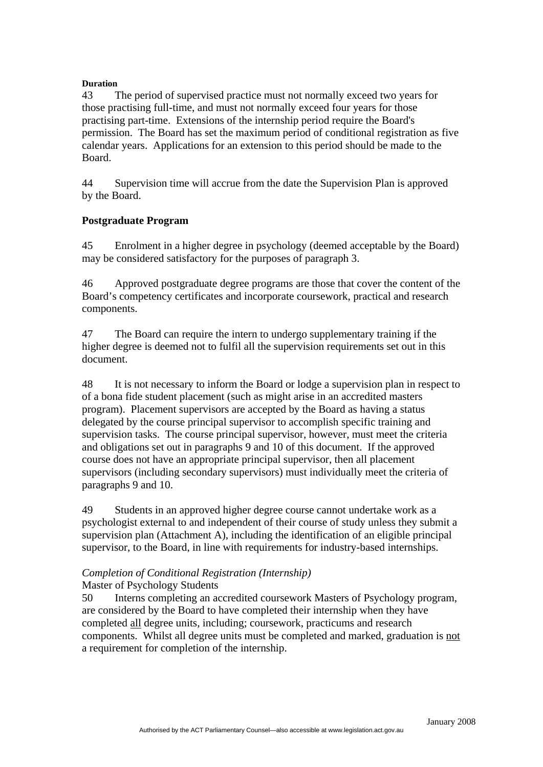**Duration**

43 The period of supervised practice must not normally exceed two years for those practising full-time, and must not normally exceed four years for those practising part-time. Extensions of the internship period require the Board's permission. The Board has set the maximum period of conditional registration as five calendar years. Applications for an extension to this period should be made to the Board.

44 Supervision time will accrue from the date the Supervision Plan is approved by the Board.

## Postgraduate Program

45 Enrolment in a higher degree in psychology (deemed acceptable by the Board) may be considered satisfactory for the purposes of paragraph 3.

46 Approved postgraduate degree programs are those that cover the content of the Board's competency certificates and incorporate coursework, practical and research components.

47 The Board can require the intern to undergo supplementary training if the higher degree is deemed not to fulfil all the supervision requirements set out in this document.

48 It is not necessary to inform the Board or lodge a supervision plan in respect to of a bona fide student placement (such as might arise in an accredited masters program). Placement supervisors are accepted by the Board as having a status delegated by the course principal supervisor to accomplish specific training and supervision tasks. The course principal supervisor, however, must meet the criteria and obligations set out in paragraphs 9 and 10 of this document. If the approved course does not have an appropriate principal supervisor, then all placement supervisors (including secondary supervisors) must individually meet the criteria of paragraphs 9 and 10.

49 Students in an approved higher degree course cannot undertake work as a psychologist external to and independent of their course of study unless they submit a supervision plan (Attachment A), including the identification of an eligible principal supervisor, to the Board, in line with requirements for industry-based internships.

*Completion of Conditional Registration (Internship)*

Master of Psychology Students

50 Interns completing an accredited coursework Masters of Psychology program, are considered by the Board to have completed their internship when they have completed <u>all</u> degree units, including; coursework, practicums and research components. Whilst all degree units must be completed and marked, graduation is <u>not</u> a requirement for completion of the internship.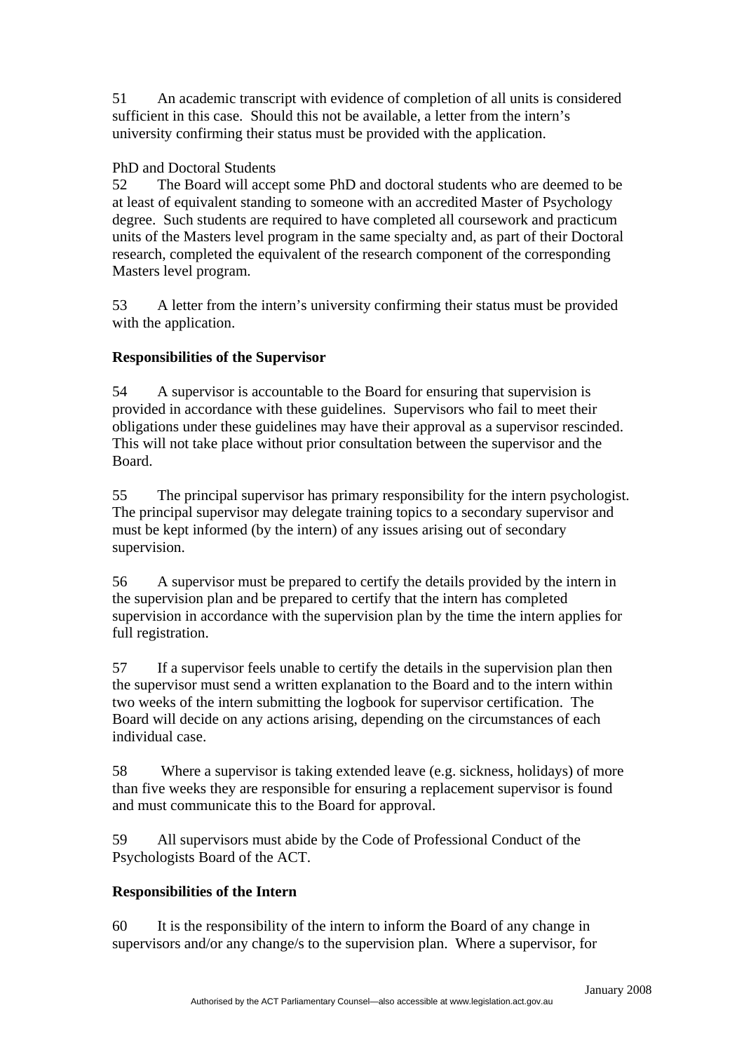51 An academic transcript with evidence of completion of all units is considered sufficient in this case. Should this not be available, a letter from the intern's university confirming their status must be provided with the application.

PhD and Doctoral Students

52 The Board will accept some PhD and doctoral students who are deemed to be at least of equivalent standing to someone with an accredited Master of Psychology degree. Such students are required to have completed all coursework and practicum units of the Masters level program in the same specialty and, as part of their Doctoral research, completed the equivalent of the research component of the corresponding Masters level program.

53 A letter from the intern's university confirming their status must be provided with the application.

**Responsibilities of the Supervisor**

54 A supervisor is accountable to the Board for ensuring that supervision is provided in accordance with these guidelines. Supervisors who fail to meet their obligations under these guidelines may have their approval as a supervisor rescinded. This will not take place without prior consultation between the supervisor and the Board.

55 The principal supervisor has primary responsibility for the intern psychologist. The principal supervisor may delegate training topics to a secondary supervisor and must be kept informed (by the intern) of any issues arising out of secondary supervision.

56 A supervisor must be prepared to certify the details provided by the intern in the supervision plan and be prepared to certify that the intern has completed supervision in accordance with the supervision plan by the time the intern applies for full registration.

57 If a supervisor feels unable to certify the details in the supervision plan then the supervisor must send a written explanation to the Board and to the intern within two weeks of the intern submitting the logbook for supervisor certification. The Board will decide on any actions arising, depending on the circumstances of each individual case.

58 Where a supervisor is taking extended leave (e.g. sickness, holidays) of more than five weeks they are responsible for ensuring a replacement supervisor is found and must communicate this to the Board for approval.

59 All supervisors must abide by the Code of Professional Conduct of the Psychologists Board of the ACT.

**Responsibilities of the Intern**

60 It is the responsibility of the intern to inform the Board of any change in supervisors and/or any change/s to the supervision plan. Where a supervisor, for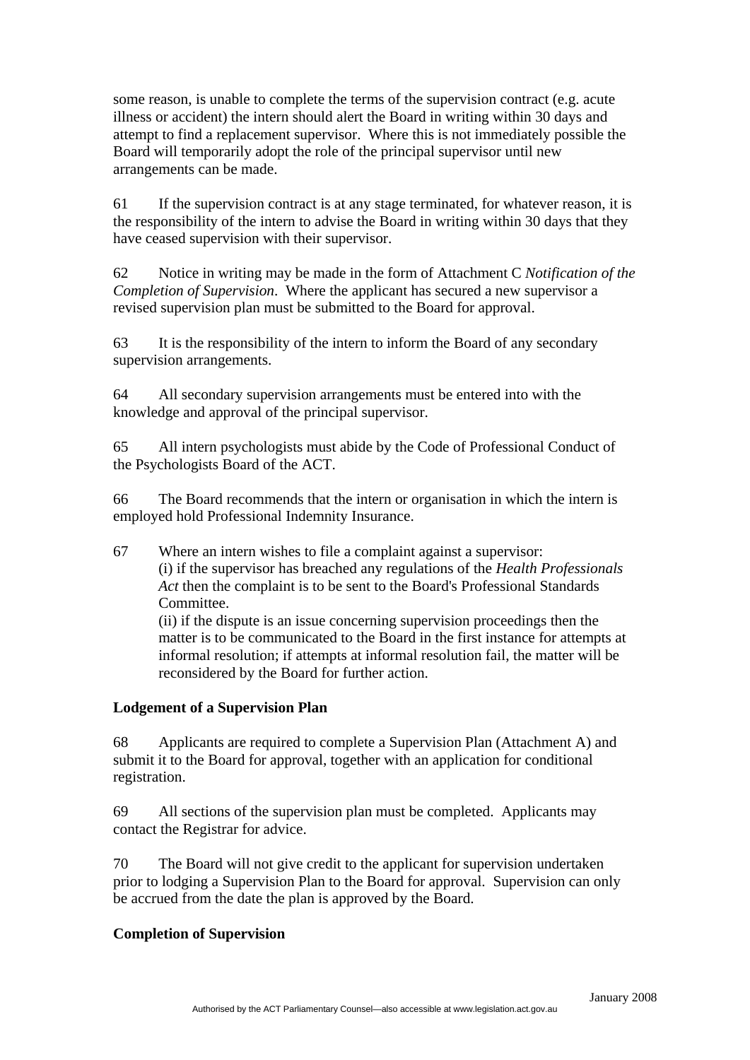some reason, is unable to complete the terms of the supervision contract (e.g. acute illness or accident) the intern should alert the Board in writing within 30 days and attempt to find a replacement supervisor. Where this is not immediately possible the Board will temporarily adopt the role of the principal supervisor until new arrangements can be made.

61 If the supervision contract is at any stage terminated, for whatever reason, it is the responsibility of the intern to advise the Board in writing within 30 days that they have ceased supervision with their supervisor.

62 Notice in writing may be made in the form of Attachment C *Notification of the Completion of Supervision*. Where the applicant has secured a new supervisor a revised supervision plan must be submitted to the Board for approval.

63 It is the responsibility of the intern to inform the Board of any secondary supervision arrangements.

64 All secondary supervision arrangements must be entered into with the knowledge and approval of the principal supervisor.

65 All intern psychologists must abide by the Code of Professional Conduct of the Psychologists Board of the ACT.

66 The Board recommends that the intern or organisation in which the intern is employed hold Professional Indemnity Insurance.

67 Where an intern wishes to file a complaint against a supervisor:

(i) if the supervisor has breached any regulations of the *Health Professionals Act* then the complaint is to be sent to the Board's Professional Standards Committee.

(ii) if the dispute is an issue concerning supervision proceedings then the matter is to be communicated to the Board in the first instance for attempts at informal resolution; if attempts at informal resolution fail, the matter will be reconsidered by the Board for further action.

**Lodgement of a Supervision Plan**

68 Applicants are required to complete a Supervision Plan (Attachment A) and submit it to the Board for approval, together with an application for conditional registration.

69 All sections of the supervision plan must be completed. Applicants may contact the Registrar for advice.

70 The Board will not give credit to the applicant for supervision undertaken prior to lodging a Supervision Plan to the Board for approval. Supervision can only be accrued from the date the plan is approved by the Board.

**Completion of Supervision**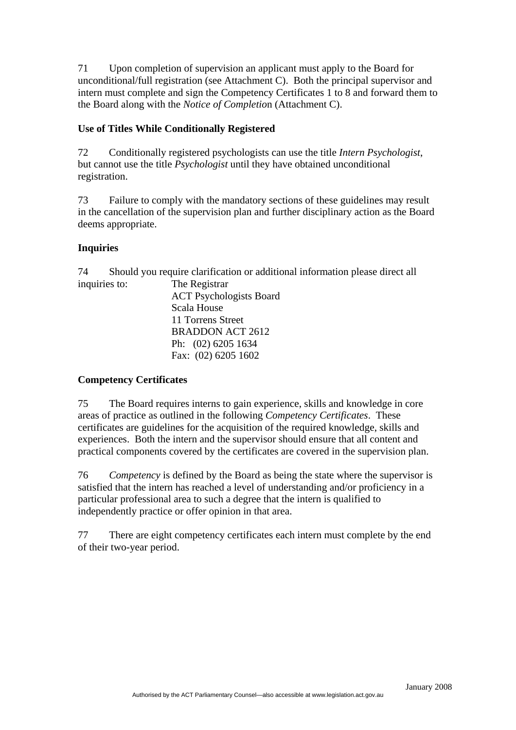71 Upon completion of supervision an applicant must apply to the Board for unconditional/full registration (see Attachment C). Both the principal supervisor and intern must complete and sign the Competency Certificates 1 to 8 and forward them to the Board along with the *Notice of Completio*n (Attachment C).

**Use of Titles While Conditionally Registered**

72 Conditionally registered psychologists can use the title *Intern Psychologist*, but cannot use the title *Psychologist* until they have obtained unconditional registration.

73 Failure to comply with the mandatory sections of these guidelines may result in the cancellation of the supervision plan and further disciplinary action as the Board deems appropriate.

**Inquiries**

74 Should you require clarification or additional information please direct all inquiries to:

The Registrar
ACT Psychologists Board
Scala House
11 Torrens Street
BRADDON ACT 2612
Ph: (02) 6205 1634
Fax: (02) 6205 1602

**Competency Certificates**

75 The Board requires interns to gain experience, skills and knowledge in core areas of practice as outlined in the following *Competency Certificates*. These certificates are guidelines for the acquisition of the required knowledge, skills and experiences. Both the intern and the supervisor should ensure that all content and practical components covered by the certificates are covered in the supervision plan.

76 *Competency* is defined by the Board as being the state where the supervisor is satisfied that the intern has reached a level of understanding and/or proficiency in a particular professional area to such a degree that the intern is qualified to independently practice or offer opinion in that area.

77 There are eight competency certificates each intern must complete by the end of their two-year period.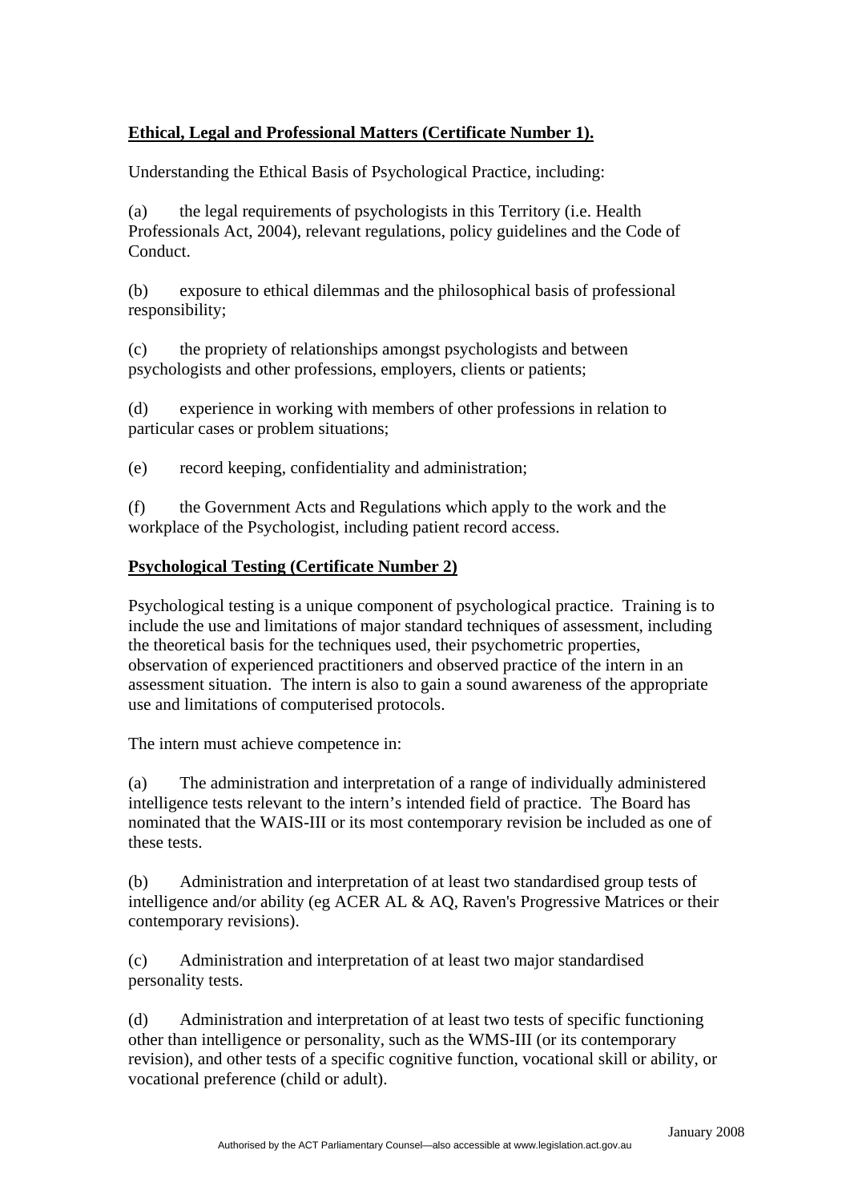**Ethical, Legal and Professional Matters (Certificate Number 1).**

Understanding the Ethical Basis of Psychological Practice, including:

(a) the legal requirements of psychologists in this Territory (i.e. Health Professionals Act, 2004), relevant regulations, policy guidelines and the Code of Conduct.

(b) exposure to ethical dilemmas and the philosophical basis of professional responsibility;

(c) the propriety of relationships amongst psychologists and between psychologists and other professions, employers, clients or patients;

(d) experience in working with members of other professions in relation to particular cases or problem situations;

(e) record keeping, confidentiality and administration;

(f) the Government Acts and Regulations which apply to the work and the workplace of the Psychologist, including patient record access.

**Psychological Testing (Certificate Number 2)**

Psychological testing is a unique component of psychological practice. Training is to include the use and limitations of major standard techniques of assessment, including the theoretical basis for the techniques used, their psychometric properties, observation of experienced practitioners and observed practice of the intern in an assessment situation. The intern is also to gain a sound awareness of the appropriate use and limitations of computerised protocols.

The intern must achieve competence in:

(a) The administration and interpretation of a range of individually administered intelligence tests relevant to the intern's intended field of practice. The Board has nominated that the WAIS-III or its most contemporary revision be included as one of these tests.

(b) Administration and interpretation of at least two standardised group tests of intelligence and/or ability (eg ACER AL & AQ, Raven's Progressive Matrices or their contemporary revisions).

(c) Administration and interpretation of at least two major standardised personality tests.

(d) Administration and interpretation of at least two tests of specific functioning other than intelligence or personality, such as the WMS-III (or its contemporary revision), and other tests of a specific cognitive function, vocational skill or ability, or vocational preference (child or adult).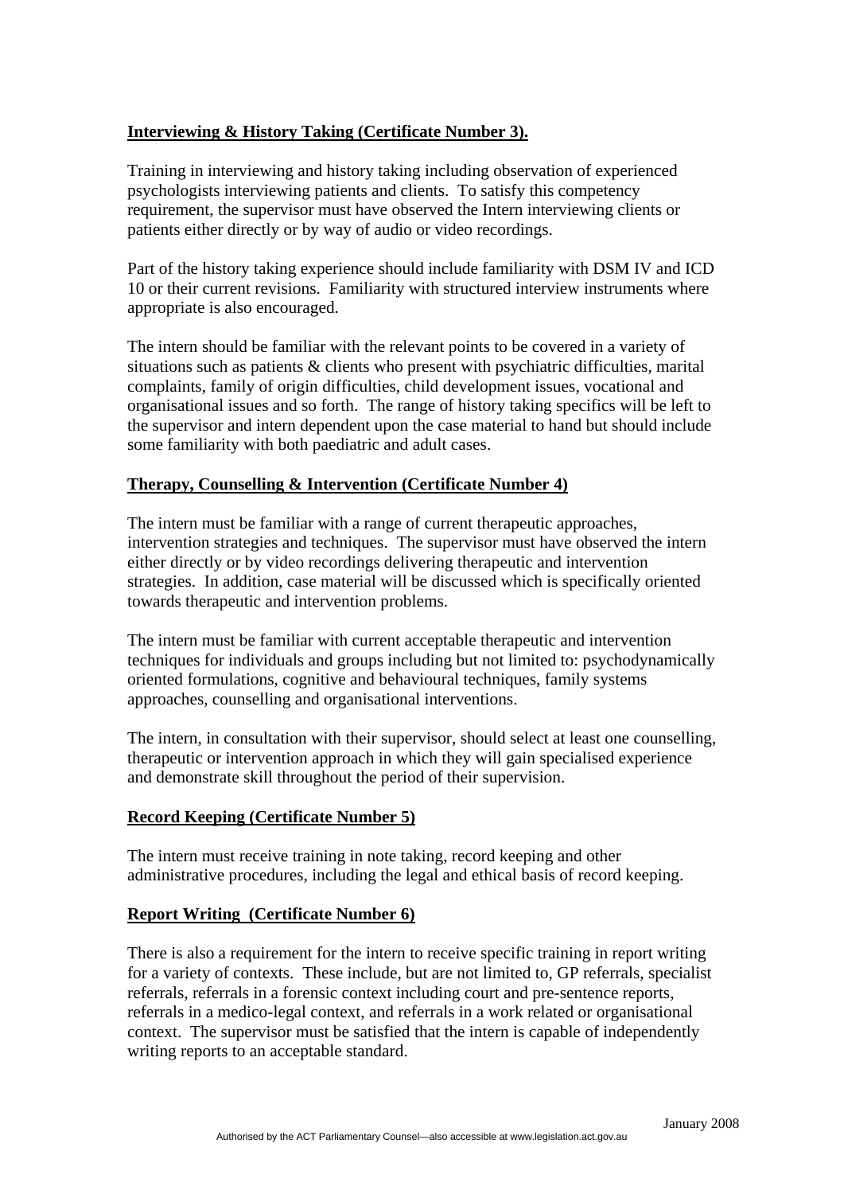**Interviewing & History Taking (Certificate Number 3).**

Training in interviewing and history taking including observation of experienced psychologists interviewing patients and clients. To satisfy this competency requirement, the supervisor must have observed the Intern interviewing clients or patients either directly or by way of audio or video recordings.

Part of the history taking experience should include familiarity with DSM IV and ICD 10 or their current revisions. Familiarity with structured interview instruments where appropriate is also encouraged.

The intern should be familiar with the relevant points to be covered in a variety of situations such as patients & clients who present with psychiatric difficulties, marital complaints, family of origin difficulties, child development issues, vocational and organisational issues and so forth. The range of history taking specifics will be left to the supervisor and intern dependent upon the case material to hand but should include some familiarity with both paediatric and adult cases.

**Therapy, Counselling & Intervention (Certificate Number 4)**

The intern must be familiar with a range of current therapeutic approaches, intervention strategies and techniques. The supervisor must have observed the intern either directly or by video recordings delivering therapeutic and intervention strategies. In addition, case material will be discussed which is specifically oriented towards therapeutic and intervention problems.

The intern must be familiar with current acceptable therapeutic and intervention techniques for individuals and groups including but not limited to: psychodynamically oriented formulations, cognitive and behavioural techniques, family systems approaches, counselling and organisational interventions.

The intern, in consultation with their supervisor, should select at least one counselling, therapeutic or intervention approach in which they will gain specialised experience and demonstrate skill throughout the period of their supervision.

**Record Keeping (Certificate Number 5)**

The intern must receive training in note taking, record keeping and other administrative procedures, including the legal and ethical basis of record keeping.

**Report Writing (Certificate Number 6)**

There is also a requirement for the intern to receive specific training in report writing for a variety of contexts. These include, but are not limited to, GP referrals, specialist referrals, referrals in a forensic context including court and pre-sentence reports, referrals in a medico-legal context, and referrals in a work related or organisational context. The supervisor must be satisfied that the intern is capable of independently writing reports to an acceptable standard.

January 2008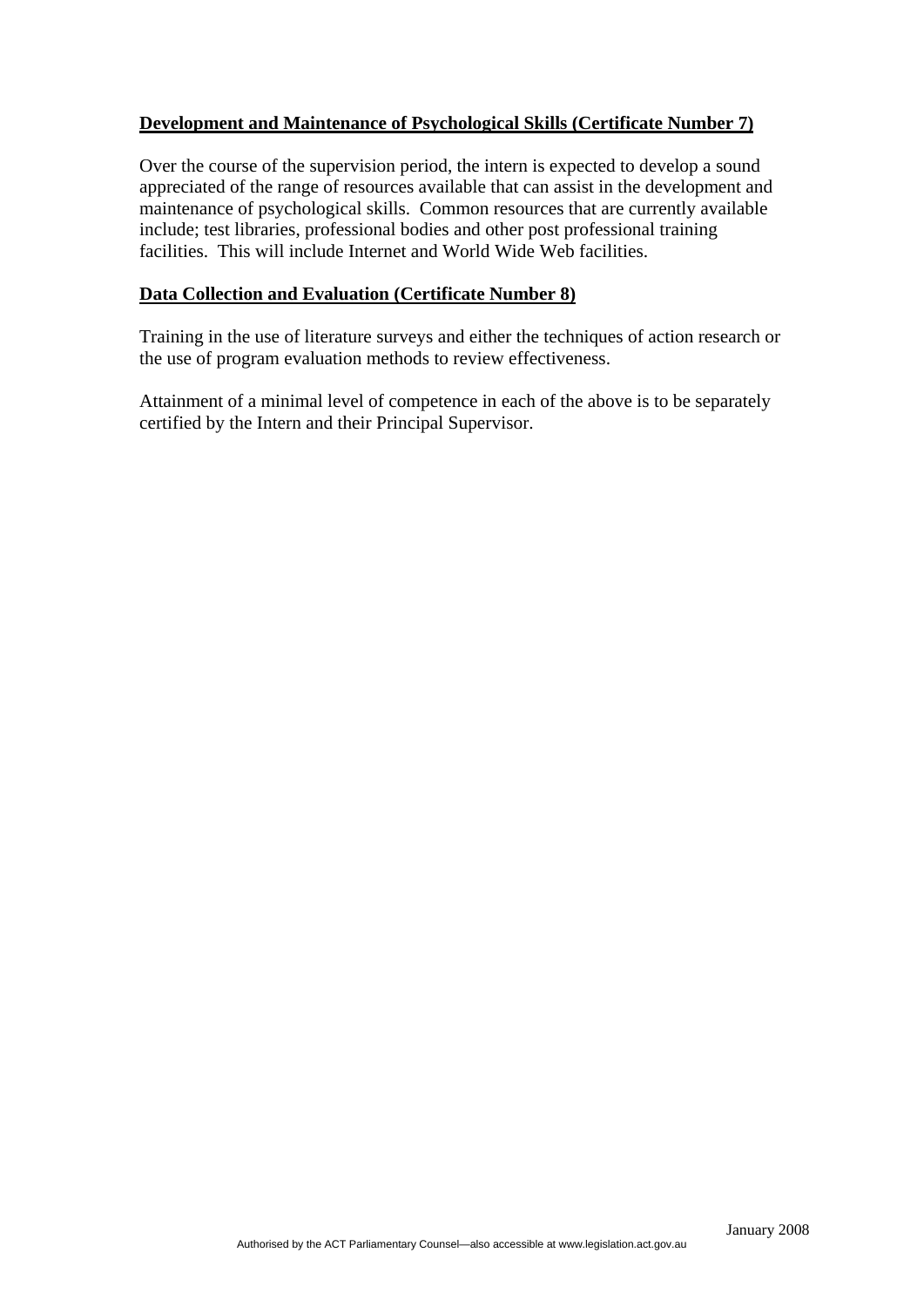**Development and Maintenance of Psychological Skills (Certificate Number 7)**

Over the course of the supervision period, the intern is expected to develop a sound appreciated of the range of resources available that can assist in the development and maintenance of psychological skills. Common resources that are currently available include; test libraries, professional bodies and other post professional training facilities. This will include Internet and World Wide Web facilities.

**Data Collection and Evaluation (Certificate Number 8)**

Training in the use of literature surveys and either the techniques of action research or the use of program evaluation methods to review effectiveness.

Attainment of a minimal level of competence in each of the above is to be separately certified by the Intern and their Principal Supervisor.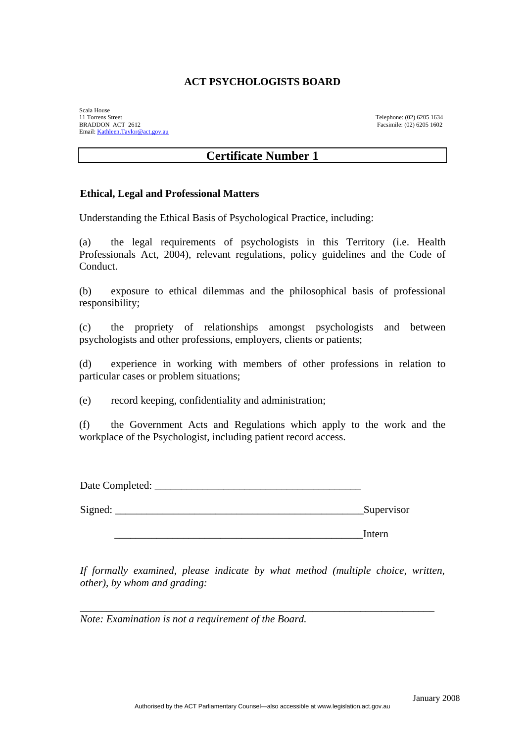**ACT PSYCHOLOGISTS BOARD**

Scala House
11 Torrens Street
BRADDON ACT 2612
Email: Kathleen.Taylor@act.gov.au

Telephone: (02) 6205 1634
Facsimile: (02) 6205 1602

## Certificate Number 1

**Ethical, Legal and Professional Matters**

Understanding the Ethical Basis of Psychological Practice, including:

(a) the legal requirements of psychologists in this Territory (i.e. Health Professionals Act, 2004), relevant regulations, policy guidelines and the Code of Conduct.

(b) exposure to ethical dilemmas and the philosophical basis of professional responsibility;

(c) the propriety of relationships amongst psychologists and between psychologists and other professions, employers, clients or patients;

(d) experience in working with members of other professions in relation to particular cases or problem situations;

(e) record keeping, confidentiality and administration;

(f) the Government Acts and Regulations which apply to the work and the workplace of the Psychologist, including patient record access.

Date Completed: ________________________________________

Signed: ________________________________________________Supervisor

________________________________________________Intern

*If formally examined, please indicate by what method (multiple choice, written, other), by whom and grading:*

______________________________________________________________________

*Note: Examination is not a requirement of the Board.*

January 2008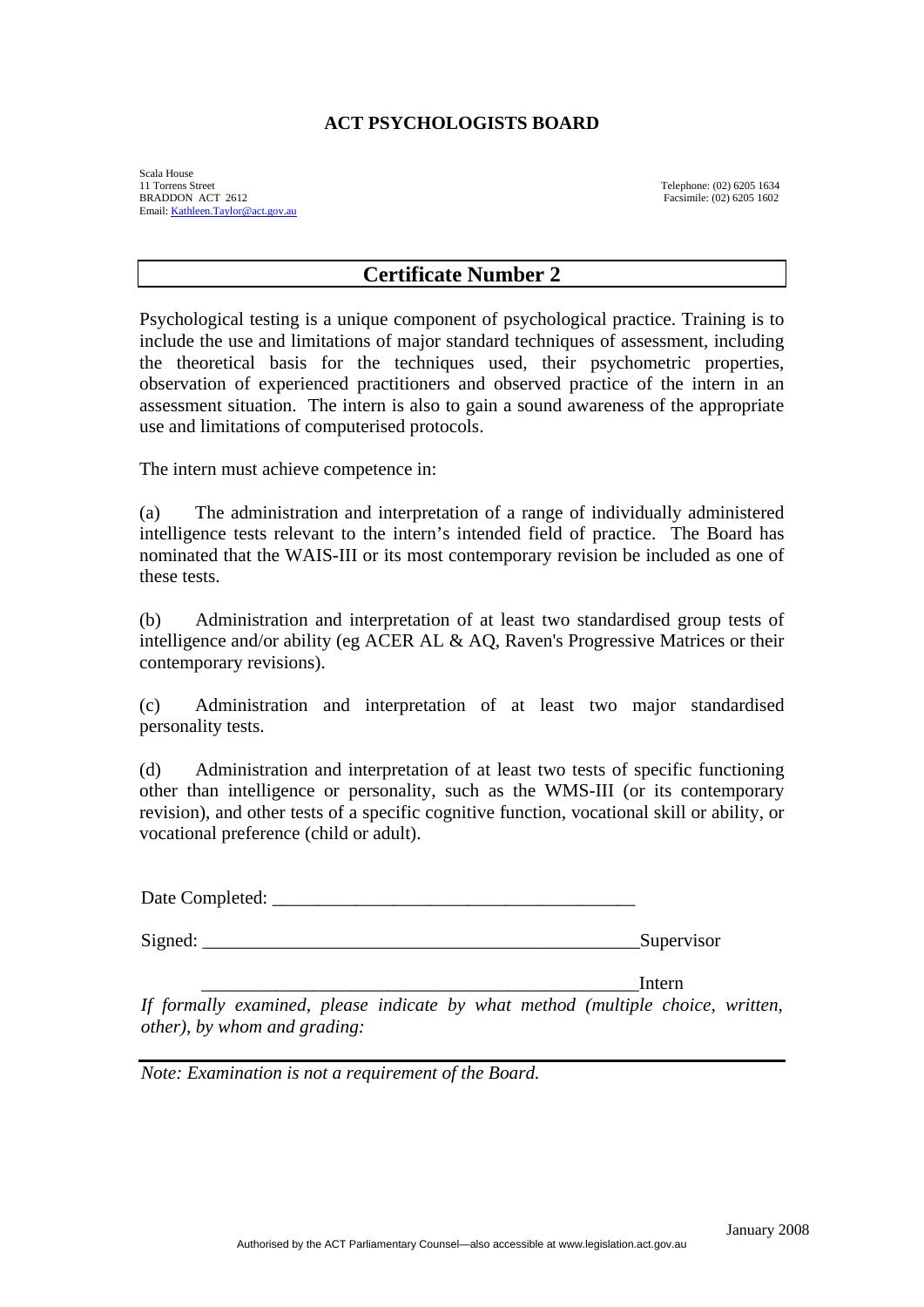**ACT PSYCHOLOGISTS BOARD**

Scala House
11 Torrens Street
BRADDON ACT 2612
Email: Kathleen.Taylor@act.gov.au

Telephone: (02) 6205 1634
Facsimile: (02) 6205 1602

## Certificate Number 2

Psychological testing is a unique component of psychological practice. Training is to include the use and limitations of major standard techniques of assessment, including the theoretical basis for the techniques used, their psychometric properties, observation of experienced practitioners and observed practice of the intern in an assessment situation. The intern is also to gain a sound awareness of the appropriate use and limitations of computerised protocols.

The intern must achieve competence in:

(a) The administration and interpretation of a range of individually administered intelligence tests relevant to the intern's intended field of practice. The Board has nominated that the WAIS-III or its most contemporary revision be included as one of these tests.

(b) Administration and interpretation of at least two standardised group tests of intelligence and/or ability (eg ACER AL & AQ, Raven's Progressive Matrices or their contemporary revisions).

(c) Administration and interpretation of at least two major standardised personality tests.

(d) Administration and interpretation of at least two tests of specific functioning other than intelligence or personality, such as the WMS-III (or its contemporary revision), and other tests of a specific cognitive function, vocational skill or ability, or vocational preference (child or adult).

Date Completed: ________________________________________

Signed: ________________________________________________Supervisor

________________________________________________Intern

*If formally examined, please indicate by what method (multiple choice, written, other), by whom and grading:*

---

*Note: Examination is not a requirement of the Board.*

January 2008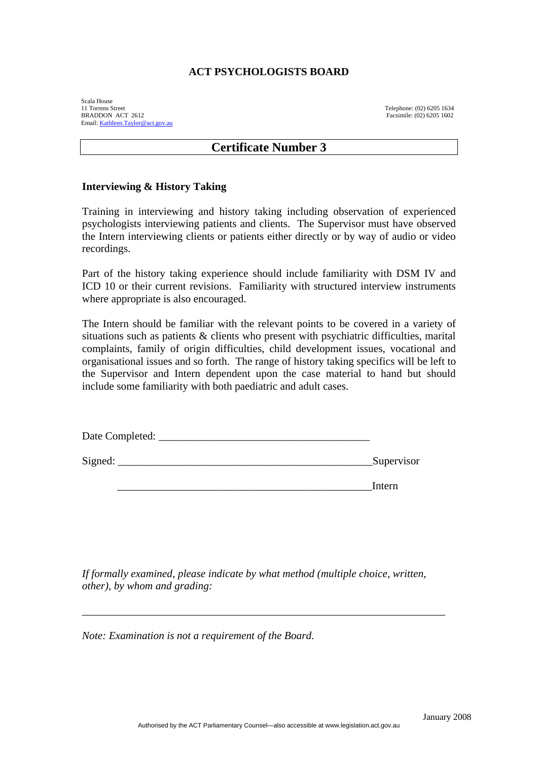# ACT PSYCHOLOGISTS BOARD

Scala House
11 Torrens Street
BRADDON ACT 2612
Email: Kathleen.Taylor@act.gov.au

Telephone: (02) 6205 1634
Facsimile: (02) 6205 1602

## Certificate Number 3

### Interviewing & History Taking

Training in interviewing and history taking including observation of experienced psychologists interviewing patients and clients. The Supervisor must have observed the Intern interviewing clients or patients either directly or by way of audio or video recordings.

Part of the history taking experience should include familiarity with DSM IV and ICD 10 or their current revisions. Familiarity with structured interview instruments where appropriate is also encouraged.

The Intern should be familiar with the relevant points to be covered in a variety of situations such as patients & clients who present with psychiatric difficulties, marital complaints, family of origin difficulties, child development issues, vocational and organisational issues and so forth. The range of history taking specifics will be left to the Supervisor and Intern dependent upon the case material to hand but should include some familiarity with both paediatric and adult cases.

Date Completed: ______________________________________

Signed: _____________________________________________Supervisor

_____________________________________________Intern

*If formally examined, please indicate by what method (multiple choice, written, other), by whom and grading:*

_________________________________________________________________

*Note: Examination is not a requirement of the Board.*

January 2008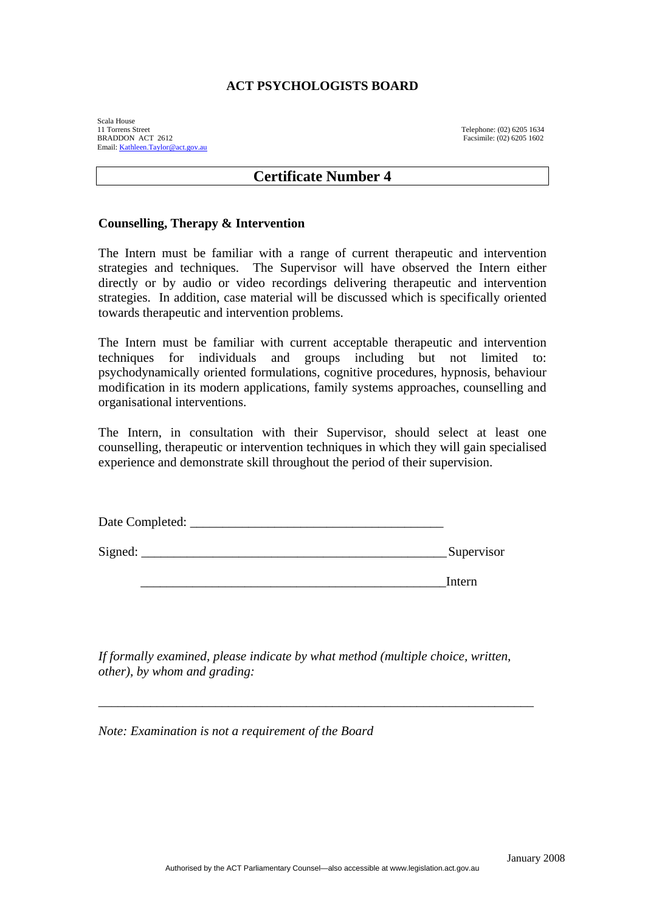# ACT PSYCHOLOGISTS BOARD

Scala House
11 Torrens Street
BRADDON ACT 2612
Email: Kathleen.Taylor@act.gov.au

Telephone: (02) 6205 1634
Facsimile: (02) 6205 1602

## Certificate Number 4

**Counselling, Therapy & Intervention**

The Intern must be familiar with a range of current therapeutic and intervention strategies and techniques. The Supervisor will have observed the Intern either directly or by audio or video recordings delivering therapeutic and intervention strategies. In addition, case material will be discussed which is specifically oriented towards therapeutic and intervention problems.

The Intern must be familiar with current acceptable therapeutic and intervention techniques for individuals and groups including but not limited to: psychodynamically oriented formulations, cognitive procedures, hypnosis, behaviour modification in its modern applications, family systems approaches, counselling and organisational interventions.

The Intern, in consultation with their Supervisor, should select at least one counselling, therapeutic or intervention techniques in which they will gain specialised experience and demonstrate skill throughout the period of their supervision.

Date Completed: ______________________________________

Signed: _______________________________________________ Supervisor

_______________________________________________ Intern

*If formally examined, please indicate by what method (multiple choice, written, other), by whom and grading:*

_________________________________________________________________

*Note: Examination is not a requirement of the Board*

January 2008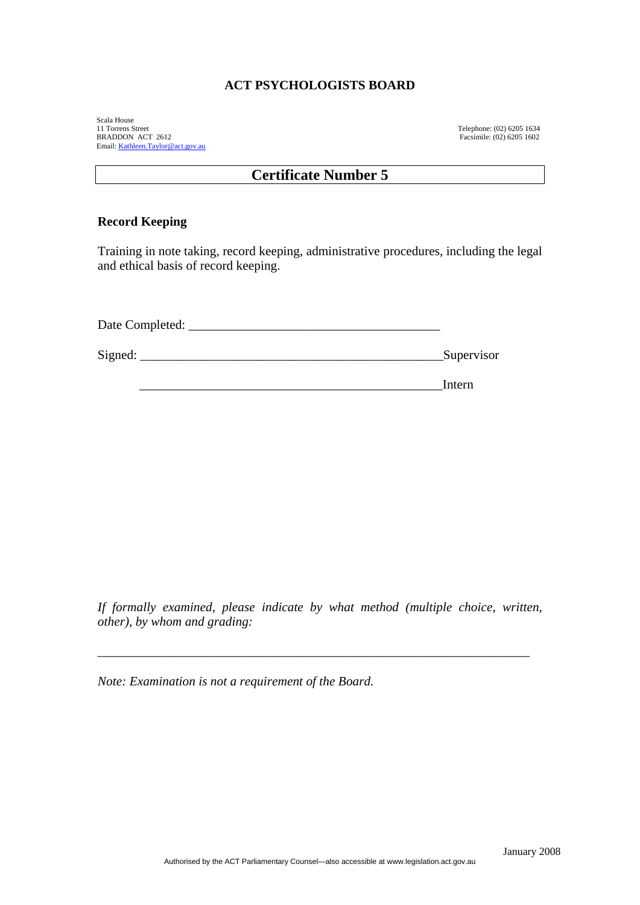# ACT PSYCHOLOGISTS BOARD

Scala House
11 Torrens Street
BRADDON ACT 2612
Email: Kathleen.Taylor@act.gov.au

Telephone: (02) 6205 1634
Facsimile: (02) 6205 1602

## Certificate Number 5

### Record Keeping

Training in note taking, record keeping, administrative procedures, including the legal and ethical basis of record keeping.

Date Completed: ________________________________________

Signed: ________________________________________________Supervisor

________________________________________________Intern

*If formally examined, please indicate by what method (multiple choice, written, other), by whom and grading:*

______________________________________________________________________

*Note: Examination is not a requirement of the Board.*

January 2008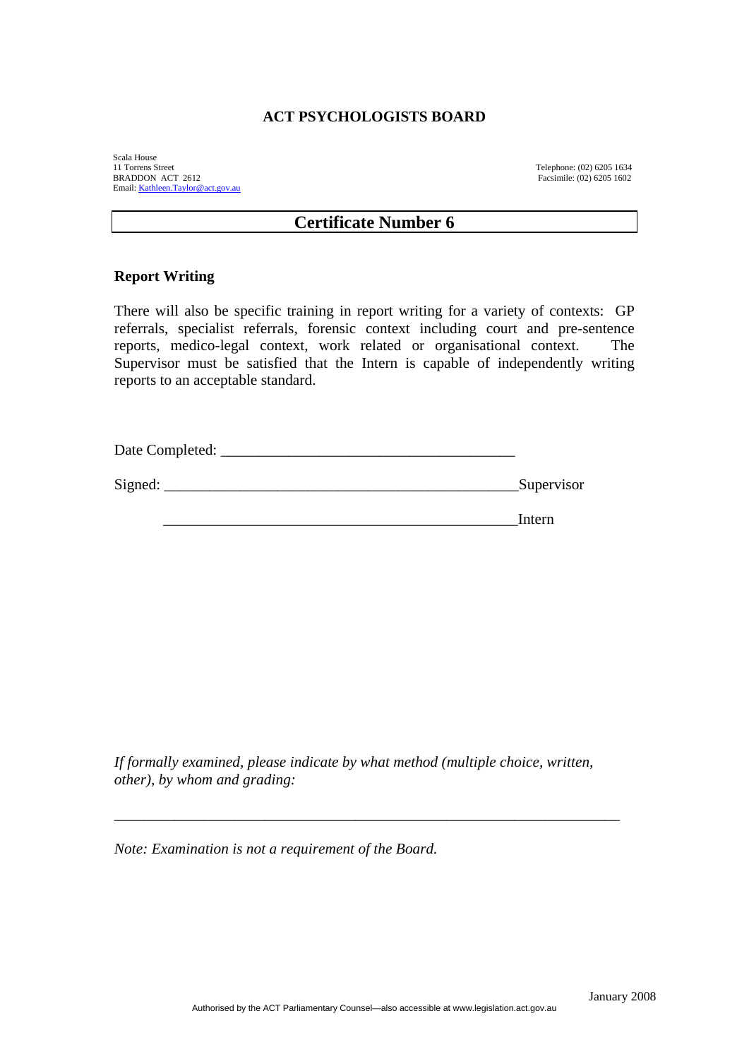**ACT PSYCHOLOGISTS BOARD**

Scala House
11 Torrens Street
BRADDON ACT 2612
Email: Kathleen.Taylor@act.gov.au

Telephone: (02) 6205 1634
Facsimile: (02) 6205 1602

# Certificate Number 6

## Report Writing

There will also be specific training in report writing for a variety of contexts: GP referrals, specialist referrals, forensic context including court and pre-sentence reports, medico-legal context, work related or organisational context. The Supervisor must be satisfied that the Intern is capable of independently writing reports to an acceptable standard.

Date Completed: _______________________________________

Signed: _______________________________________________Supervisor

_______________________________________________Intern

*If formally examined, please indicate by what method (multiple choice, written, other), by whom and grading:*

_________________________________________________________________

*Note: Examination is not a requirement of the Board.*

January 2008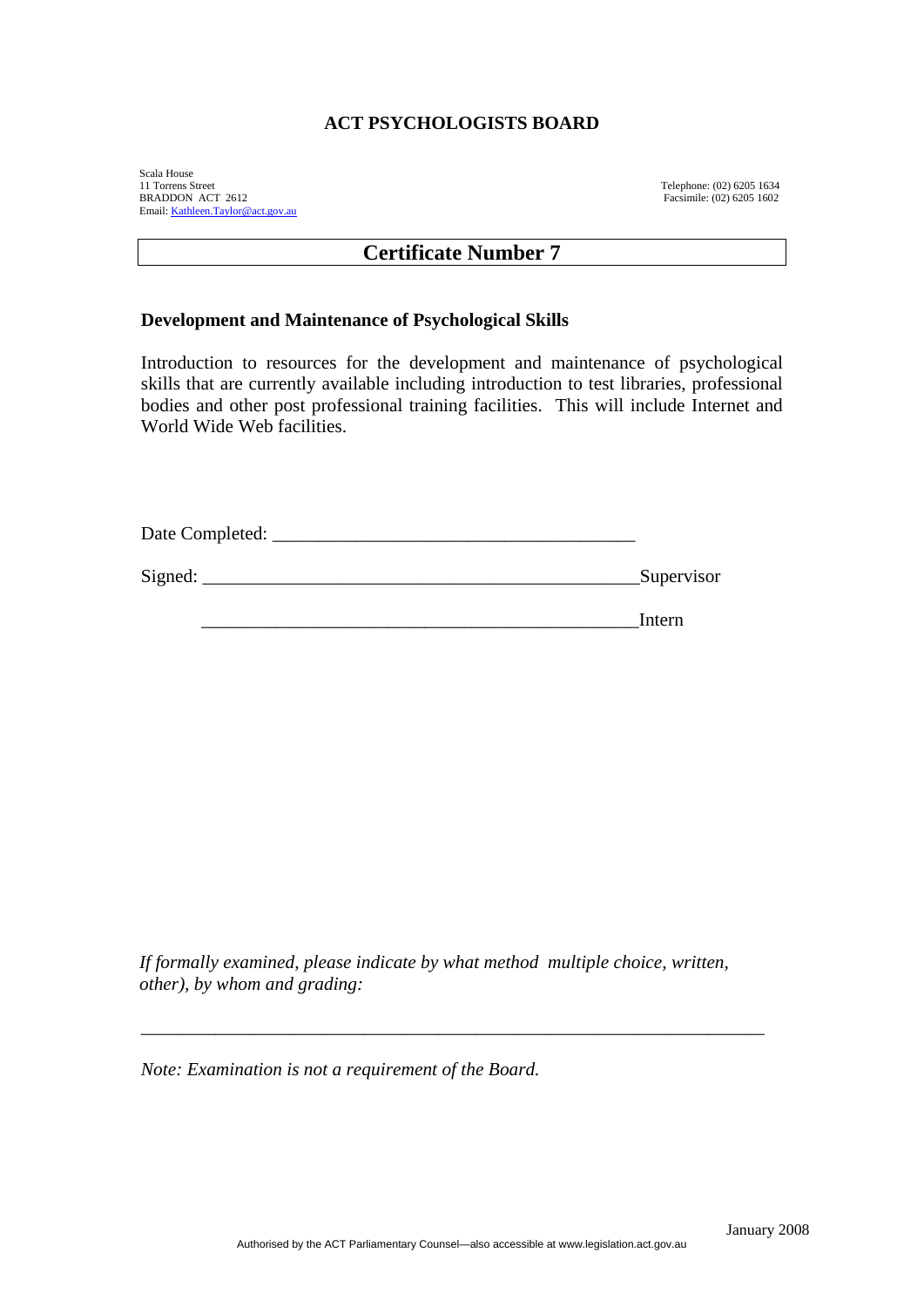# ACT PSYCHOLOGISTS BOARD

Scala House
11 Torrens Street
BRADDON ACT 2612
Email: Kathleen.Taylor@act.gov.au

Telephone: (02) 6205 1634
Facsimile: (02) 6205 1602

## Certificate Number 7

**Development and Maintenance of Psychological Skills**

Introduction to resources for the development and maintenance of psychological skills that are currently available including introduction to test libraries, professional bodies and other post professional training facilities. This will include Internet and World Wide Web facilities.

Date Completed: ________________________________________

Signed: ________________________________________________Supervisor

________________________________________________Intern

*If formally examined, please indicate by what method multiple choice, written, other), by whom and grading:*

_____________________________________________________________________

*Note: Examination is not a requirement of the Board.*

January 2008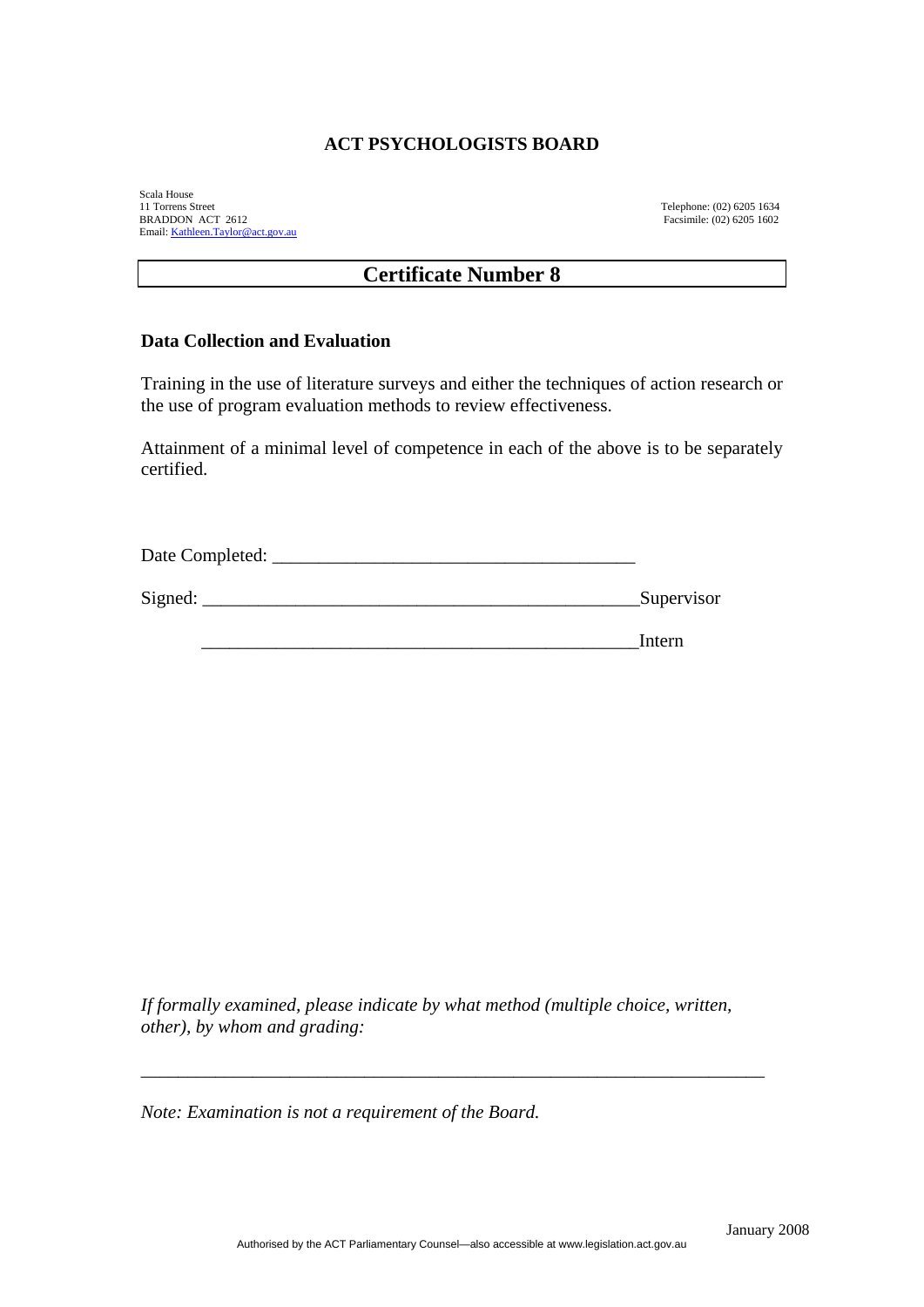# ACT PSYCHOLOGISTS BOARD

Scala House
11 Torrens Street
BRADDON ACT 2612
Email: Kathleen.Taylor@act.gov.au

Telephone: (02) 6205 1634
Facsimile: (02) 6205 1602

## Certificate Number 8

### Data Collection and Evaluation

Training in the use of literature surveys and either the techniques of action research or the use of program evaluation methods to review effectiveness.

Attainment of a minimal level of competence in each of the above is to be separately certified.

Date Completed: _______________________________________

Signed: _______________________________________________Supervisor

_______________________________________________Intern

*If formally examined, please indicate by what method (multiple choice, written, other), by whom and grading:*

___________________________________________________________________

*Note: Examination is not a requirement of the Board.*

January 2008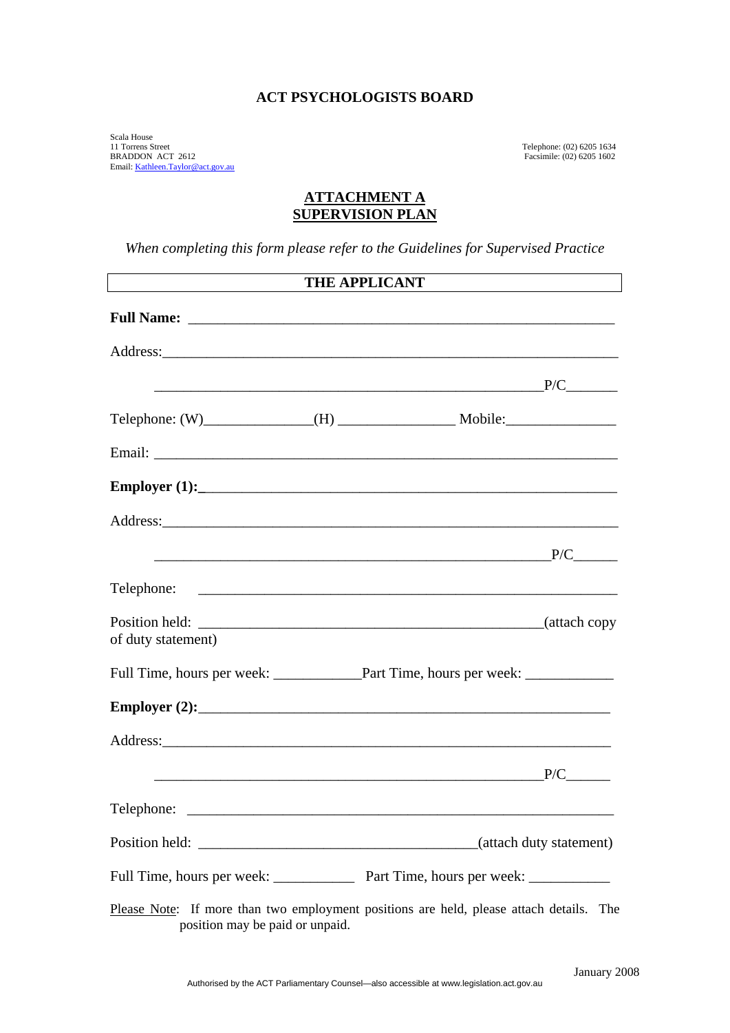# ACT PSYCHOLOGISTS BOARD

Scala House
11 Torrens Street
BRADDON ACT 2612
Email: Kathleen.Taylor@act.gov.au

Telephone: (02) 6205 1634
Facsimile: (02) 6205 1602

## ATTACHMENT A
## SUPERVISION PLAN

*When completing this form please refer to the Guidelines for Supervised Practice*

### THE APPLICANT

**Full Name:** ____________________________________________________________

Address:_________________________________________________________________

_______________________________________________________P/C_______

Telephone: (W)_______________(H) ________________ Mobile:_______________

Email: __________________________________________________________________

**Employer (1):**_________________________________________________________

Address:_________________________________________________________________

________________________________________________________P/C______

Telephone: _______________________________________________________________

Position held: _________________________________________________(attach copy of duty statement)

Full Time, hours per week: ____________Part Time, hours per week: ____________

**Employer (2):**_________________________________________________________

Address:_________________________________________________________________

_______________________________________________________P/C______

Telephone: _______________________________________________________________

Position held: ______________________________________(attach duty statement)

Full Time, hours per week: ___________ Part Time, hours per week: ___________

Please Note: If more than two employment positions are held, please attach details. The position may be paid or unpaid.

January 2008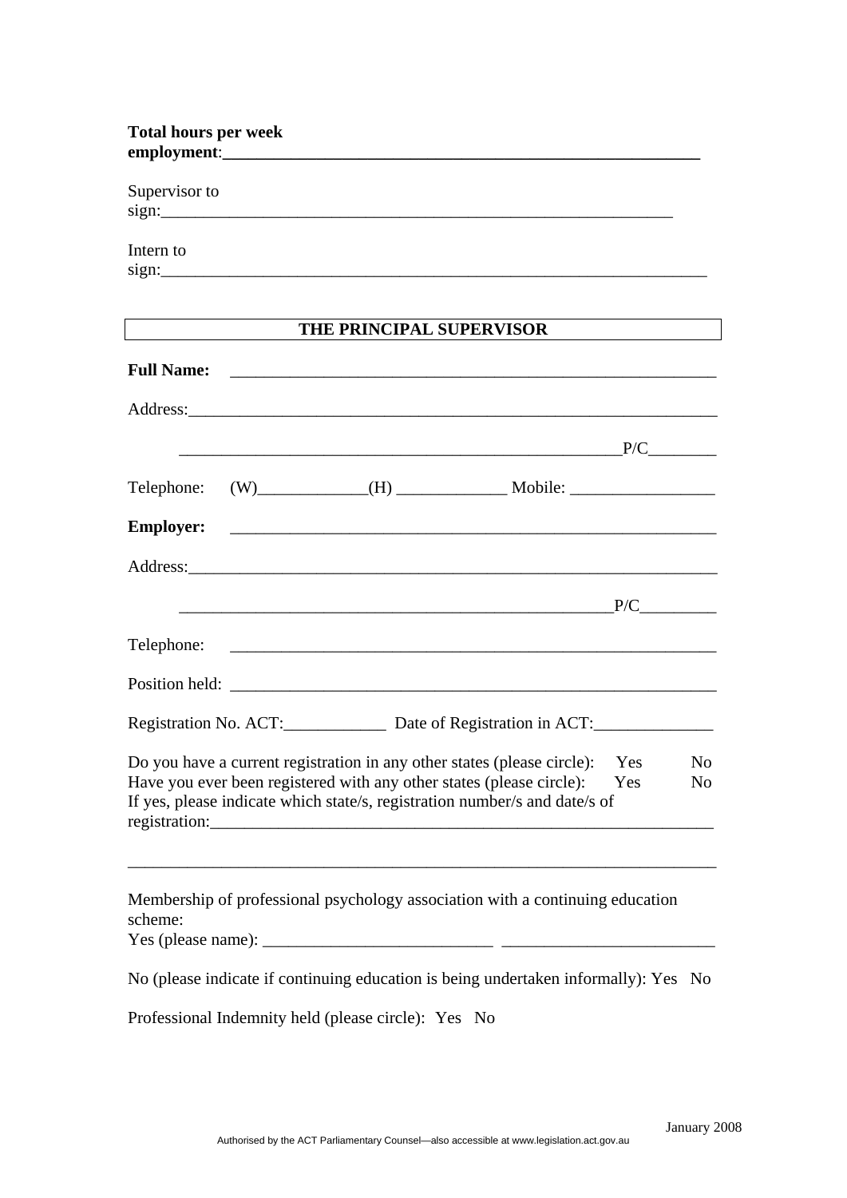**Total hours per week employment**:\_\_\_\_\_\_\_\_\_\_\_\_\_\_\_\_\_\_\_\_\_\_\_\_\_\_\_\_\_\_\_\_\_\_\_\_\_\_\_\_\_\_\_\_\_\_\_\_\_\_\_\_\_\_\_\_

Supervisor to sign:\_\_\_\_\_\_\_\_\_\_\_\_\_\_\_\_\_\_\_\_\_\_\_\_\_\_\_\_\_\_\_\_\_\_\_\_\_\_\_\_\_\_\_\_\_\_\_\_\_\_\_\_\_\_\_\_\_\_\_\_

Intern to sign:\_\_\_\_\_\_\_\_\_\_\_\_\_\_\_\_\_\_\_\_\_\_\_\_\_\_\_\_\_\_\_\_\_\_\_\_\_\_\_\_\_\_\_\_\_\_\_\_\_\_\_\_\_\_\_\_\_\_\_\_\_\_\_\_

## THE PRINCIPAL SUPERVISOR

**Full Name:** \_\_\_\_\_\_\_\_\_\_\_\_\_\_\_\_\_\_\_\_\_\_\_\_\_\_\_\_\_\_\_\_\_\_\_\_\_\_\_\_\_\_\_\_\_\_\_\_\_\_\_\_\_\_\_\_

Address:\_\_\_\_\_\_\_\_\_\_\_\_\_\_\_\_\_\_\_\_\_\_\_\_\_\_\_\_\_\_\_\_\_\_\_\_\_\_\_\_\_\_\_\_\_\_\_\_\_\_\_\_\_\_\_\_\_\_\_\_\_\_\_\_

\_\_\_\_\_\_\_\_\_\_\_\_\_\_\_\_\_\_\_\_\_\_\_\_\_\_\_\_\_\_\_\_\_\_\_\_\_\_\_\_\_\_\_\_\_\_\_\_\_\_\_\_\_\_P/C\_\_\_\_\_\_\_\_

Telephone: (W)\_\_\_\_\_\_\_\_\_\_\_\_\_\_(H) \_\_\_\_\_\_\_\_\_\_\_\_\_\_ Mobile: \_\_\_\_\_\_\_\_\_\_\_\_\_\_\_\_\_\_

**Employer:** \_\_\_\_\_\_\_\_\_\_\_\_\_\_\_\_\_\_\_\_\_\_\_\_\_\_\_\_\_\_\_\_\_\_\_\_\_\_\_\_\_\_\_\_\_\_\_\_\_\_\_\_\_\_\_\_\_\_

Address:\_\_\_\_\_\_\_\_\_\_\_\_\_\_\_\_\_\_\_\_\_\_\_\_\_\_\_\_\_\_\_\_\_\_\_\_\_\_\_\_\_\_\_\_\_\_\_\_\_\_\_\_\_\_\_\_\_\_\_\_\_\_\_\_

\_\_\_\_\_\_\_\_\_\_\_\_\_\_\_\_\_\_\_\_\_\_\_\_\_\_\_\_\_\_\_\_\_\_\_\_\_\_\_\_\_\_\_\_\_\_\_\_\_\_\_\_\_\_P/C\_\_\_\_\_\_\_\_\_

Telephone: \_\_\_\_\_\_\_\_\_\_\_\_\_\_\_\_\_\_\_\_\_\_\_\_\_\_\_\_\_\_\_\_\_\_\_\_\_\_\_\_\_\_\_\_\_\_\_\_\_\_\_\_\_\_\_\_\_\_

Position held: \_\_\_\_\_\_\_\_\_\_\_\_\_\_\_\_\_\_\_\_\_\_\_\_\_\_\_\_\_\_\_\_\_\_\_\_\_\_\_\_\_\_\_\_\_\_\_\_\_\_\_\_\_\_\_\_\_\_

Registration No. ACT:\_\_\_\_\_\_\_\_\_\_\_\_\_ Date of Registration in ACT:\_\_\_\_\_\_\_\_\_\_\_\_\_\_\_

Do you have a current registration in any other states (please circle): Yes No
Have you ever been registered with any other states (please circle): Yes No
If yes, please indicate which state/s, registration number/s and date/s of registration:\_\_\_\_\_\_\_\_\_\_\_\_\_\_\_\_\_\_\_\_\_\_\_\_\_\_\_\_\_\_\_\_\_\_\_\_\_\_\_\_\_\_\_\_\_\_\_\_\_\_\_\_\_\_\_\_\_\_\_\_

\_\_\_\_\_\_\_\_\_\_\_\_\_\_\_\_\_\_\_\_\_\_\_\_\_\_\_\_\_\_\_\_\_\_\_\_\_\_\_\_\_\_\_\_\_\_\_\_\_\_\_\_\_\_\_\_\_\_\_\_\_\_\_\_\_\_\_\_\_\_

Membership of professional psychology association with a continuing education scheme:
Yes (please name): \_\_\_\_\_\_\_\_\_\_\_\_\_\_\_\_\_\_\_\_\_\_\_\_\_\_\_\_ \_\_\_\_\_\_\_\_\_\_\_\_\_\_\_\_\_\_\_\_\_\_\_\_\_\_

No (please indicate if continuing education is being undertaken informally): Yes No

Professional Indemnity held (please circle): Yes No

January 2008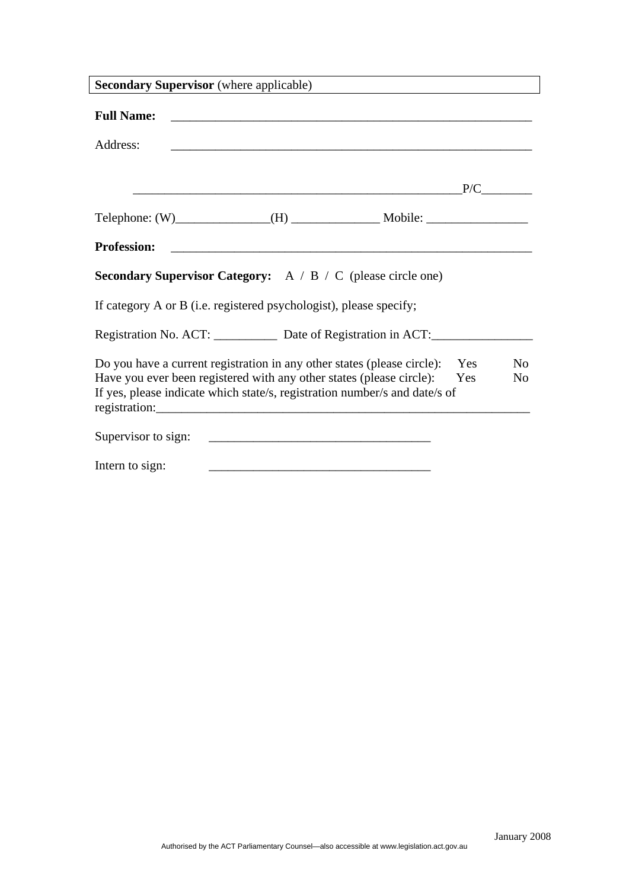**Secondary Supervisor** (where applicable)

**Full Name:** ___________________________________________________________

Address: ___________________________________________________________

______________________________________________________P/C________

Telephone: (W)_______________(H) ______________ Mobile: ________________

**Profession:** ___________________________________________________________

**Secondary Supervisor Category:** A / B / C (please circle one)

If category A or B (i.e. registered psychologist), please specify;

Registration No. ACT: __________ Date of Registration in ACT:________________

Do you have a current registration in any other states (please circle): Yes No
Have you ever been registered with any other states (please circle): Yes No
If yes, please indicate which state/s, registration number/s and date/s of registration:_____________________________________________________________

Supervisor to sign: __________________________________

Intern to sign: __________________________________

January 2008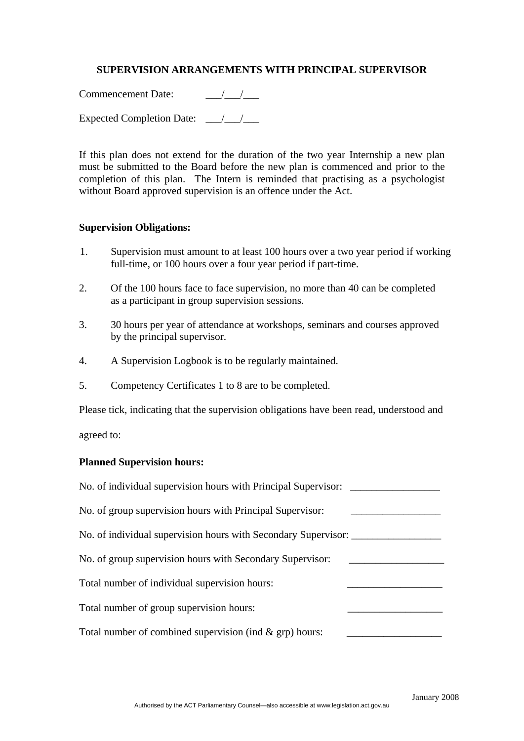## SUPERVISION ARRANGEMENTS WITH PRINCIPAL SUPERVISOR

Commencement Date: ___/___/___

Expected Completion Date: ___/___/___

If this plan does not extend for the duration of the two year Internship a new plan must be submitted to the Board before the new plan is commenced and prior to the completion of this plan. The Intern is reminded that practising as a psychologist without Board approved supervision is an offence under the Act.

**Supervision Obligations:**

1. Supervision must amount to at least 100 hours over a two year period if working full-time, or 100 hours over a four year period if part-time.
2. Of the 100 hours face to face supervision, no more than 40 can be completed as a participant in group supervision sessions.
3. 30 hours per year of attendance at workshops, seminars and courses approved by the principal supervisor.
4. A Supervision Logbook is to be regularly maintained.
5. Competency Certificates 1 to 8 are to be completed.

Please tick, indicating that the supervision obligations have been read, understood and agreed to:

**Planned Supervision hours:**

No. of individual supervision hours with Principal Supervisor: _________________

No. of group supervision hours with Principal Supervisor: _________________

No. of individual supervision hours with Secondary Supervisor: _________________

No. of group supervision hours with Secondary Supervisor: _________________

Total number of individual supervision hours: _________________

Total number of group supervision hours: _________________

Total number of combined supervision (ind & grp) hours: _________________

January 2008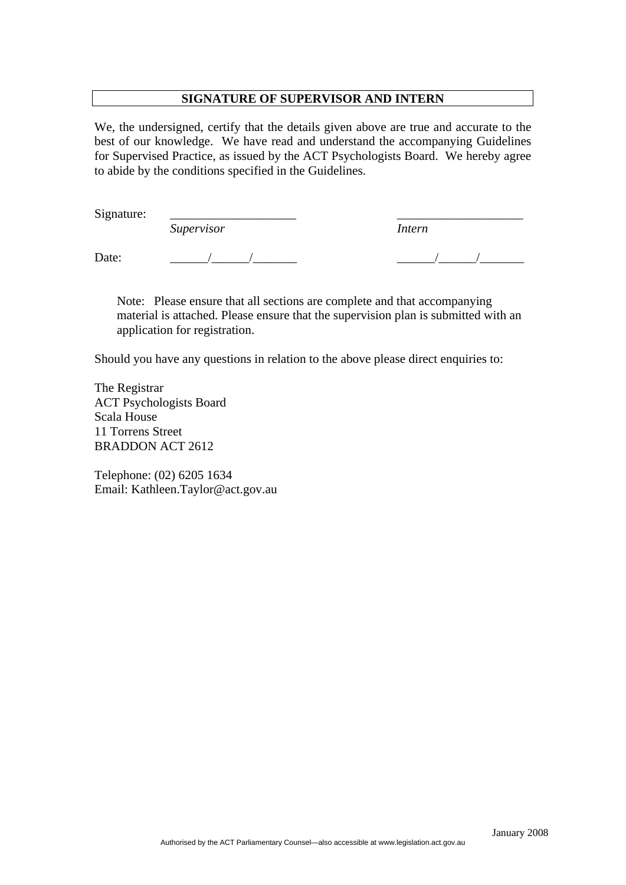## SIGNATURE OF SUPERVISOR AND INTERN

We, the undersigned, certify that the details given above are true and accurate to the best of our knowledge. We have read and understand the accompanying Guidelines for Supervised Practice, as issued by the ACT Psychologists Board. We hereby agree to abide by the conditions specified in the Guidelines.

| | | |
|---|---|---|
| Signature: | ____________________ *Supervisor* | ____________________ *Intern* |
| Date: | ______/______/_______ | ______/______/_______ |

> Note: Please ensure that all sections are complete and that accompanying material is attached. Please ensure that the supervision plan is submitted with an application for registration.

Should you have any questions in relation to the above please direct enquiries to:

The Registrar
ACT Psychologists Board
Scala House
11 Torrens Street
BRADDON ACT 2612

Telephone: (02) 6205 1634
Email: Kathleen.Taylor@act.gov.au

January 2008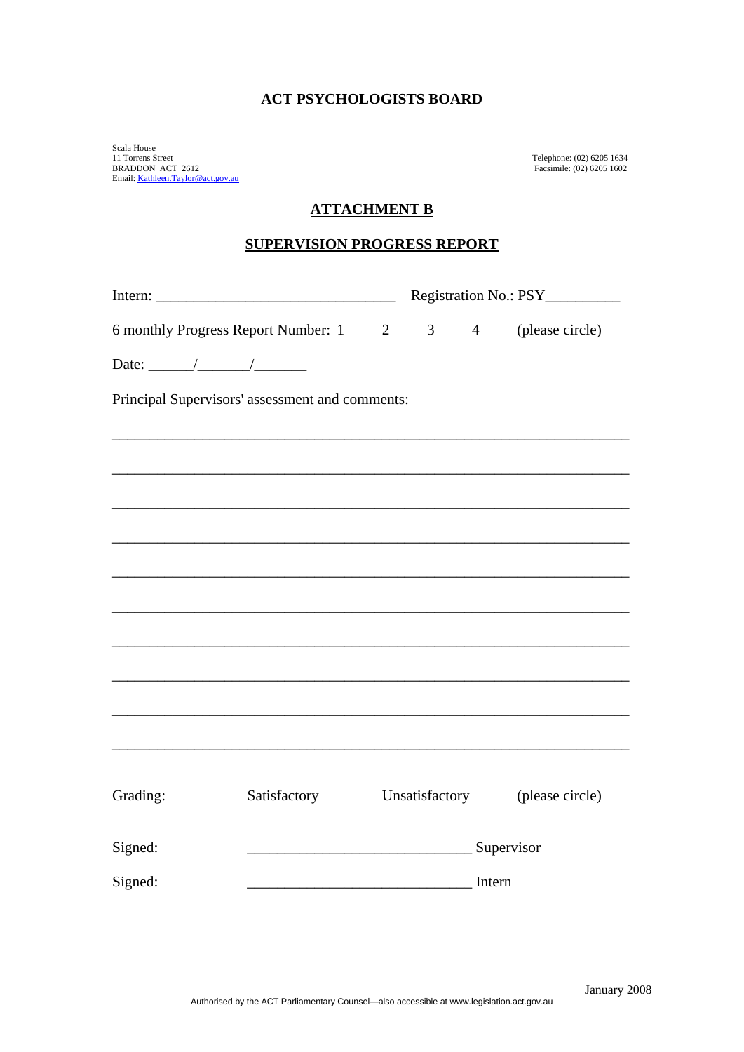**ACT PSYCHOLOGISTS BOARD**

Scala House
11 Torrens Street
BRADDON ACT 2612
Email: Kathleen.Taylor@act.gov.au

Telephone: (02) 6205 1634
Facsimile: (02) 6205 1602

## ATTACHMENT B

## SUPERVISION PROGRESS REPORT

Intern: _______________________________ Registration No.: PSY_________

6 monthly Progress Report Number: 1 2 3 4 (please circle)

Date: ______/_______/_______

Principal Supervisors' assessment and comments:

_________________________________________________________________

_________________________________________________________________

_________________________________________________________________

_________________________________________________________________

_________________________________________________________________

_________________________________________________________________

_________________________________________________________________

_________________________________________________________________

_________________________________________________________________

_________________________________________________________________

Grading: Satisfactory Unsatisfactory (please circle)

Signed: _____________________________ Supervisor

Signed: _____________________________ Intern

January 2008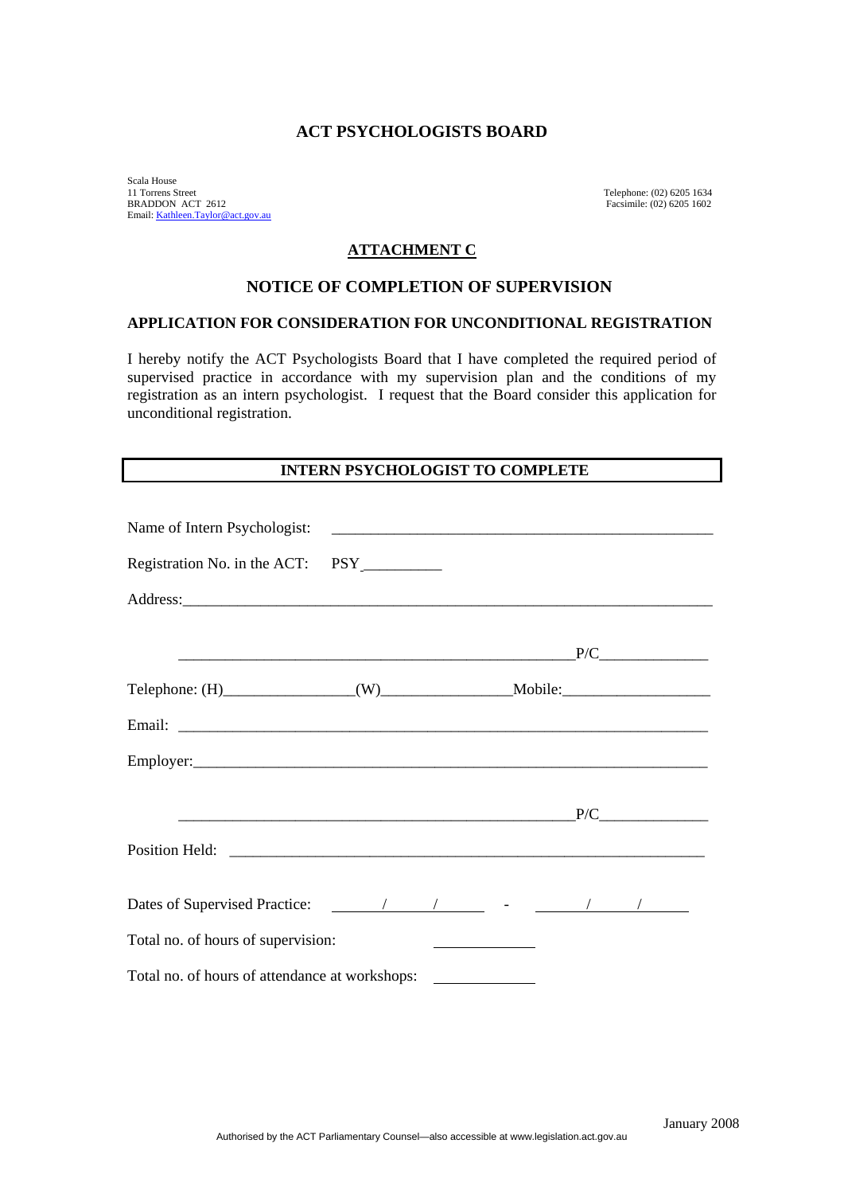# ACT PSYCHOLOGISTS BOARD

Scala House
11 Torrens Street
BRADDON ACT 2612
Email: Kathleen.Taylor@act.gov.au

Telephone: (02) 6205 1634
Facsimile: (02) 6205 1602

## ATTACHMENT C

## NOTICE OF COMPLETION OF SUPERVISION

### APPLICATION FOR CONSIDERATION FOR UNCONDITIONAL REGISTRATION

I hereby notify the ACT Psychologists Board that I have completed the required period of supervised practice in accordance with my supervision plan and the conditions of my registration as an intern psychologist. I request that the Board consider this application for unconditional registration.

| INTERN PSYCHOLOGIST TO COMPLETE |
|---|

Name of Intern Psychologist: ______________________________________________

Registration No. in the ACT: PSY__________

Address:_________________________________________________________________

_______________________________________________P/C_____________

Telephone: (H)________________(W)________________Mobile:__________________

Email: ___________________________________________________________________

Employer:_________________________________________________________________

_______________________________________________P/C_____________

Position Held: _____________________________________________________________

Dates of Supervised Practice: ____/____/____ - ____/____/____

Total no. of hours of supervision: ____________

Total no. of hours of attendance at workshops: ____________

January 2008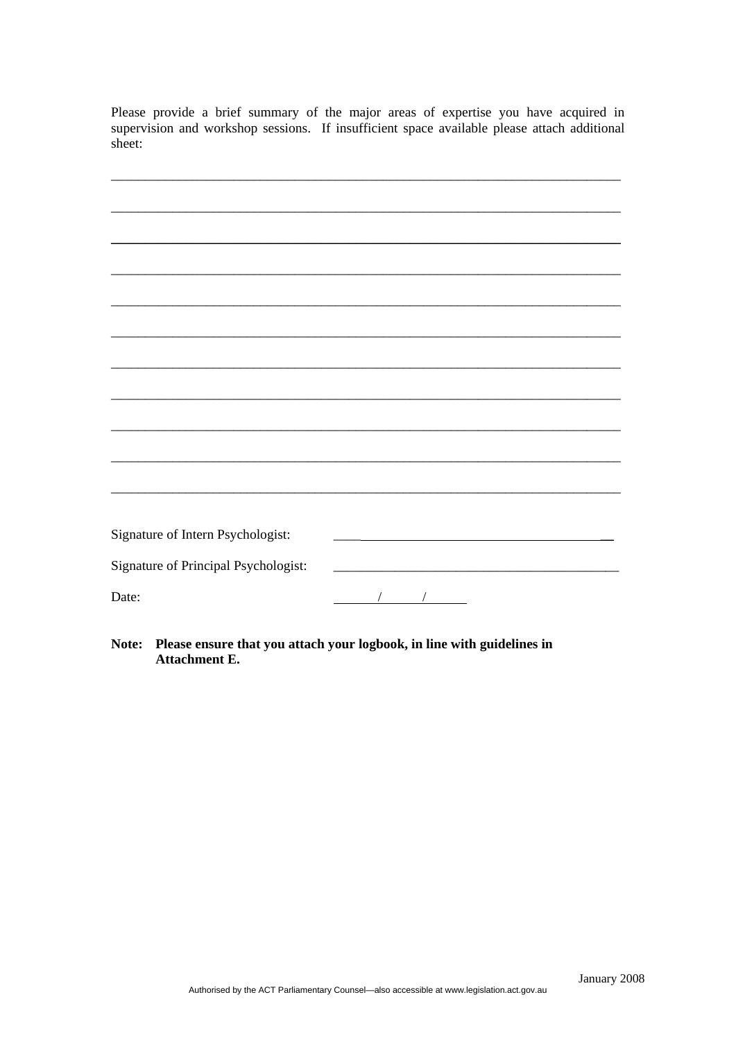Please provide a brief summary of the major areas of expertise you have acquired in supervision and workshop sessions. If insufficient space available please attach additional sheet:

\_\_\_\_\_\_\_\_\_\_\_\_\_\_\_\_\_\_\_\_\_\_\_\_\_\_\_\_\_\_\_\_\_\_\_\_\_\_\_\_\_\_\_\_\_\_\_\_\_\_\_\_\_\_\_\_\_\_\_\_\_\_\_\_\_\_\_\_\_\_\_\_\_\_

\_\_\_\_\_\_\_\_\_\_\_\_\_\_\_\_\_\_\_\_\_\_\_\_\_\_\_\_\_\_\_\_\_\_\_\_\_\_\_\_\_\_\_\_\_\_\_\_\_\_\_\_\_\_\_\_\_\_\_\_\_\_\_\_\_\_\_\_\_\_\_\_\_\_

\_\_\_\_\_\_\_\_\_\_\_\_\_\_\_\_\_\_\_\_\_\_\_\_\_\_\_\_\_\_\_\_\_\_\_\_\_\_\_\_\_\_\_\_\_\_\_\_\_\_\_\_\_\_\_\_\_\_\_\_\_\_\_\_\_\_\_\_\_\_\_\_\_\_

\_\_\_\_\_\_\_\_\_\_\_\_\_\_\_\_\_\_\_\_\_\_\_\_\_\_\_\_\_\_\_\_\_\_\_\_\_\_\_\_\_\_\_\_\_\_\_\_\_\_\_\_\_\_\_\_\_\_\_\_\_\_\_\_\_\_\_\_\_\_\_\_\_\_

\_\_\_\_\_\_\_\_\_\_\_\_\_\_\_\_\_\_\_\_\_\_\_\_\_\_\_\_\_\_\_\_\_\_\_\_\_\_\_\_\_\_\_\_\_\_\_\_\_\_\_\_\_\_\_\_\_\_\_\_\_\_\_\_\_\_\_\_\_\_\_\_\_\_

\_\_\_\_\_\_\_\_\_\_\_\_\_\_\_\_\_\_\_\_\_\_\_\_\_\_\_\_\_\_\_\_\_\_\_\_\_\_\_\_\_\_\_\_\_\_\_\_\_\_\_\_\_\_\_\_\_\_\_\_\_\_\_\_\_\_\_\_\_\_\_\_\_\_

\_\_\_\_\_\_\_\_\_\_\_\_\_\_\_\_\_\_\_\_\_\_\_\_\_\_\_\_\_\_\_\_\_\_\_\_\_\_\_\_\_\_\_\_\_\_\_\_\_\_\_\_\_\_\_\_\_\_\_\_\_\_\_\_\_\_\_\_\_\_\_\_\_\_

\_\_\_\_\_\_\_\_\_\_\_\_\_\_\_\_\_\_\_\_\_\_\_\_\_\_\_\_\_\_\_\_\_\_\_\_\_\_\_\_\_\_\_\_\_\_\_\_\_\_\_\_\_\_\_\_\_\_\_\_\_\_\_\_\_\_\_\_\_\_\_\_\_\_

\_\_\_\_\_\_\_\_\_\_\_\_\_\_\_\_\_\_\_\_\_\_\_\_\_\_\_\_\_\_\_\_\_\_\_\_\_\_\_\_\_\_\_\_\_\_\_\_\_\_\_\_\_\_\_\_\_\_\_\_\_\_\_\_\_\_\_\_\_\_\_\_\_\_

\_\_\_\_\_\_\_\_\_\_\_\_\_\_\_\_\_\_\_\_\_\_\_\_\_\_\_\_\_\_\_\_\_\_\_\_\_\_\_\_\_\_\_\_\_\_\_\_\_\_\_\_\_\_\_\_\_\_\_\_\_\_\_\_\_\_\_\_\_\_\_\_\_\_

\_\_\_\_\_\_\_\_\_\_\_\_\_\_\_\_\_\_\_\_\_\_\_\_\_\_\_\_\_\_\_\_\_\_\_\_\_\_\_\_\_\_\_\_\_\_\_\_\_\_\_\_\_\_\_\_\_\_\_\_\_\_\_\_\_\_\_\_\_\_\_\_\_\_

Signature of Intern Psychologist: \_\_\_\_\_\_\_\_\_\_\_\_\_\_\_\_\_\_\_\_\_\_\_\_\_\_\_\_\_\_\_\_\_\_\_\_\_\_\_\_

Signature of Principal Psychologist: \_\_\_\_\_\_\_\_\_\_\_\_\_\_\_\_\_\_\_\_\_\_\_\_\_\_\_\_\_\_\_\_\_\_\_\_\_\_\_\_

Date: \_\_\_\_\_\_ / \_\_\_\_\_\_ / \_\_\_\_\_\_

**Note: Please ensure that you attach your logbook, in line with guidelines in Attachment E.**

January 2008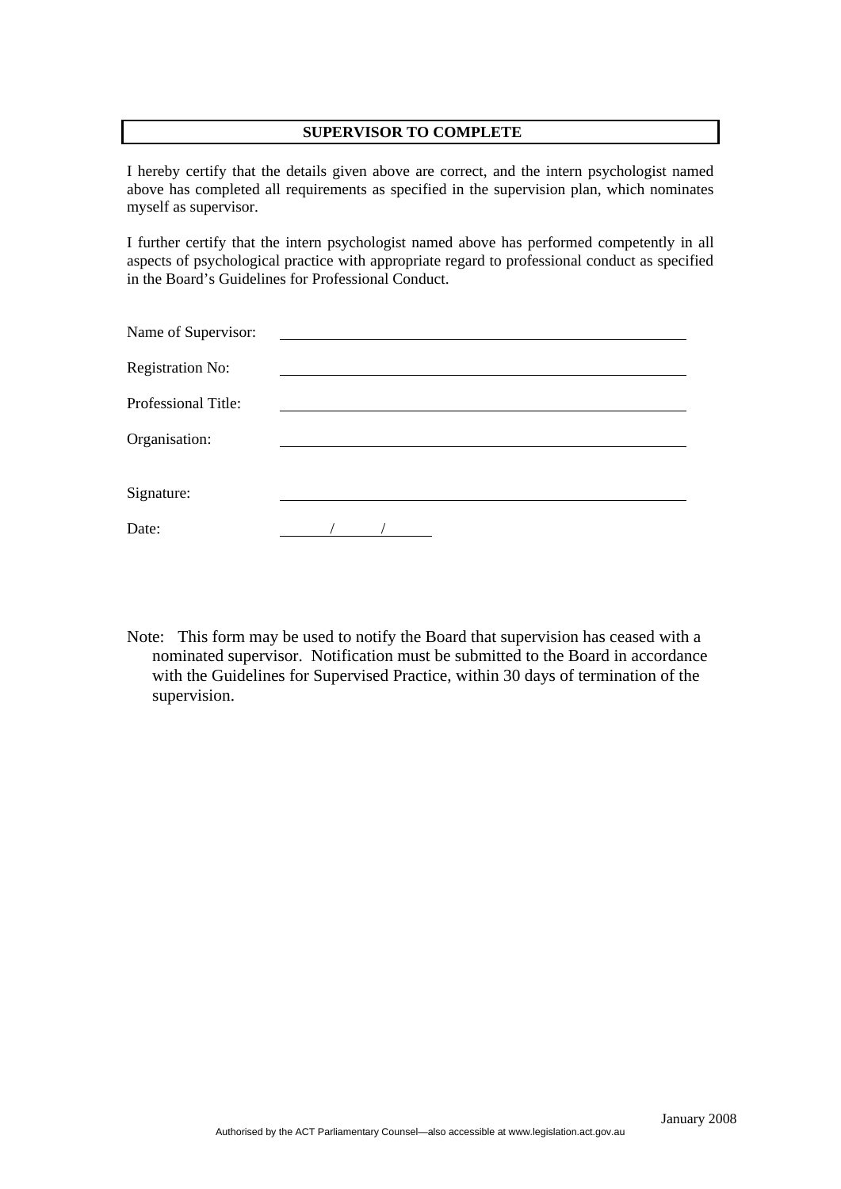**SUPERVISOR TO COMPLETE**

I hereby certify that the details given above are correct, and the intern psychologist named above has completed all requirements as specified in the supervision plan, which nominates myself as supervisor.

I further certify that the intern psychologist named above has performed competently in all aspects of psychological practice with appropriate regard to professional conduct as specified in the Board's Guidelines for Professional Conduct.

Name of Supervisor: ______________________________

Registration No: ______________________________

Professional Title: ______________________________

Organisation: ______________________________

Signature: ______________________________

Date: ____ / ____ / ____

Note: This form may be used to notify the Board that supervision has ceased with a nominated supervisor. Notification must be submitted to the Board in accordance with the Guidelines for Supervised Practice, within 30 days of termination of the supervision.

January 2008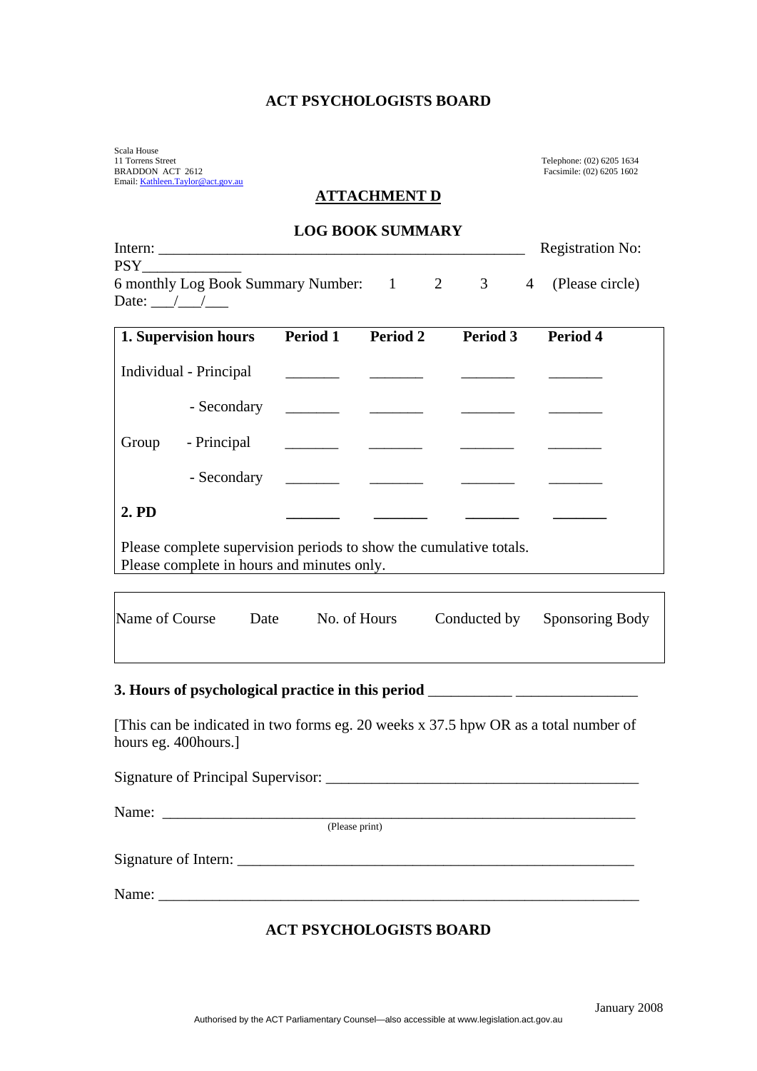## ACT PSYCHOLOGISTS BOARD

Scala House
11 Torrens Street
BRADDON ACT 2612
Email: Kathleen.Taylor@act.gov.au

Telephone: (02) 6205 1634
Facsimile: (02) 6205 1602

### ATTACHMENT D

### LOG BOOK SUMMARY

Intern: ______________________________________________ Registration No: PSY____________

6 monthly Log Book Summary Number: 1 2 3 4 (Please circle) Date: ___/___/___

| 1. Supervision hours | | Period 1 | Period 2 | Period 3 | Period 4 |
|---|---|---|---|---|---|
| Individual | - Principal | _______ | _______ | _______ | _______ |
| | - Secondary | _______ | _______ | _______ | _______ |
| Group | - Principal | _______ | _______ | _______ | _______ |
| | - Secondary | _______ | _______ | _______ | _______ |
| **2. PD** | | _______ | _______ | _______ | _______ |

Please complete supervision periods to show the cumulative totals.
Please complete in hours and minutes only.

| Name of Course | Date | No. of Hours | Conducted by | Sponsoring Body |
|---|---|---|---|---|
| | | | | |

**3. Hours of psychological practice in this period** __________ _______________

[This can be indicated in two forms eg. 20 weeks x 37.5 hpw OR as a total number of hours eg. 400hours.]

Signature of Principal Supervisor: ________________________________________

Name: ____________________________________________________________
(Please print)

Signature of Intern: ____________________________________________________

Name: _____________________________________________________________

## ACT PSYCHOLOGISTS BOARD

January 2008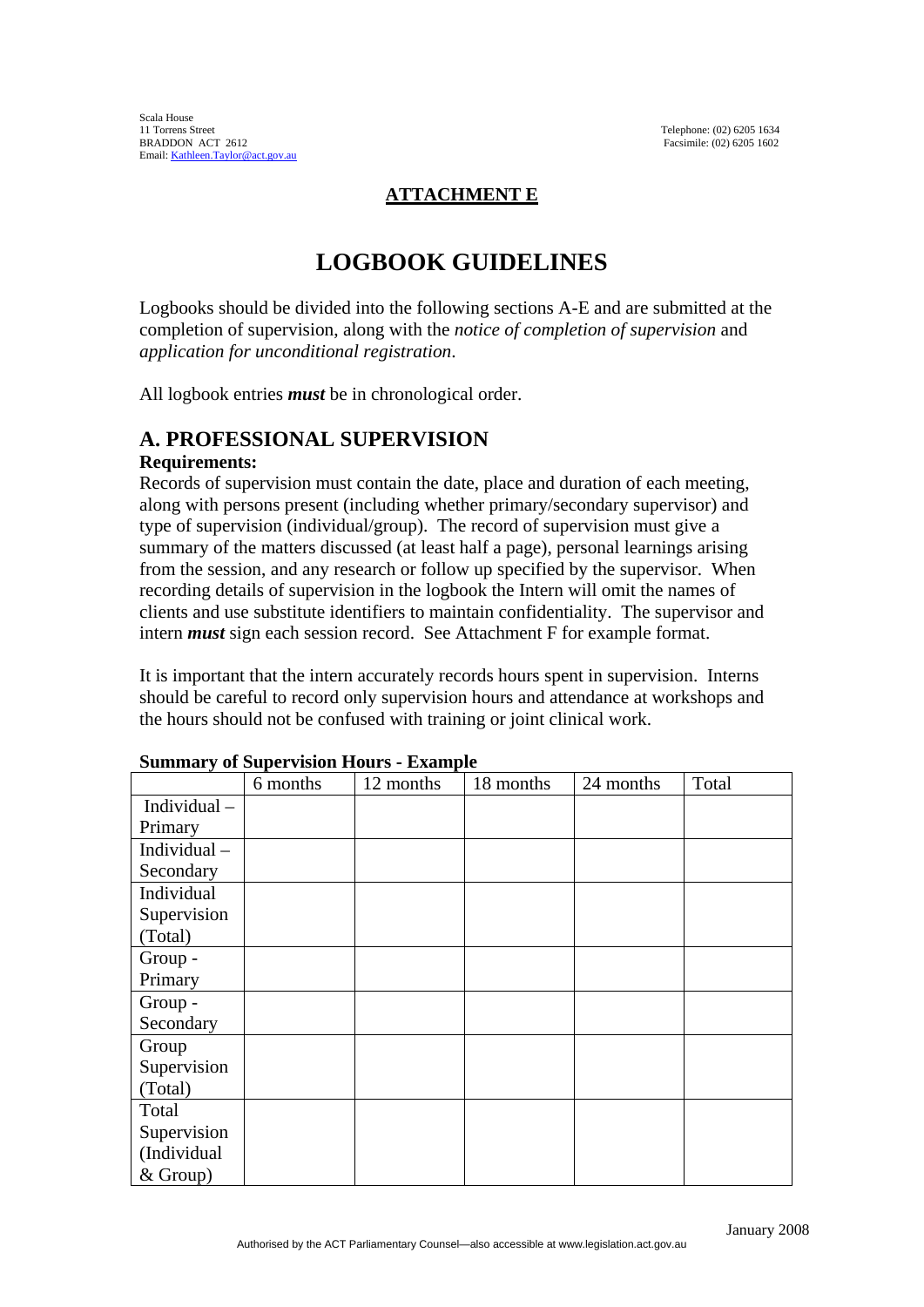Scala House
11 Torrens Street
BRADDON ACT 2612
Email: Kathleen.Taylor@act.gov.au

Telephone: (02) 6205 1634
Facsimile: (02) 6205 1602

**ATTACHMENT E**

# LOGBOOK GUIDELINES

Logbooks should be divided into the following sections A-E and are submitted at the completion of supervision, along with the *notice of completion of supervision* and *application for unconditional registration*.

All logbook entries ***must*** be in chronological order.

## A. PROFESSIONAL SUPERVISION

**Requirements:**

Records of supervision must contain the date, place and duration of each meeting, along with persons present (including whether primary/secondary supervisor) and type of supervision (individual/group). The record of supervision must give a summary of the matters discussed (at least half a page), personal learnings arising from the session, and any research or follow up specified by the supervisor. When recording details of supervision in the logbook the Intern will omit the names of clients and use substitute identifiers to maintain confidentiality. The supervisor and intern ***must*** sign each session record. See Attachment F for example format.

It is important that the intern accurately records hours spent in supervision. Interns should be careful to record only supervision hours and attendance at workshops and the hours should not be confused with training or joint clinical work.

**Summary of Supervision Hours - Example**

| | 6 months | 12 months | 18 months | 24 months | Total |
|---|---|---|---|---|---|
| Individual – Primary | | | | | |
| Individual – Secondary | | | | | |
| Individual Supervision (Total) | | | | | |
| Group - Primary | | | | | |
| Group - Secondary | | | | | |
| Group Supervision (Total) | | | | | |
| Total Supervision (Individual & Group) | | | | | |

January 2008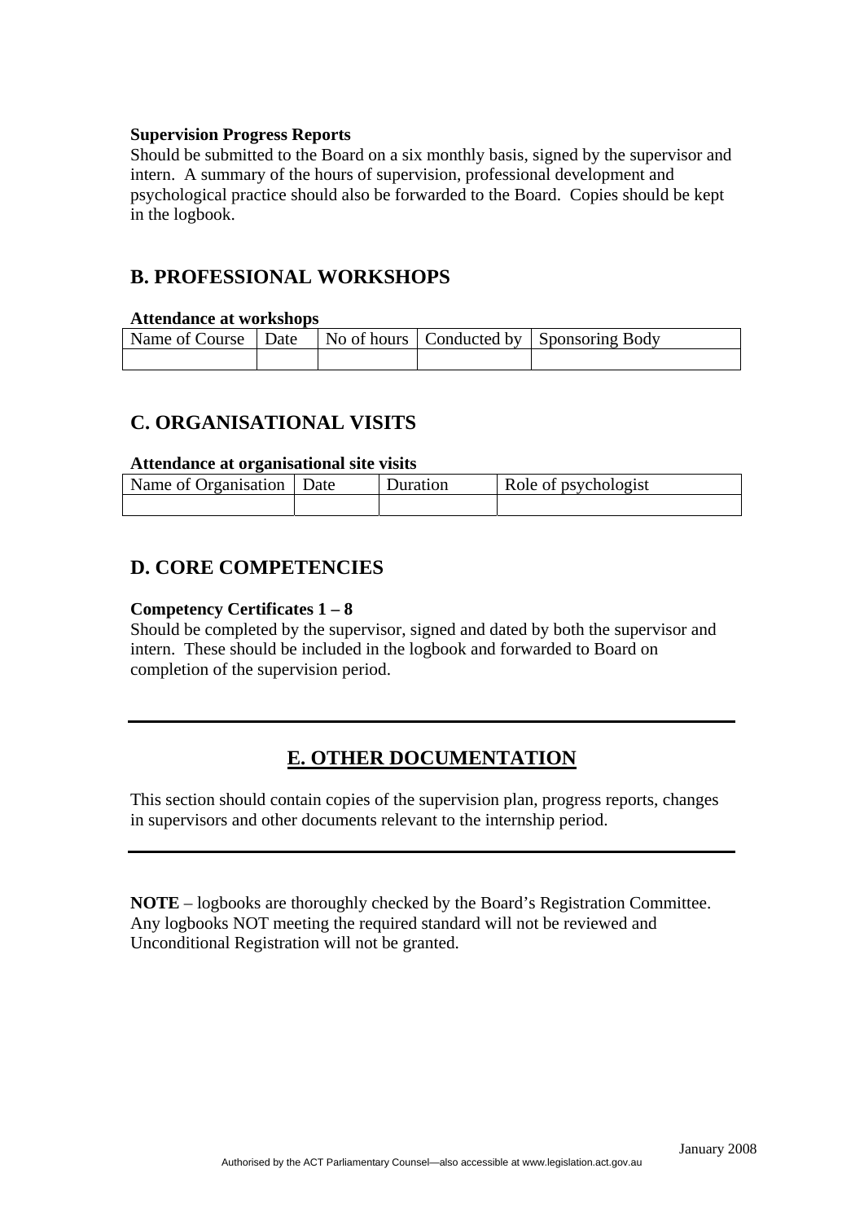**Supervision Progress Reports**

Should be submitted to the Board on a six monthly basis, signed by the supervisor and intern. A summary of the hours of supervision, professional development and psychological practice should also be forwarded to the Board. Copies should be kept in the logbook.

## B. PROFESSIONAL WORKSHOPS

**Attendance at workshops**

| Name of Course | Date | No of hours | Conducted by | Sponsoring Body |
|---|---|---|---|---|
| | | | | |

## C. ORGANISATIONAL VISITS

**Attendance at organisational site visits**

| Name of Organisation | Date | Duration | Role of psychologist |
|---|---|---|---|
| | | | |

## D. CORE COMPETENCIES

**Competency Certificates 1 – 8**

Should be completed by the supervisor, signed and dated by both the supervisor and intern. These should be included in the logbook and forwarded to Board on completion of the supervision period.

---

## E. OTHER DOCUMENTATION

This section should contain copies of the supervision plan, progress reports, changes in supervisors and other documents relevant to the internship period.

---

**NOTE** – logbooks are thoroughly checked by the Board's Registration Committee. Any logbooks NOT meeting the required standard will not be reviewed and Unconditional Registration will not be granted.

January 2008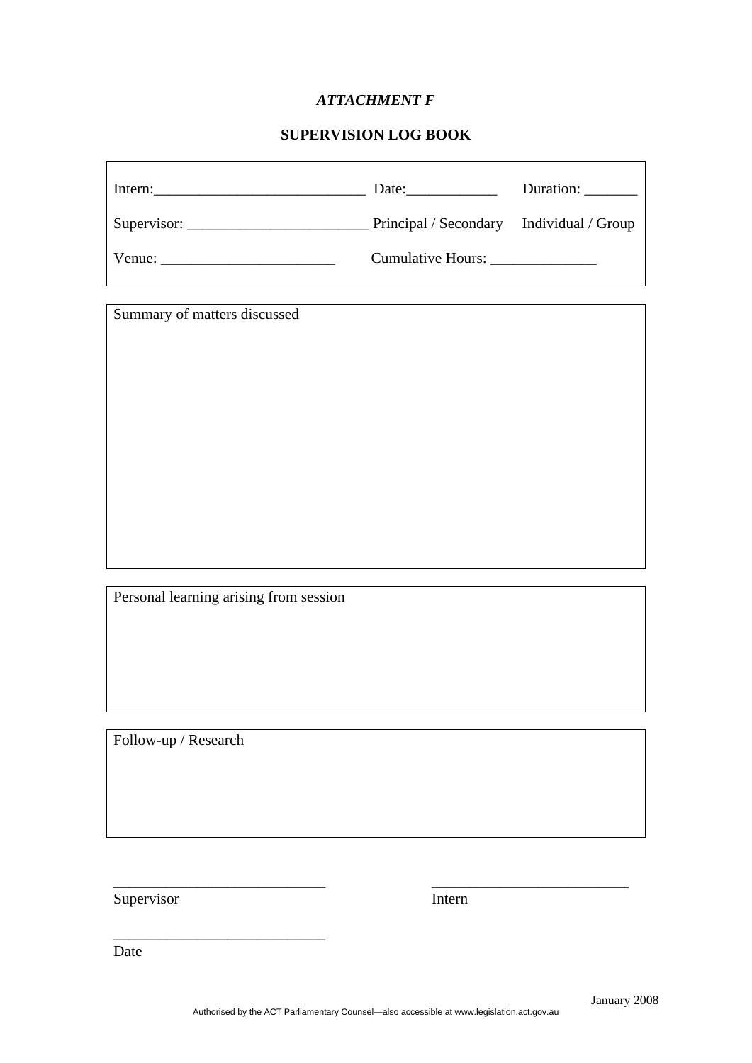*ATTACHMENT F*

**SUPERVISION LOG BOOK**

Intern:____________________________ Date:____________ Duration: _______

Supervisor: ________________________ Principal / Secondary Individual / Group

Venue: _______________________ Cumulative Hours: ______________

Summary of matters discussed

Personal learning arising from session

Follow-up / Research

_____________________________ _____________________________

Supervisor Intern

_____________________________

Date

January 2008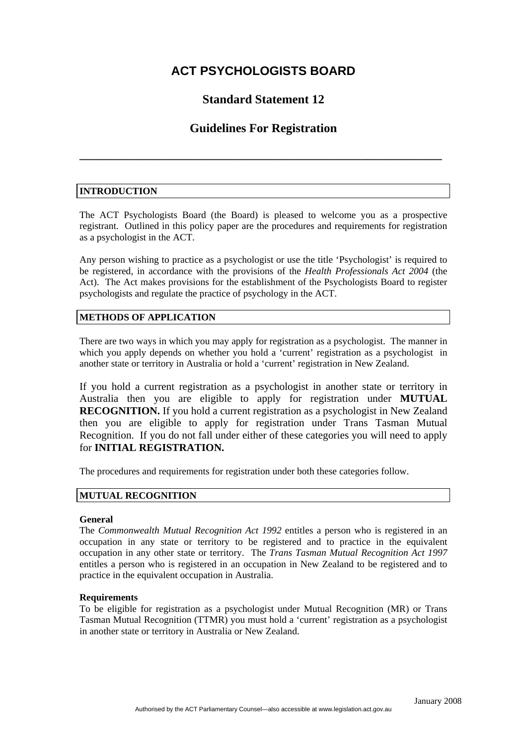# ACT PSYCHOLOGISTS BOARD

## Standard Statement 12

## Guidelines For Registration

---

### INTRODUCTION

The ACT Psychologists Board (the Board) is pleased to welcome you as a prospective registrant. Outlined in this policy paper are the procedures and requirements for registration as a psychologist in the ACT.

Any person wishing to practice as a psychologist or use the title 'Psychologist' is required to be registered, in accordance with the provisions of the *Health Professionals Act 2004* (the Act). The Act makes provisions for the establishment of the Psychologists Board to register psychologists and regulate the practice of psychology in the ACT.

### METHODS OF APPLICATION

There are two ways in which you may apply for registration as a psychologist. The manner in which you apply depends on whether you hold a 'current' registration as a psychologist in another state or territory in Australia or hold a 'current' registration in New Zealand.

If you hold a current registration as a psychologist in another state or territory in Australia then you are eligible to apply for registration under **MUTUAL RECOGNITION.** If you hold a current registration as a psychologist in New Zealand then you are eligible to apply for registration under Trans Tasman Mutual Recognition. If you do not fall under either of these categories you will need to apply for **INITIAL REGISTRATION.**

The procedures and requirements for registration under both these categories follow.

### MUTUAL RECOGNITION

**General**

The *Commonwealth Mutual Recognition Act 1992* entitles a person who is registered in an occupation in any state or territory to be registered and to practice in the equivalent occupation in any other state or territory. The *Trans Tasman Mutual Recognition Act 1997* entitles a person who is registered in an occupation in New Zealand to be registered and to practice in the equivalent occupation in Australia.

**Requirements**

To be eligible for registration as a psychologist under Mutual Recognition (MR) or Trans Tasman Mutual Recognition (TTMR) you must hold a 'current' registration as a psychologist in another state or territory in Australia or New Zealand.

January 2008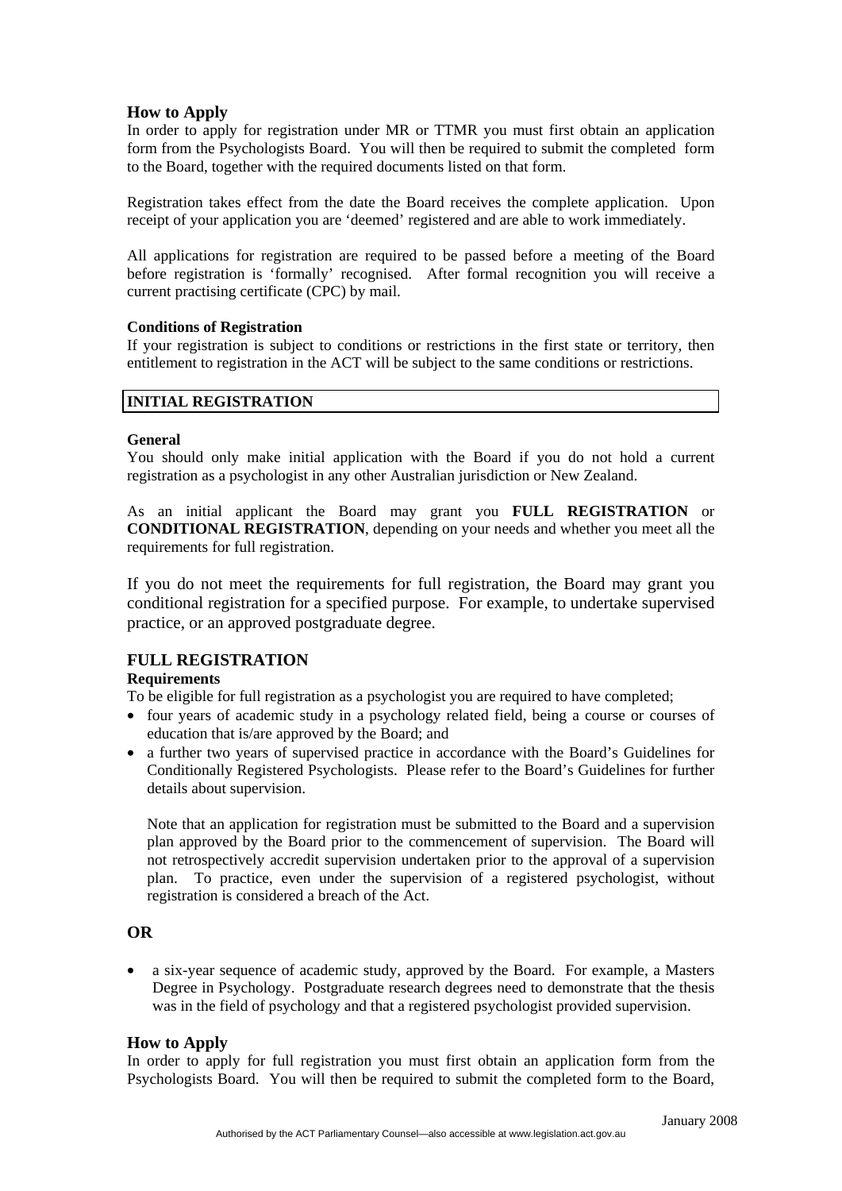### How to Apply

In order to apply for registration under MR or TTMR you must first obtain an application form from the Psychologists Board. You will then be required to submit the completed form to the Board, together with the required documents listed on that form.

Registration takes effect from the date the Board receives the complete application. Upon receipt of your application you are 'deemed' registered and are able to work immediately.

All applications for registration are required to be passed before a meeting of the Board before registration is 'formally' recognised. After formal recognition you will receive a current practising certificate (CPC) by mail.

#### Conditions of Registration

If your registration is subject to conditions or restrictions in the first state or territory, then entitlement to registration in the ACT will be subject to the same conditions or restrictions.

## INITIAL REGISTRATION

#### General

You should only make initial application with the Board if you do not hold a current registration as a psychologist in any other Australian jurisdiction or New Zealand.

As an initial applicant the Board may grant you **FULL REGISTRATION** or **CONDITIONAL REGISTRATION**, depending on your needs and whether you meet all the requirements for full registration.

If you do not meet the requirements for full registration, the Board may grant you conditional registration for a specified purpose. For example, to undertake supervised practice, or an approved postgraduate degree.

### FULL REGISTRATION

#### Requirements

To be eligible for full registration as a psychologist you are required to have completed;

- four years of academic study in a psychology related field, being a course or courses of education that is/are approved by the Board; and
- a further two years of supervised practice in accordance with the Board's Guidelines for Conditionally Registered Psychologists. Please refer to the Board's Guidelines for further details about supervision.

  Note that an application for registration must be submitted to the Board and a supervision plan approved by the Board prior to the commencement of supervision. The Board will not retrospectively accredit supervision undertaken prior to the approval of a supervision plan. To practice, even under the supervision of a registered psychologist, without registration is considered a breach of the Act.

**OR**

- a six-year sequence of academic study, approved by the Board. For example, a Masters Degree in Psychology. Postgraduate research degrees need to demonstrate that the thesis was in the field of psychology and that a registered psychologist provided supervision.

### How to Apply

In order to apply for full registration you must first obtain an application form from the Psychologists Board. You will then be required to submit the completed form to the Board,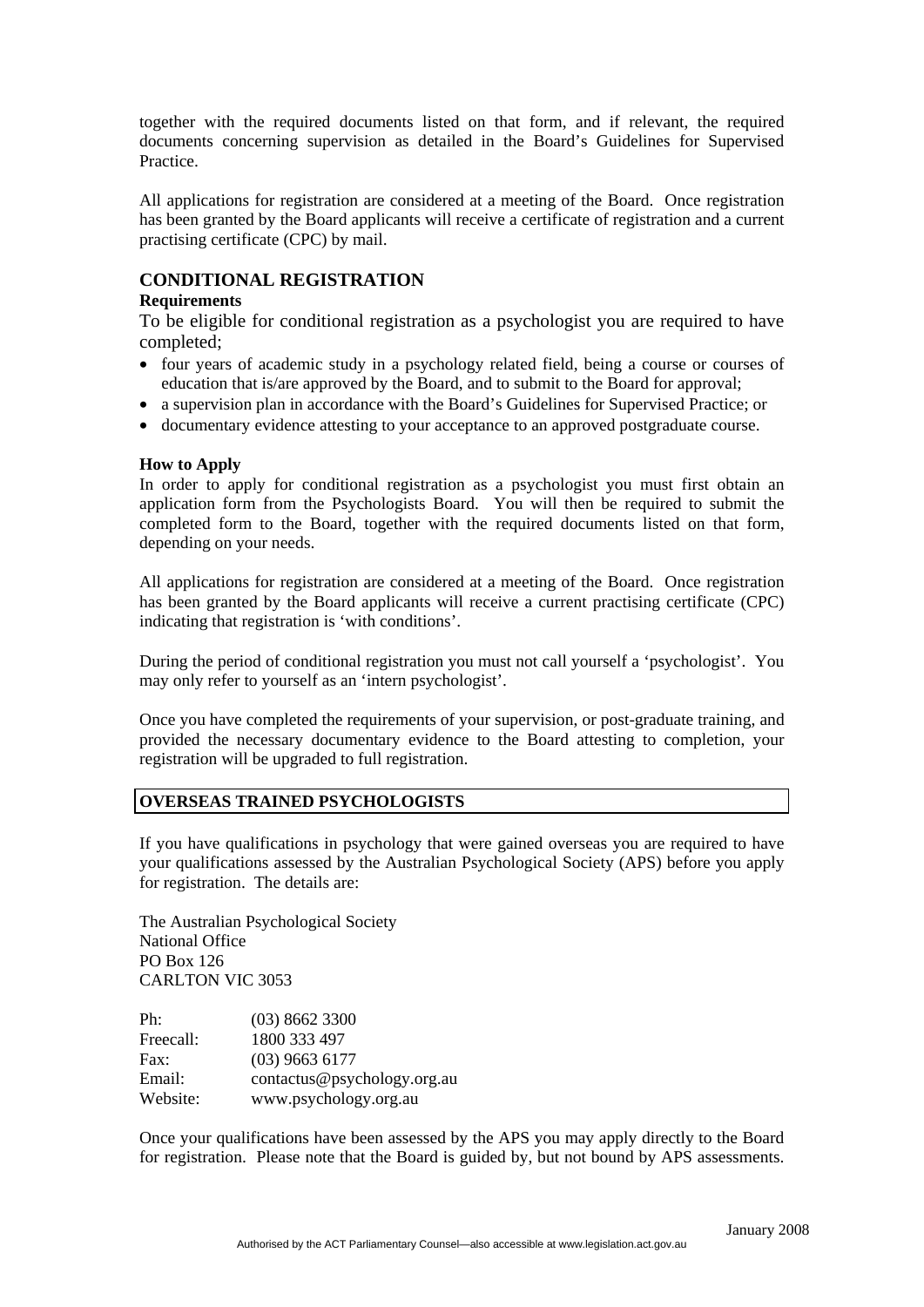together with the required documents listed on that form, and if relevant, the required documents concerning supervision as detailed in the Board's Guidelines for Supervised Practice.

All applications for registration are considered at a meeting of the Board. Once registration has been granted by the Board applicants will receive a certificate of registration and a current practising certificate (CPC) by mail.

## CONDITIONAL REGISTRATION

**Requirements**

To be eligible for conditional registration as a psychologist you are required to have completed;

- four years of academic study in a psychology related field, being a course or courses of education that is/are approved by the Board, and to submit to the Board for approval;
- a supervision plan in accordance with the Board's Guidelines for Supervised Practice; or
- documentary evidence attesting to your acceptance to an approved postgraduate course.

**How to Apply**

In order to apply for conditional registration as a psychologist you must first obtain an application form from the Psychologists Board. You will then be required to submit the completed form to the Board, together with the required documents listed on that form, depending on your needs.

All applications for registration are considered at a meeting of the Board. Once registration has been granted by the Board applicants will receive a current practising certificate (CPC) indicating that registration is 'with conditions'.

During the period of conditional registration you must not call yourself a 'psychologist'. You may only refer to yourself as an 'intern psychologist'.

Once you have completed the requirements of your supervision, or post-graduate training, and provided the necessary documentary evidence to the Board attesting to completion, your registration will be upgraded to full registration.

## OVERSEAS TRAINED PSYCHOLOGISTS

If you have qualifications in psychology that were gained overseas you are required to have your qualifications assessed by the Australian Psychological Society (APS) before you apply for registration. The details are:

The Australian Psychological Society
National Office
PO Box 126
CARLTON VIC 3053

| | |
|---|---|
| Ph: | (03) 8662 3300 |
| Freecall: | 1800 333 497 |
| Fax: | (03) 9663 6177 |
| Email: | contactus@psychology.org.au |
| Website: | www.psychology.org.au |

Once your qualifications have been assessed by the APS you may apply directly to the Board for registration. Please note that the Board is guided by, but not bound by APS assessments.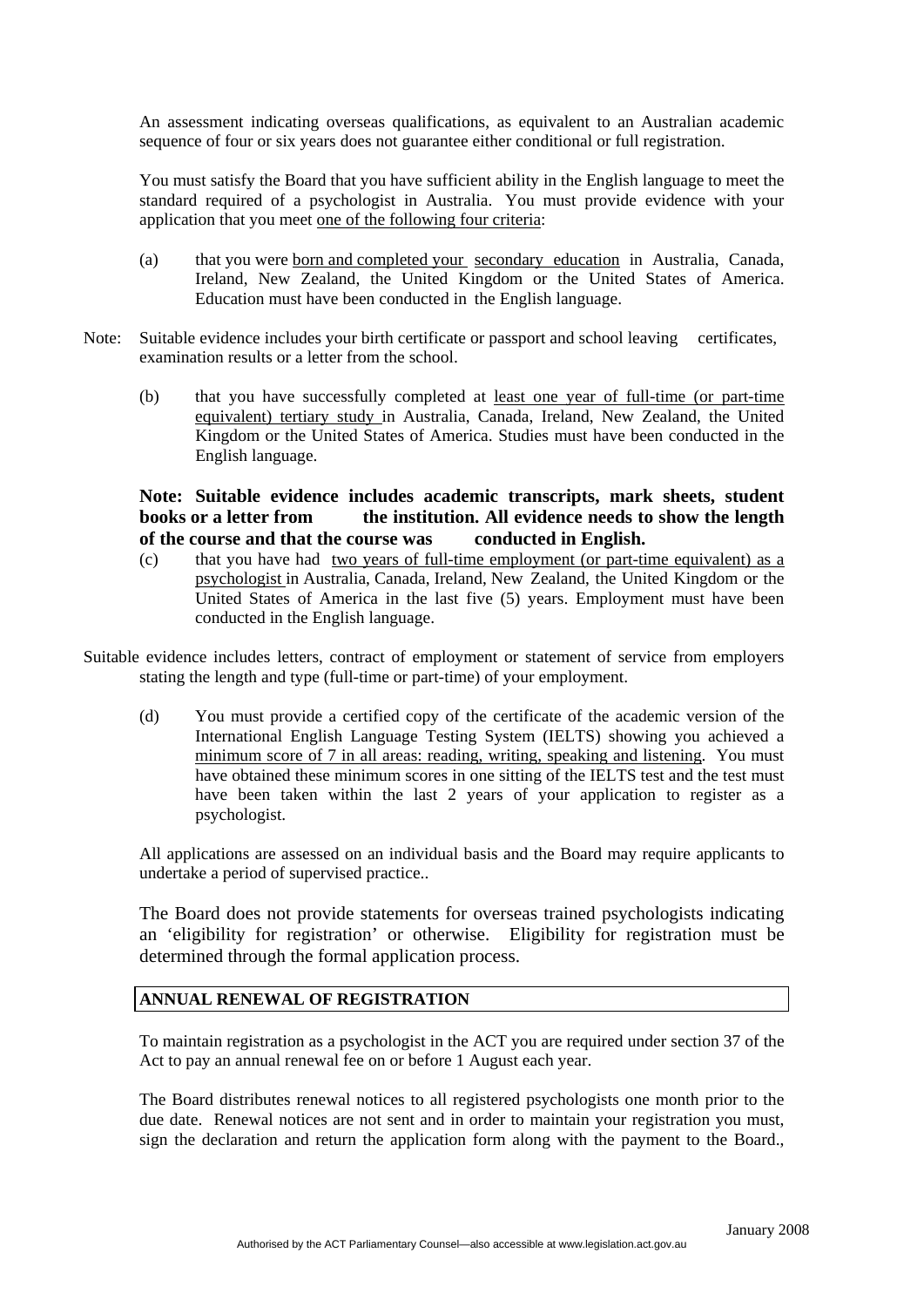An assessment indicating overseas qualifications, as equivalent to an Australian academic sequence of four or six years does not guarantee either conditional or full registration.

You must satisfy the Board that you have sufficient ability in the English language to meet the standard required of a psychologist in Australia. You must provide evidence with your application that you meet one of the following four criteria:

(a) that you were born and completed your secondary education in Australia, Canada, Ireland, New Zealand, the United Kingdom or the United States of America. Education must have been conducted in the English language.

Note: Suitable evidence includes your birth certificate or passport and school leaving certificates, examination results or a letter from the school.

(b) that you have successfully completed at least one year of full-time (or part-time equivalent) tertiary study in Australia, Canada, Ireland, New Zealand, the United Kingdom or the United States of America. Studies must have been conducted in the English language.

**Note: Suitable evidence includes academic transcripts, mark sheets, student books or a letter from the institution. All evidence needs to show the length of the course and that the course was conducted in English.**

(c) that you have had two years of full-time employment (or part-time equivalent) as a psychologist in Australia, Canada, Ireland, New Zealand, the United Kingdom or the United States of America in the last five (5) years. Employment must have been conducted in the English language.

Suitable evidence includes letters, contract of employment or statement of service from employers stating the length and type (full-time or part-time) of your employment.

(d) You must provide a certified copy of the certificate of the academic version of the International English Language Testing System (IELTS) showing you achieved a minimum score of 7 in all areas: reading, writing, speaking and listening. You must have obtained these minimum scores in one sitting of the IELTS test and the test must have been taken within the last 2 years of your application to register as a psychologist.

All applications are assessed on an individual basis and the Board may require applicants to undertake a period of supervised practice..

The Board does not provide statements for overseas trained psychologists indicating an 'eligibility for registration' or otherwise. Eligibility for registration must be determined through the formal application process.

**ANNUAL RENEWAL OF REGISTRATION**

To maintain registration as a psychologist in the ACT you are required under section 37 of the Act to pay an annual renewal fee on or before 1 August each year.

The Board distributes renewal notices to all registered psychologists one month prior to the due date. Renewal notices are not sent and in order to maintain your registration you must, sign the declaration and return the application form along with the payment to the Board.,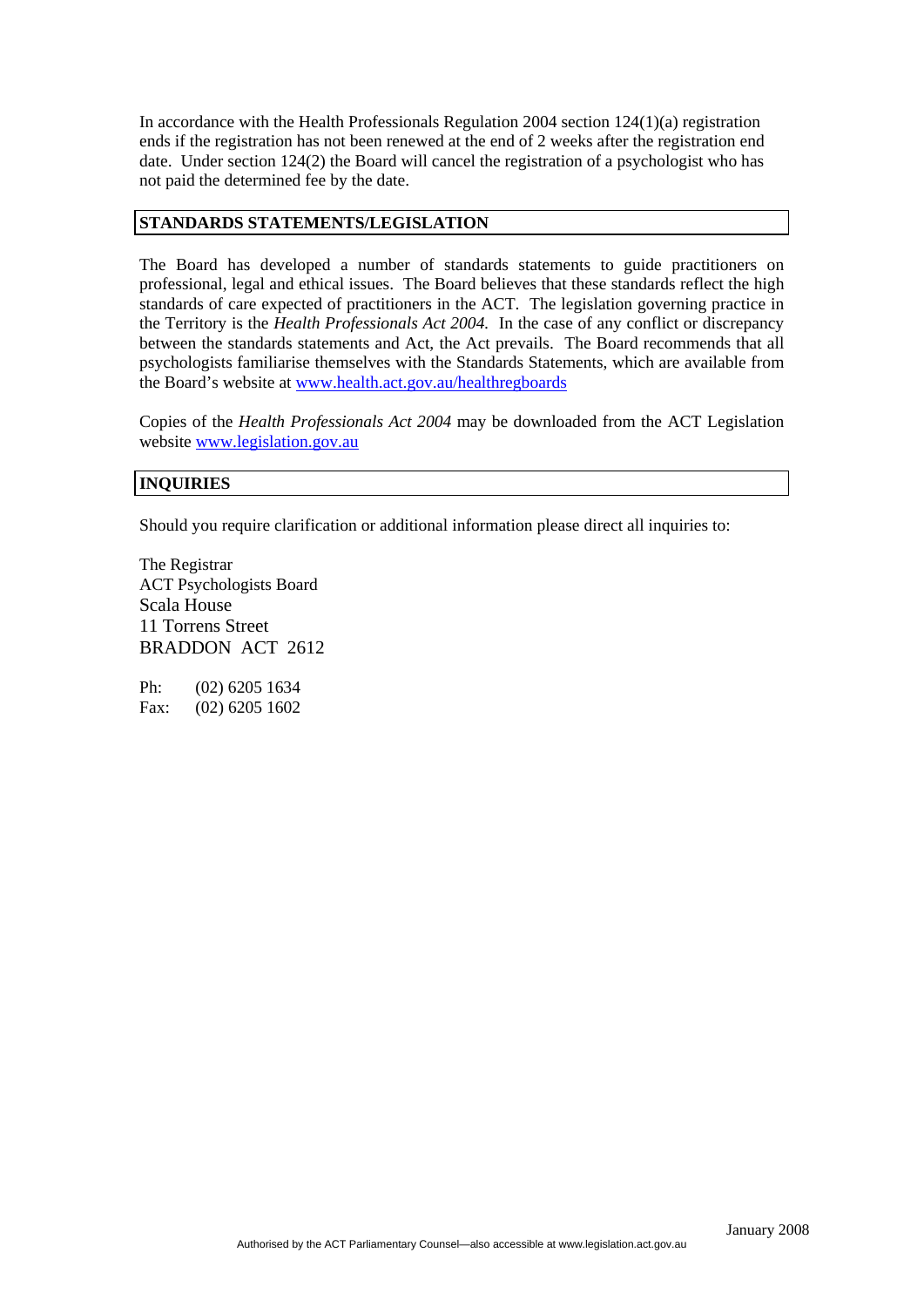In accordance with the Health Professionals Regulation 2004 section 124(1)(a) registration ends if the registration has not been renewed at the end of 2 weeks after the registration end date. Under section 124(2) the Board will cancel the registration of a psychologist who has not paid the determined fee by the date.

## STANDARDS STATEMENTS/LEGISLATION

The Board has developed a number of standards statements to guide practitioners on professional, legal and ethical issues. The Board believes that these standards reflect the high standards of care expected of practitioners in the ACT. The legislation governing practice in the Territory is the *Health Professionals Act 2004.* In the case of any conflict or discrepancy between the standards statements and Act, the Act prevails. The Board recommends that all psychologists familiarise themselves with the Standards Statements, which are available from the Board's website at www.health.act.gov.au/healthregboards

Copies of the *Health Professionals Act 2004* may be downloaded from the ACT Legislation website www.legislation.gov.au

## INQUIRIES

Should you require clarification or additional information please direct all inquiries to:

The Registrar
ACT Psychologists Board
Scala House
11 Torrens Street
BRADDON ACT 2612

Ph: (02) 6205 1634
Fax: (02) 6205 1602

January 2008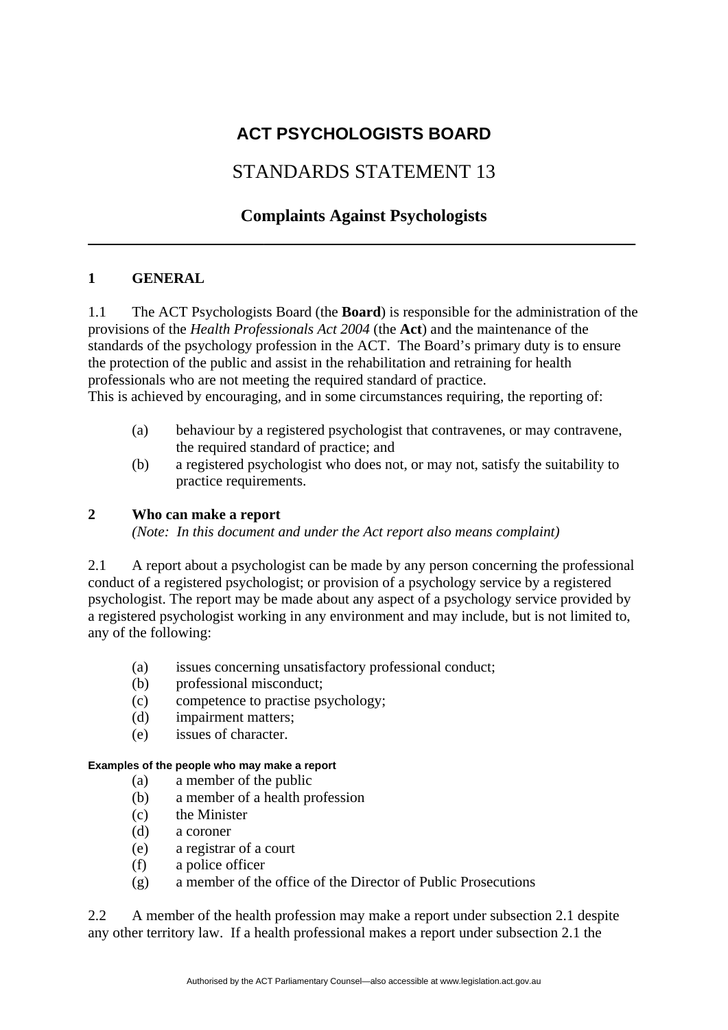# ACT PSYCHOLOGISTS BOARD

## STANDARDS STATEMENT 13

### Complaints Against Psychologists

---

**1 GENERAL**

1.1 The ACT Psychologists Board (the **Board**) is responsible for the administration of the provisions of the *Health Professionals Act 2004* (the **Act**) and the maintenance of the standards of the psychology profession in the ACT. The Board's primary duty is to ensure the protection of the public and assist in the rehabilitation and retraining for health professionals who are not meeting the required standard of practice.
This is achieved by encouraging, and in some circumstances requiring, the reporting of:

(a) behaviour by a registered psychologist that contravenes, or may contravene, the required standard of practice; and
(b) a registered psychologist who does not, or may not, satisfy the suitability to practice requirements.

**2 Who can make a report**
*(Note: In this document and under the Act report also means complaint)*

2.1 A report about a psychologist can be made by any person concerning the professional conduct of a registered psychologist; or provision of a psychology service by a registered psychologist. The report may be made about any aspect of a psychology service provided by a registered psychologist working in any environment and may include, but is not limited to, any of the following:

(a) issues concerning unsatisfactory professional conduct;
(b) professional misconduct;
(c) competence to practise psychology;
(d) impairment matters;
(e) issues of character.

**Examples of the people who may make a report**

(a) a member of the public
(b) a member of a health profession
(c) the Minister
(d) a coroner
(e) a registrar of a court
(f) a police officer
(g) a member of the office of the Director of Public Prosecutions

2.2 A member of the health profession may make a report under subsection 2.1 despite any other territory law. If a health professional makes a report under subsection 2.1 the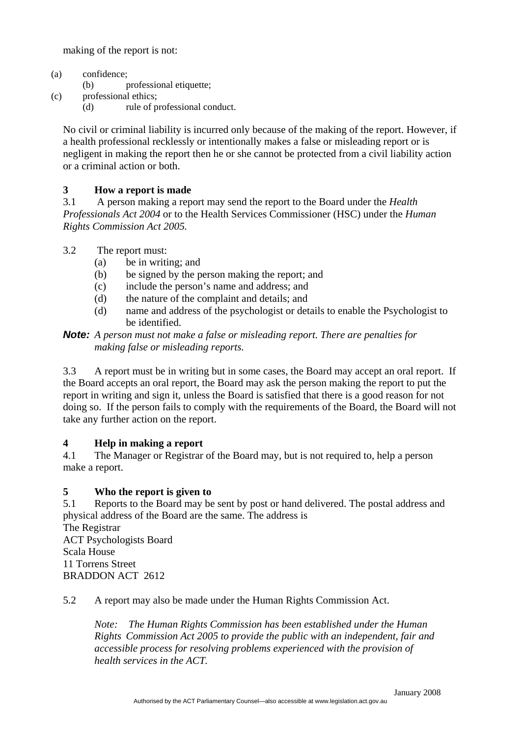making of the report is not:

(a) confidence;
(b) professional etiquette;
(c) professional ethics;
(d) rule of professional conduct.

No civil or criminal liability is incurred only because of the making of the report. However, if a health professional recklessly or intentionally makes a false or misleading report or is negligent in making the report then he or she cannot be protected from a civil liability action or a criminal action or both.

**3 How a report is made**

3.1 A person making a report may send the report to the Board under the *Health Professionals Act 2004* or to the Health Services Commissioner (HSC) under the *Human Rights Commission Act 2005.*

3.2 The report must:

(a) be in writing; and
(b) be signed by the person making the report; and
(c) include the person's name and address; and
(d) the nature of the complaint and details; and
(d) name and address of the psychologist or details to enable the Psychologist to be identified.

***Note:*** *A person must not make a false or misleading report. There are penalties for making false or misleading reports.*

3.3 A report must be in writing but in some cases, the Board may accept an oral report. If the Board accepts an oral report, the Board may ask the person making the report to put the report in writing and sign it, unless the Board is satisfied that there is a good reason for not doing so. If the person fails to comply with the requirements of the Board, the Board will not take any further action on the report.

**4 Help in making a report**

4.1 The Manager or Registrar of the Board may, but is not required to, help a person make a report.

**5 Who the report is given to**

5.1 Reports to the Board may be sent by post or hand delivered. The postal address and physical address of the Board are the same. The address is
The Registrar
ACT Psychologists Board
Scala House
11 Torrens Street
BRADDON ACT 2612

5.2 A report may also be made under the Human Rights Commission Act.

*Note: The Human Rights Commission has been established under the Human Rights Commission Act 2005 to provide the public with an independent, fair and accessible process for resolving problems experienced with the provision of health services in the ACT.*

January 2008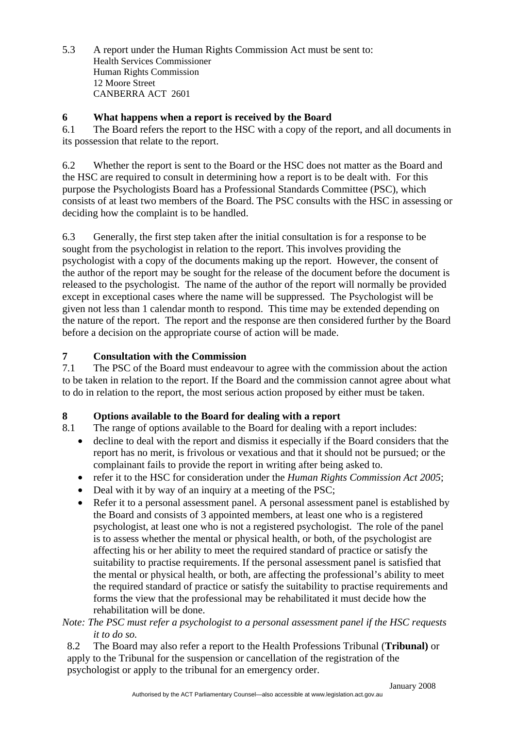5.3 A report under the Human Rights Commission Act must be sent to:
Health Services Commissioner
Human Rights Commission
12 Moore Street
CANBERRA ACT 2601

## 6 What happens when a report is received by the Board

6.1 The Board refers the report to the HSC with a copy of the report, and all documents in its possession that relate to the report.

6.2 Whether the report is sent to the Board or the HSC does not matter as the Board and the HSC are required to consult in determining how a report is to be dealt with. For this purpose the Psychologists Board has a Professional Standards Committee (PSC), which consists of at least two members of the Board. The PSC consults with the HSC in assessing or deciding how the complaint is to be handled.

6.3 Generally, the first step taken after the initial consultation is for a response to be sought from the psychologist in relation to the report. This involves providing the psychologist with a copy of the documents making up the report. However, the consent of the author of the report may be sought for the release of the document before the document is released to the psychologist. The name of the author of the report will normally be provided except in exceptional cases where the name will be suppressed. The Psychologist will be given not less than 1 calendar month to respond. This time may be extended depending on the nature of the report. The report and the response are then considered further by the Board before a decision on the appropriate course of action will be made.

## 7 Consultation with the Commission

7.1 The PSC of the Board must endeavour to agree with the commission about the action to be taken in relation to the report. If the Board and the commission cannot agree about what to do in relation to the report, the most serious action proposed by either must be taken.

## 8 Options available to the Board for dealing with a report

8.1 The range of options available to the Board for dealing with a report includes:

- decline to deal with the report and dismiss it especially if the Board considers that the report has no merit, is frivolous or vexatious and that it should not be pursued; or the complainant fails to provide the report in writing after being asked to.
- refer it to the HSC for consideration under the *Human Rights Commission Act 2005*;
- Deal with it by way of an inquiry at a meeting of the PSC;
- Refer it to a personal assessment panel. A personal assessment panel is established by the Board and consists of 3 appointed members, at least one who is a registered psychologist, at least one who is not a registered psychologist. The role of the panel is to assess whether the mental or physical health, or both, of the psychologist are affecting his or her ability to meet the required standard of practice or satisfy the suitability to practise requirements. If the personal assessment panel is satisfied that the mental or physical health, or both, are affecting the professional's ability to meet the required standard of practice or satisfy the suitability to practise requirements and forms the view that the professional may be rehabilitated it must decide how the rehabilitation will be done.

*Note: The PSC must refer a psychologist to a personal assessment panel if the HSC requests it to do so.*

8.2 The Board may also refer a report to the Health Professions Tribunal (**Tribunal)** or apply to the Tribunal for the suspension or cancellation of the registration of the psychologist or apply to the tribunal for an emergency order.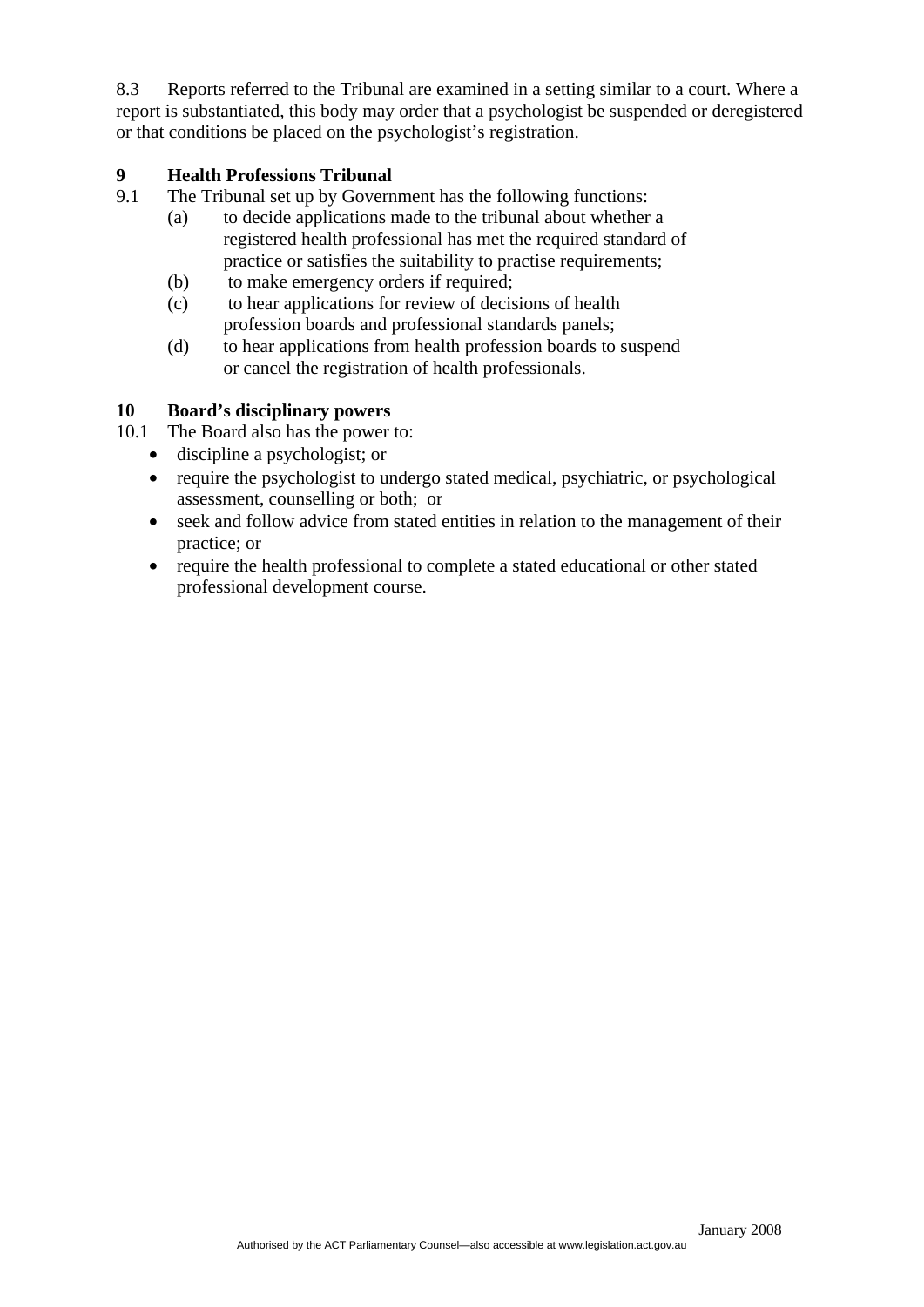8.3 Reports referred to the Tribunal are examined in a setting similar to a court. Where a report is substantiated, this body may order that a psychologist be suspended or deregistered or that conditions be placed on the psychologist's registration.

## 9 Health Professions Tribunal

9.1 The Tribunal set up by Government has the following functions:

(a) to decide applications made to the tribunal about whether a registered health professional has met the required standard of practice or satisfies the suitability to practise requirements;

(b) to make emergency orders if required;

(c) to hear applications for review of decisions of health profession boards and professional standards panels;

(d) to hear applications from health profession boards to suspend or cancel the registration of health professionals.

## 10 Board's disciplinary powers

10.1 The Board also has the power to:

- discipline a psychologist; or
- require the psychologist to undergo stated medical, psychiatric, or psychological assessment, counselling or both; or
- seek and follow advice from stated entities in relation to the management of their practice; or
- require the health professional to complete a stated educational or other stated professional development course.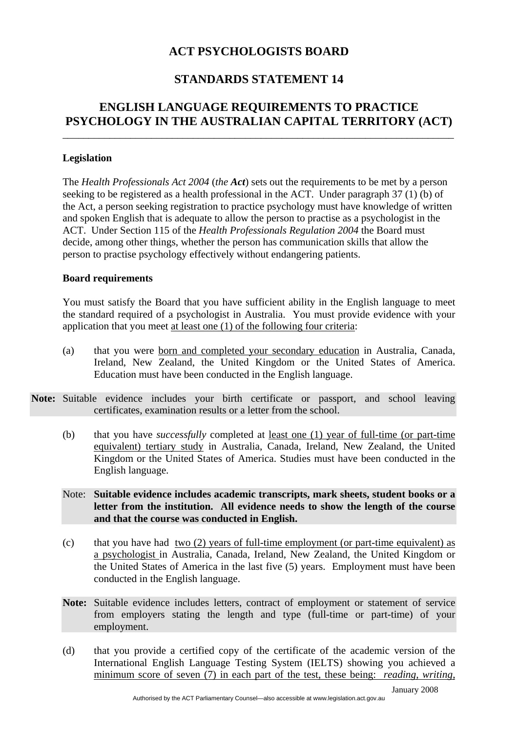# ACT PSYCHOLOGISTS BOARD

## STANDARDS STATEMENT 14

## ENGLISH LANGUAGE REQUIREMENTS TO PRACTICE PSYCHOLOGY IN THE AUSTRALIAN CAPITAL TERRITORY (ACT)

---

### Legislation

The *Health Professionals Act 2004* (*the* ***Act***) sets out the requirements to be met by a person seeking to be registered as a health professional in the ACT. Under paragraph 37 (1) (b) of the Act, a person seeking registration to practice psychology must have knowledge of written and spoken English that is adequate to allow the person to practise as a psychologist in the ACT. Under Section 115 of the *Health Professionals Regulation 2004* the Board must decide, among other things, whether the person has communication skills that allow the person to practise psychology effectively without endangering patients.

### Board requirements

You must satisfy the Board that you have sufficient ability in the English language to meet the standard required of a psychologist in Australia. You must provide evidence with your application that you meet at least one (1) of the following four criteria:

(a) that you were born and completed your secondary education in Australia, Canada, Ireland, New Zealand, the United Kingdom or the United States of America. Education must have been conducted in the English language.

**Note:** Suitable evidence includes your birth certificate or passport, and school leaving certificates, examination results or a letter from the school.

(b) that you have *successfully* completed at least one (1) year of full-time (or part-time equivalent) tertiary study in Australia, Canada, Ireland, New Zealand, the United Kingdom or the United States of America. Studies must have been conducted in the English language.

Note: **Suitable evidence includes academic transcripts, mark sheets, student books or a letter from the institution. All evidence needs to show the length of the course and that the course was conducted in English.**

(c) that you have had two (2) years of full-time employment (or part-time equivalent) as a psychologist in Australia, Canada, Ireland, New Zealand, the United Kingdom or the United States of America in the last five (5) years. Employment must have been conducted in the English language.

**Note:** Suitable evidence includes letters, contract of employment or statement of service from employers stating the length and type (full-time or part-time) of your employment.

(d) that you provide a certified copy of the certificate of the academic version of the International English Language Testing System (IELTS) showing you achieved a minimum score of seven (7) in each part of the test, these being: *reading*, *writing*,

January 2008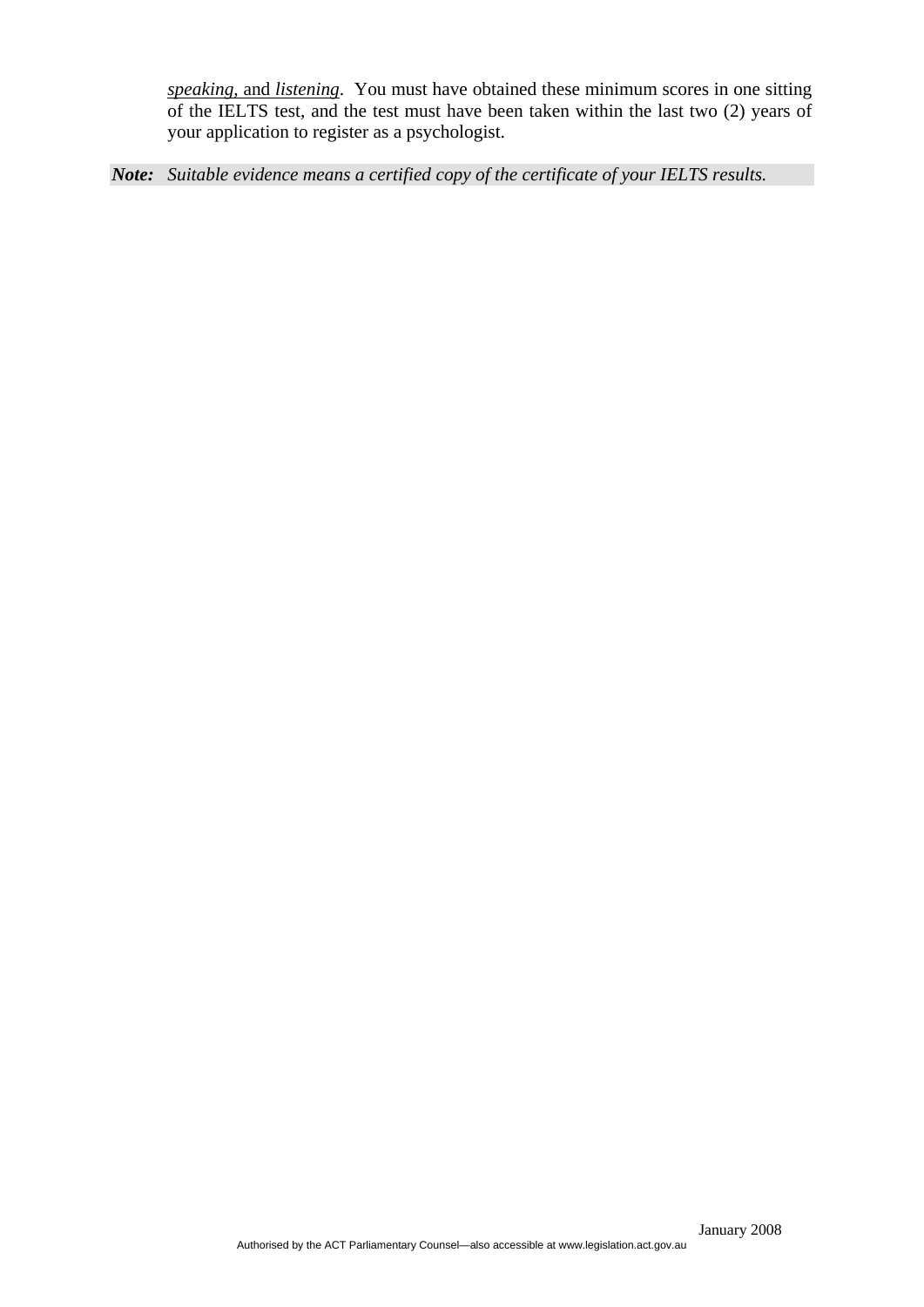*speaking,* and *listening*. You must have obtained these minimum scores in one sitting of the IELTS test, and the test must have been taken within the last two (2) years of your application to register as a psychologist.

***Note:*** *Suitable evidence means a certified copy of the certificate of your IELTS results.*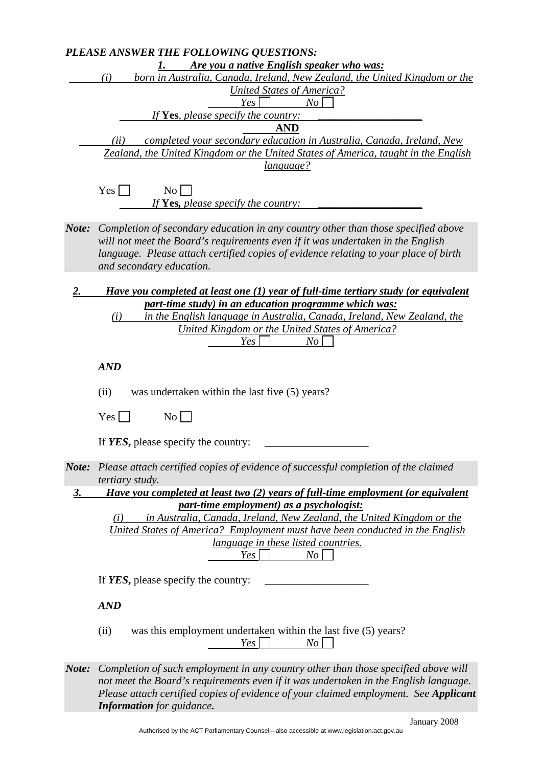***PLEASE ANSWER THE FOLLOWING QUESTIONS:***

***1. Are you a native English speaker who was:***

*(i) born in Australia, Canada, Ireland, New Zealand, the United Kingdom or the United States of America?*

*Yes* ☐ *No* ☐

*If* **Yes**, *please specify the country:* ___________________

**AND**

*(ii) completed your secondary education in Australia, Canada, Ireland, New Zealand, the United Kingdom or the United States of America, taught in the English language?*

Yes ☐ No ☐

*If* **Yes**, *please specify the country:* ___________________

***Note:*** *Completion of secondary education in any country other than those specified above will not meet the Board's requirements even if it was undertaken in the English language. Please attach certified copies of evidence relating to your place of birth and secondary education.*

***2. Have you completed at least one (1) year of full-time tertiary study (or equivalent part-time study) in an education programme which was:***

*(i) in the English language in Australia, Canada, Ireland, New Zealand, the United Kingdom or the United States of America?*

*Yes* ☐ *No* ☐

***AND***

(ii) was undertaken within the last five (5) years?

Yes ☐ No ☐

If ***YES***, please specify the country: ___________________

***Note:*** *Please attach certified copies of evidence of successful completion of the claimed tertiary study.*

***3. Have you completed at least two (2) years of full-time employment (or equivalent part-time employment) as a psychologist:***

*(i) in Australia, Canada, Ireland, New Zealand, the United Kingdom or the United States of America? Employment must have been conducted in the English language in these listed countries.*

*Yes* ☐ *No* ☐

If ***YES***, please specify the country: ___________________

***AND***

(ii) was this employment undertaken within the last five (5) years?

*Yes* ☐ *No* ☐

***Note:*** *Completion of such employment in any country other than those specified above will not meet the Board's requirements even if it was undertaken in the English language. Please attach certified copies of evidence of your claimed employment. See* ***Applicant Information*** *for guidance.*

January 2008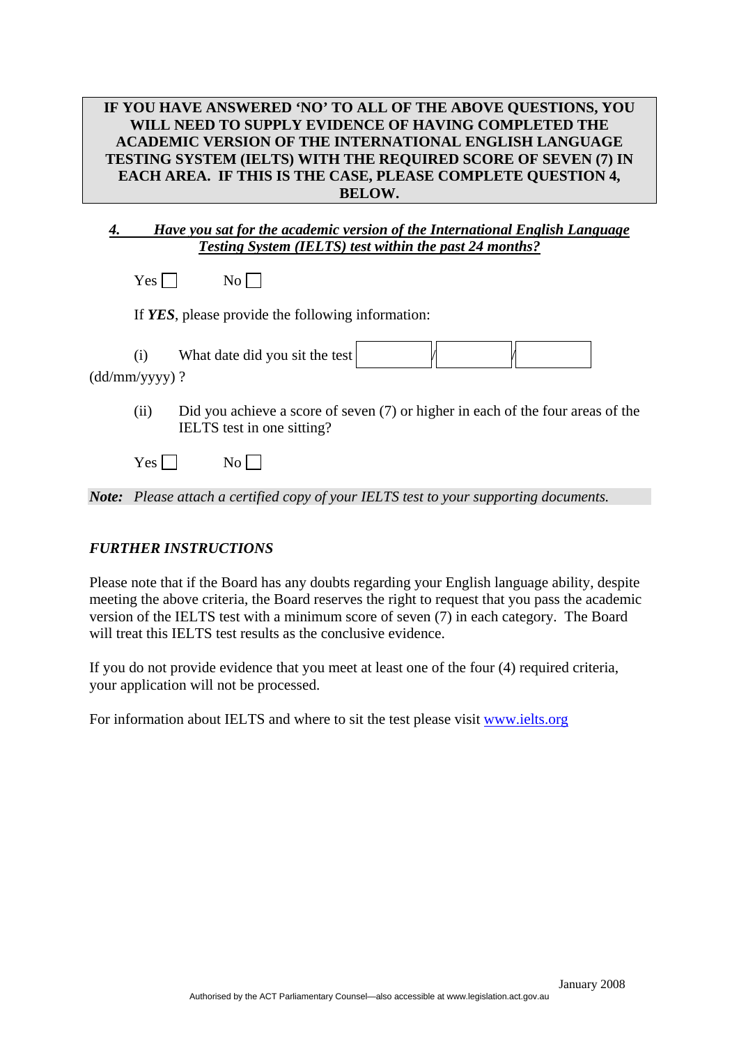**IF YOU HAVE ANSWERED 'NO' TO ALL OF THE ABOVE QUESTIONS, YOU WILL NEED TO SUPPLY EVIDENCE OF HAVING COMPLETED THE ACADEMIC VERSION OF THE INTERNATIONAL ENGLISH LANGUAGE TESTING SYSTEM (IELTS) WITH THE REQUIRED SCORE OF SEVEN (7) IN EACH AREA. IF THIS IS THE CASE, PLEASE COMPLETE QUESTION 4, BELOW.**

***4. Have you sat for the academic version of the International English Language Testing System (IELTS) test within the past 24 months?***

Yes ☐ No ☐

If ***YES***, please provide the following information:

(i) What date did you sit the test ☐ / ☐ / ☐ (dd/mm/yyyy) ?

(ii) Did you achieve a score of seven (7) or higher in each of the four areas of the IELTS test in one sitting?

Yes ☐ No ☐

***Note:*** *Please attach a certified copy of your IELTS test to your supporting documents.*

*FURTHER INSTRUCTIONS*

Please note that if the Board has any doubts regarding your English language ability, despite meeting the above criteria, the Board reserves the right to request that you pass the academic version of the IELTS test with a minimum score of seven (7) in each category. The Board will treat this IELTS test results as the conclusive evidence.

If you do not provide evidence that you meet at least one of the four (4) required criteria, your application will not be processed.

For information about IELTS and where to sit the test please visit www.ielts.org

January 2008